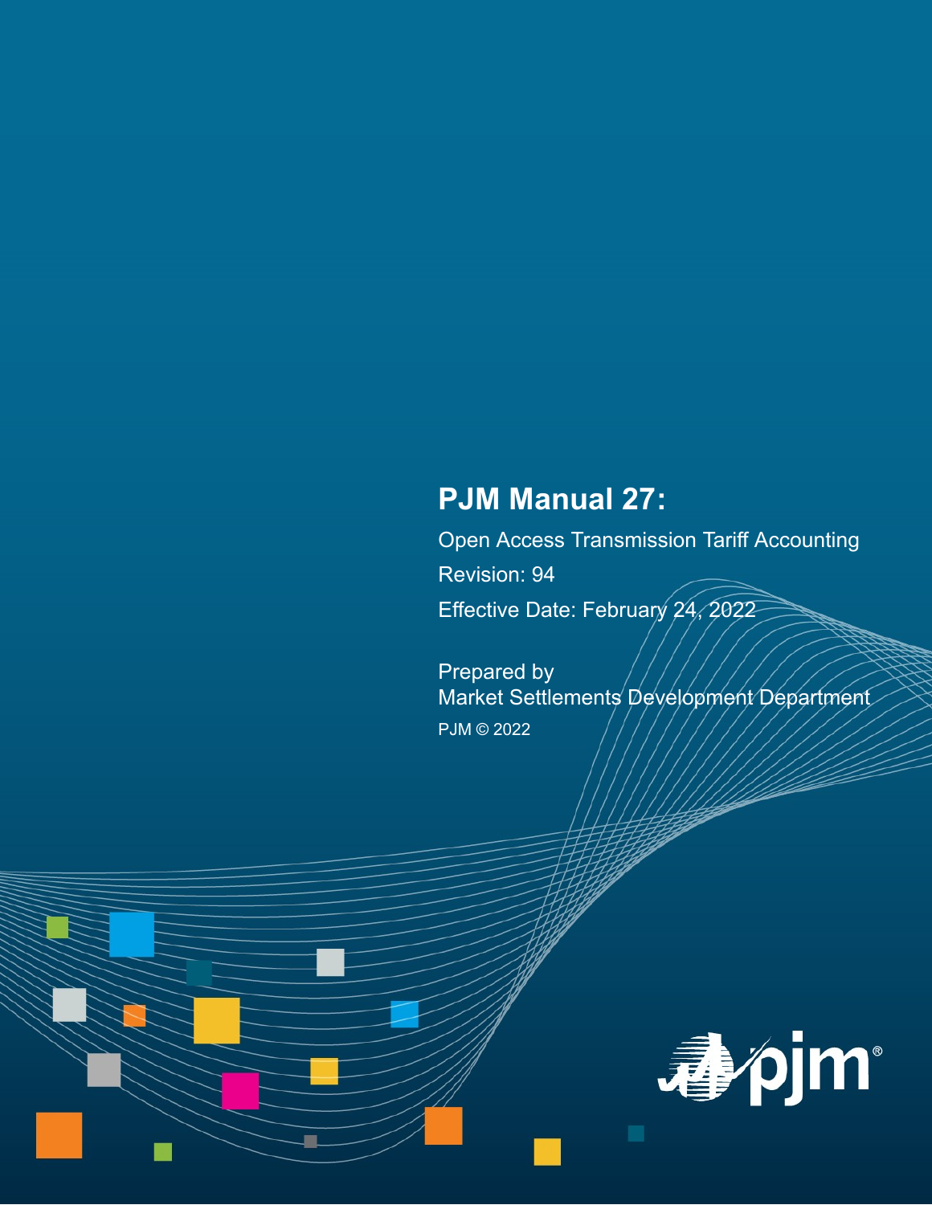# PJM Manual 27:

Open Access Transmission Tariff Accounting

Revision: 94

Effective Date: February 24, 2022

Prepared by
Market Settlements Development Department

PJM © 2022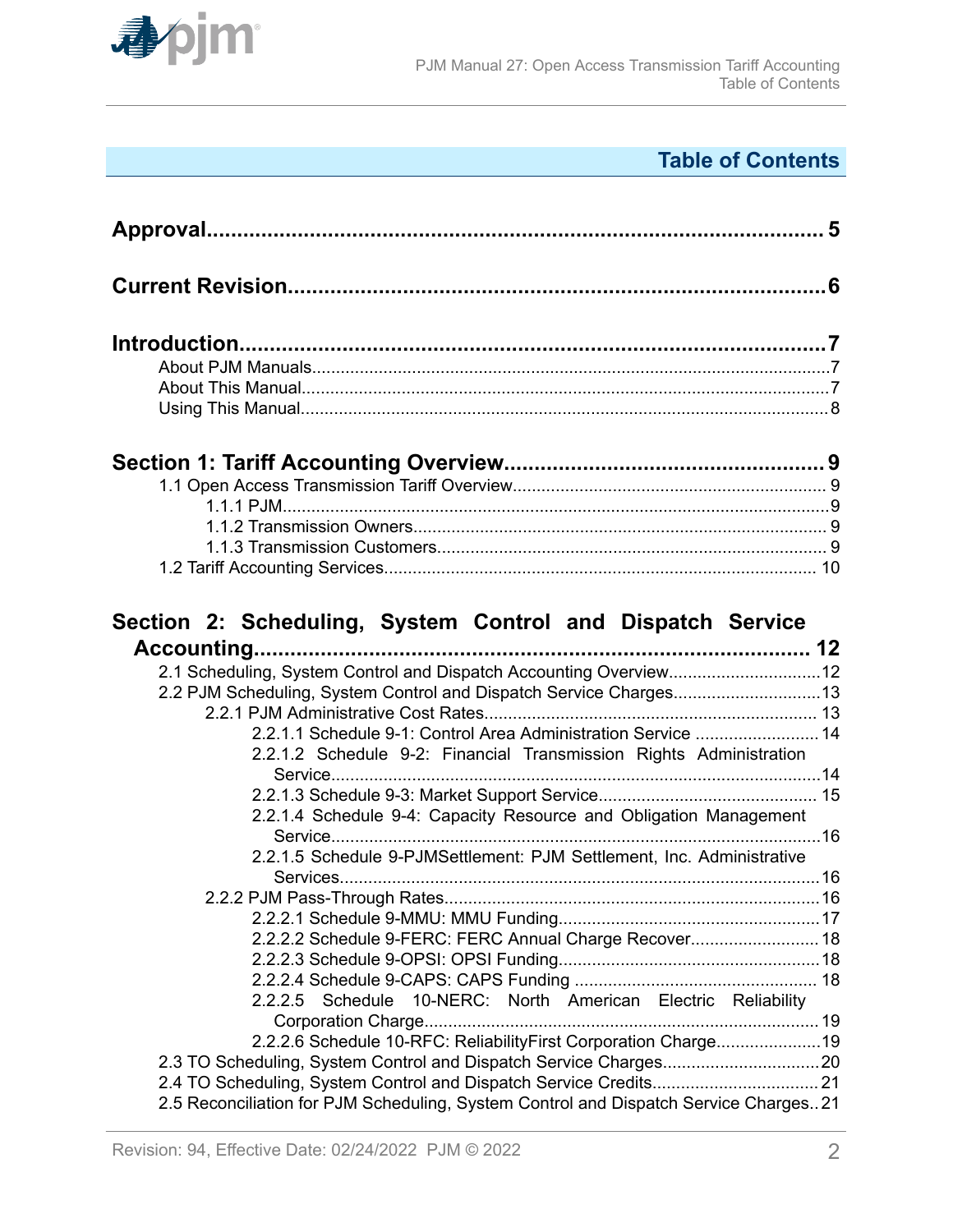## Table of Contents

**Approval..................................................................................................5**

**Current Revision......................................................................................6**

**Introduction..............................................................................................7**

- About PJM Manuals.........................................................................................7
- About This Manual...........................................................................................7
- Using This Manual............................................................................................8

**Section 1: Tariff Accounting Overview..................................................9**

- 1.1 Open Access Transmission Tariff Overview.................................................9
  - 1.1.1 PJM...................................................................................................9
  - 1.1.2 Transmission Owners........................................................................9
  - 1.1.3 Transmission Customers...................................................................9
- 1.2 Tariff Accounting Services..........................................................................10

**Section 2: Scheduling, System Control and Dispatch Service Accounting.........................................................................................12**

- 2.1 Scheduling, System Control and Dispatch Accounting Overview..................12
- 2.2 PJM Scheduling, System Control and Dispatch Service Charges...................13
  - 2.2.1 PJM Administrative Cost Rates........................................................13
    - 2.2.1.1 Schedule 9-1: Control Area Administration Service.........................14
    - 2.2.1.2 Schedule 9-2: Financial Transmission Rights Administration Service.........................................................................................14
    - 2.2.1.3 Schedule 9-3: Market Support Service.............................................15
    - 2.2.1.4 Schedule 9-4: Capacity Resource and Obligation Management Service.........................................................................................16
    - 2.2.1.5 Schedule 9-PJMSettlement: PJM Settlement, Inc. Administrative Services.......................................................................................16
  - 2.2.2 PJM Pass-Through Rates..................................................................16
    - 2.2.2.1 Schedule 9-MMU: MMU Funding....................................................17
    - 2.2.2.2 Schedule 9-FERC: FERC Annual Charge Recover.............................18
    - 2.2.2.3 Schedule 9-OPSI: OPSI Funding.....................................................18
    - 2.2.2.4 Schedule 9-CAPS: CAPS Funding...................................................18
    - 2.2.2.5 Schedule 10-NERC: North American Electric Reliability Corporation Charge.......................................................................19
    - 2.2.2.6 Schedule 10-RFC: ReliabilityFirst Corporation Charge.....................19
- 2.3 TO Scheduling, System Control and Dispatch Service Charges.....................20
- 2.4 TO Scheduling, System Control and Dispatch Service Credits.......................21
- 2.5 Reconciliation for PJM Scheduling, System Control and Dispatch Service Charges..21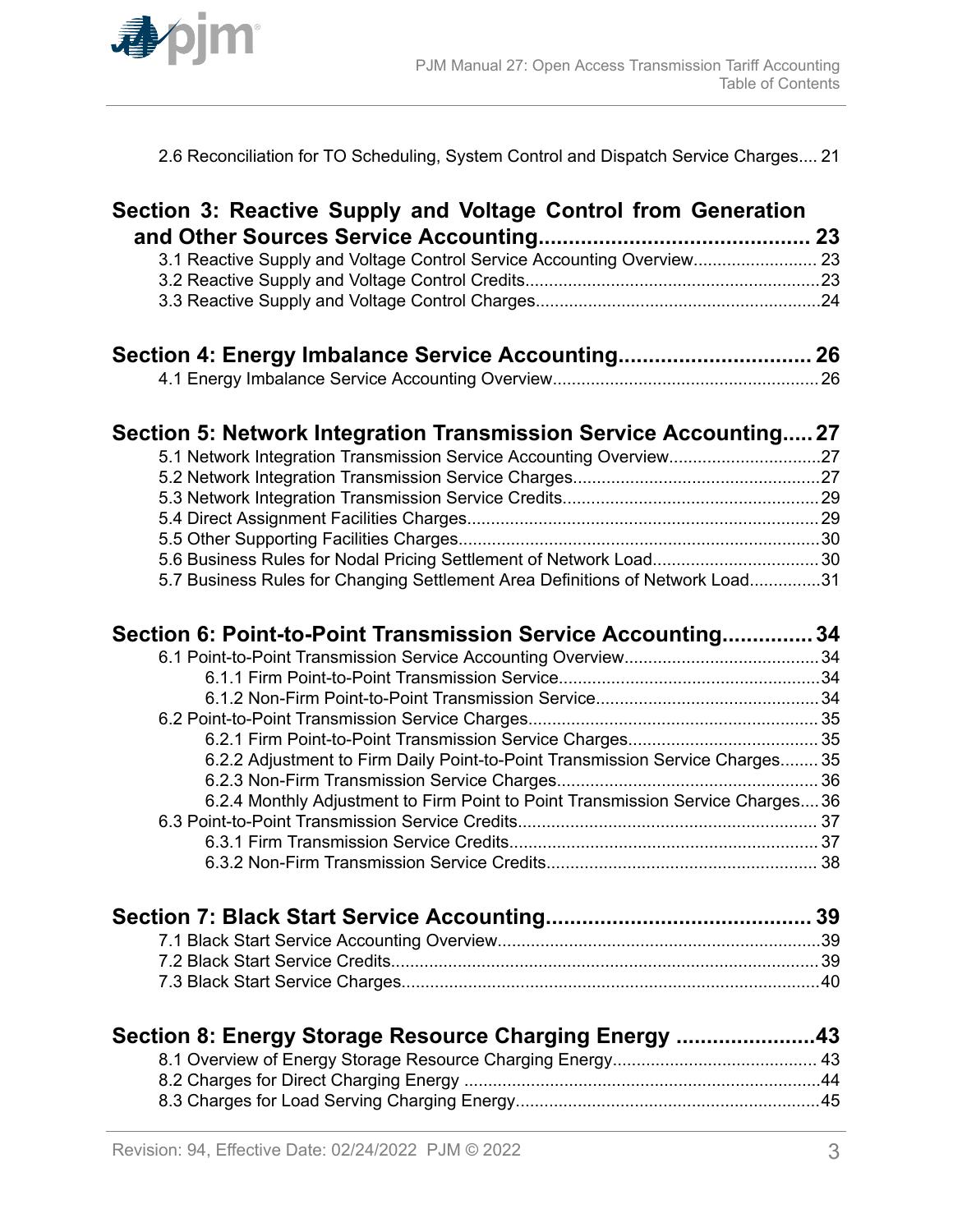2.6 Reconciliation for TO Scheduling, System Control and Dispatch Service Charges.... 21

**Section 3: Reactive Supply and Voltage Control from Generation and Other Sources Service Accounting............................................. 23**

3.1 Reactive Supply and Voltage Control Service Accounting Overview.......................... 23
3.2 Reactive Supply and Voltage Control Credits..............................................................23
3.3 Reactive Supply and Voltage Control Charges............................................................24

**Section 4: Energy Imbalance Service Accounting................................ 26**

4.1 Energy Imbalance Service Accounting Overview........................................................26

**Section 5: Network Integration Transmission Service Accounting..... 27**

5.1 Network Integration Transmission Service Accounting Overview................................27
5.2 Network Integration Transmission Service Charges....................................................27
5.3 Network Integration Transmission Service Credits......................................................29
5.4 Direct Assignment Facilities Charges..........................................................................29
5.5 Other Supporting Facilities Charges............................................................................30
5.6 Business Rules for Nodal Pricing Settlement of Network Load...................................30
5.7 Business Rules for Changing Settlement Area Definitions of Network Load...............31

**Section 6: Point-to-Point Transmission Service Accounting............... 34**

6.1 Point-to-Point Transmission Service Accounting Overview.........................................34
- 6.1.1 Firm Point-to-Point Transmission Service.......................................................34
- 6.1.2 Non-Firm Point-to-Point Transmission Service...............................................34

6.2 Point-to-Point Transmission Service Charges............................................................. 35
- 6.2.1 Firm Point-to-Point Transmission Service Charges........................................ 35
- 6.2.2 Adjustment to Firm Daily Point-to-Point Transmission Service Charges........ 35
- 6.2.3 Non-Firm Transmission Service Charges....................................................... 36
- 6.2.4 Monthly Adjustment to Firm Point to Point Transmission Service Charges.... 36

6.3 Point-to-Point Transmission Service Credits............................................................... 37
- 6.3.1 Firm Transmission Service Credits................................................................. 37
- 6.3.2 Non-Firm Transmission Service Credits......................................................... 38

**Section 7: Black Start Service Accounting............................................ 39**

7.1 Black Start Service Accounting Overview....................................................................39
7.2 Black Start Service Credits..........................................................................................39
7.3 Black Start Service Charges........................................................................................40

**Section 8: Energy Storage Resource Charging Energy .......................43**

8.1 Overview of Energy Storage Resource Charging Energy........................................... 43
8.2 Charges for Direct Charging Energy ...........................................................................44
8.3 Charges for Load Serving Charging Energy................................................................45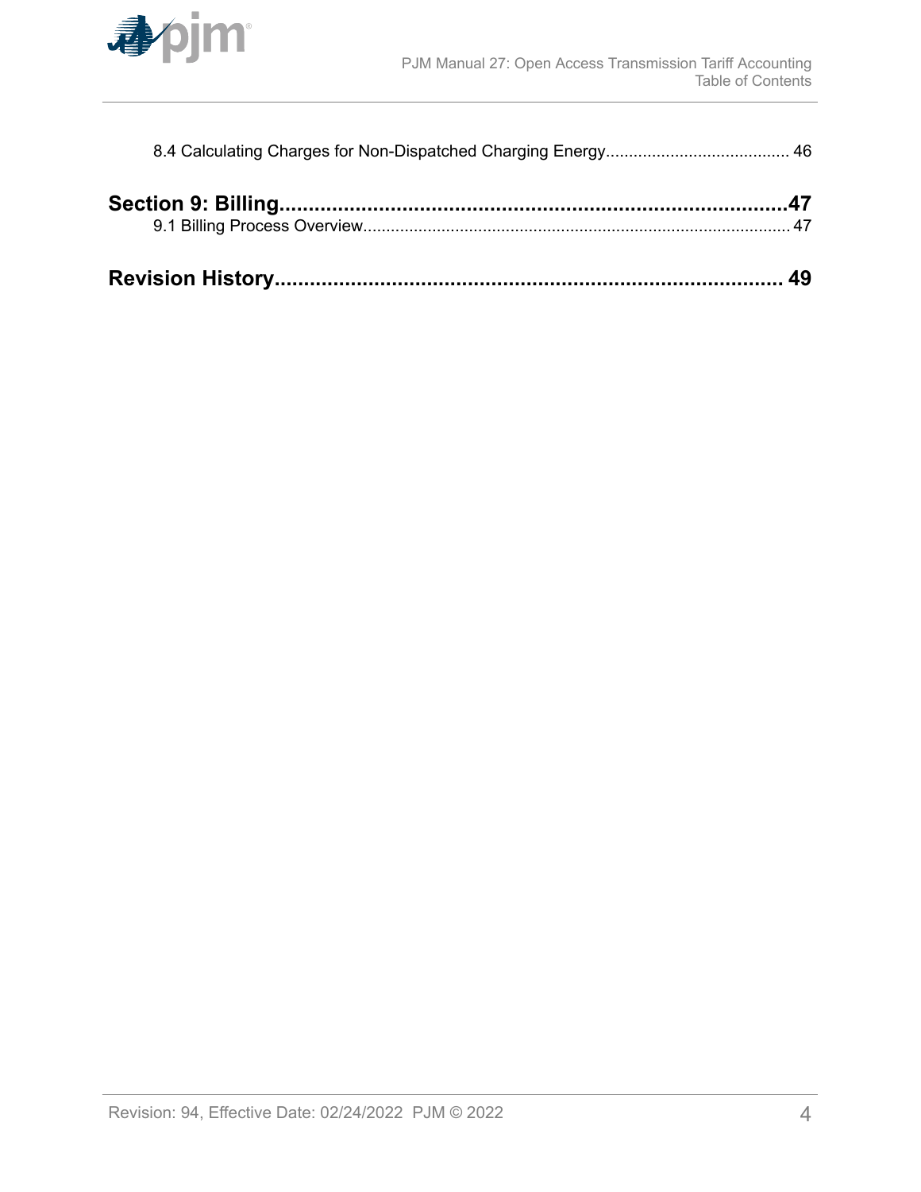8.4 Calculating Charges for Non-Dispatched Charging Energy........................................ 46

**Section 9: Billing........................................................................................47**

9.1 Billing Process Overview............................................................................................ 47

**Revision History........................................................................................ 49**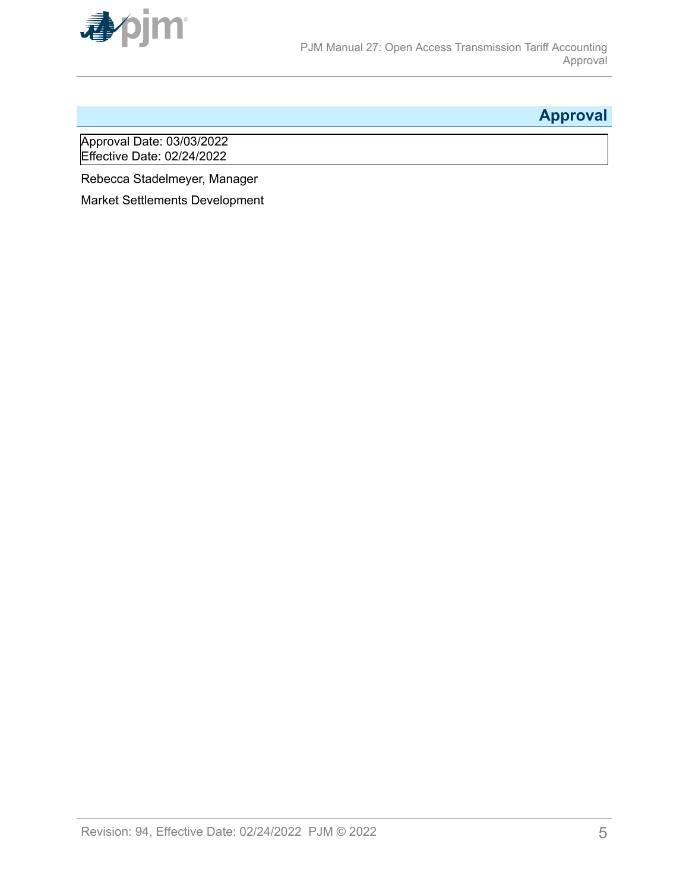## Approval

Approval Date: 03/03/2022
Effective Date: 02/24/2022

Rebecca Stadelmeyer, Manager

Market Settlements Development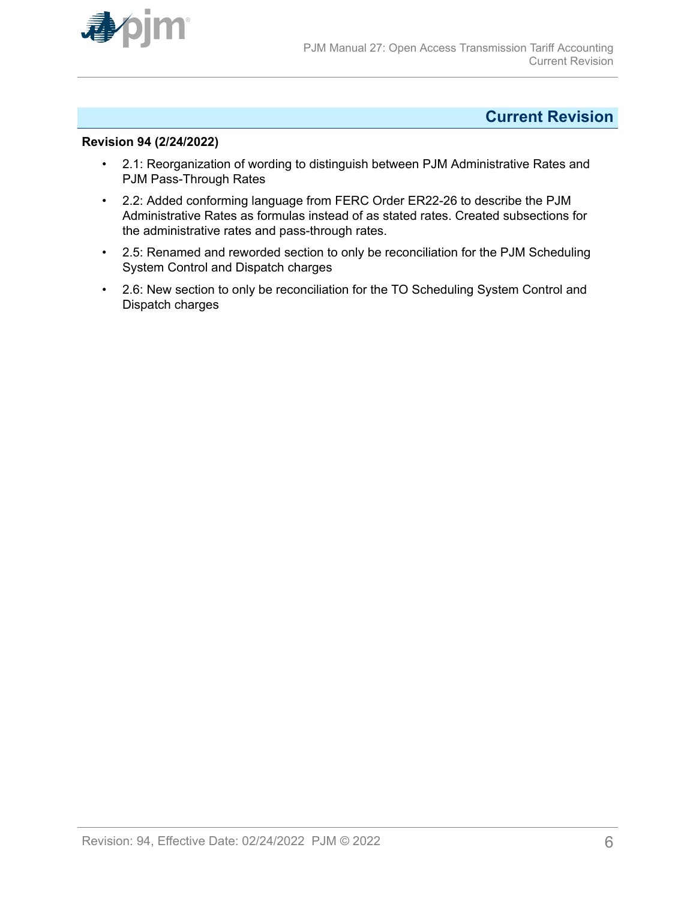## Current Revision

**Revision 94 (2/24/2022)**

- 2.1: Reorganization of wording to distinguish between PJM Administrative Rates and PJM Pass-Through Rates
- 2.2: Added conforming language from FERC Order ER22-26 to describe the PJM Administrative Rates as formulas instead of as stated rates. Created subsections for the administrative rates and pass-through rates.
- 2.5: Renamed and reworded section to only be reconciliation for the PJM Scheduling System Control and Dispatch charges
- 2.6: New section to only be reconciliation for the TO Scheduling System Control and Dispatch charges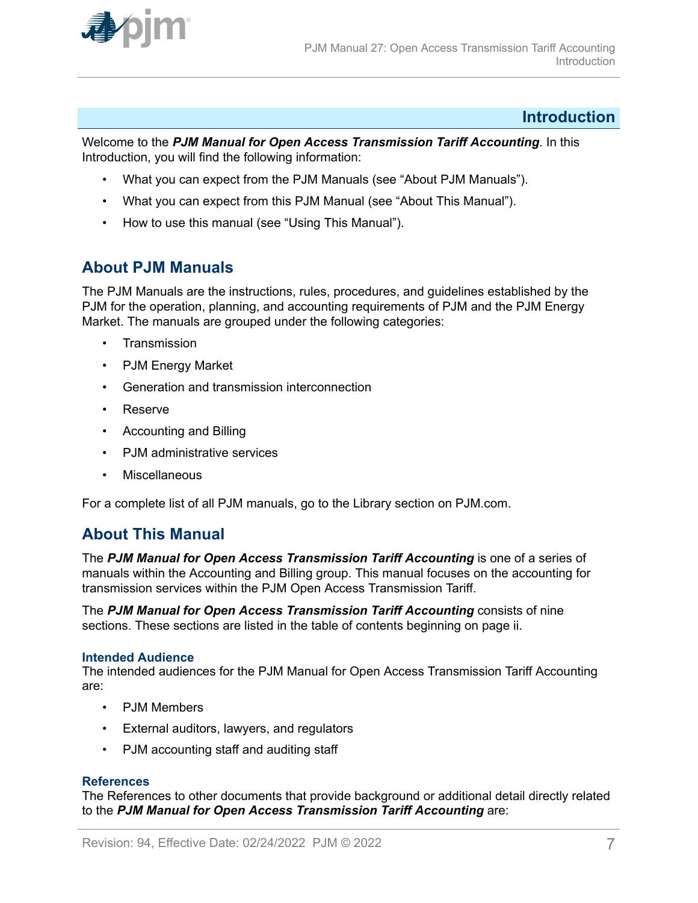# Introduction

Welcome to the ***PJM Manual for Open Access Transmission Tariff Accounting***. In this Introduction, you will find the following information:

- What you can expect from the PJM Manuals (see "About PJM Manuals").
- What you can expect from this PJM Manual (see "About This Manual").
- How to use this manual (see "Using This Manual").

## About PJM Manuals

The PJM Manuals are the instructions, rules, procedures, and guidelines established by the PJM for the operation, planning, and accounting requirements of PJM and the PJM Energy Market. The manuals are grouped under the following categories:

- Transmission
- PJM Energy Market
- Generation and transmission interconnection
- Reserve
- Accounting and Billing
- PJM administrative services
- Miscellaneous

For a complete list of all PJM manuals, go to the Library section on PJM.com.

## About This Manual

The ***PJM Manual for Open Access Transmission Tariff Accounting*** is one of a series of manuals within the Accounting and Billing group. This manual focuses on the accounting for transmission services within the PJM Open Access Transmission Tariff.

The ***PJM Manual for Open Access Transmission Tariff Accounting*** consists of nine sections. These sections are listed in the table of contents beginning on page ii.

### Intended Audience

The intended audiences for the PJM Manual for Open Access Transmission Tariff Accounting are:

- PJM Members
- External auditors, lawyers, and regulators
- PJM accounting staff and auditing staff

### References

The References to other documents that provide background or additional detail directly related to the ***PJM Manual for Open Access Transmission Tariff Accounting*** are: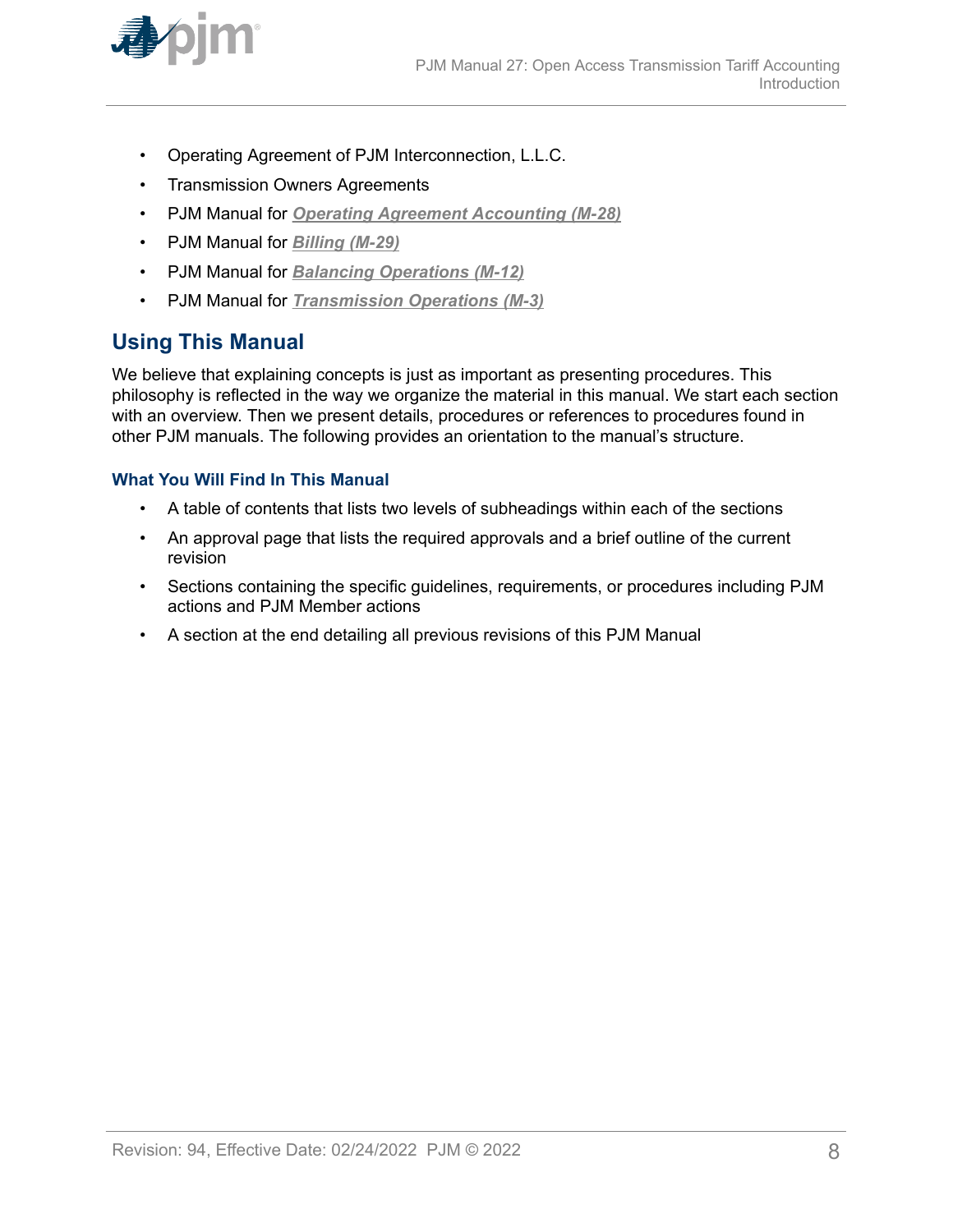- Operating Agreement of PJM Interconnection, L.L.C.
- Transmission Owners Agreements
- PJM Manual for ***Operating Agreement Accounting (M-28)***
- PJM Manual for ***Billing (M-29)***
- PJM Manual for ***Balancing Operations (M-12)***
- PJM Manual for ***Transmission Operations (M-3)***

## Using This Manual

We believe that explaining concepts is just as important as presenting procedures. This philosophy is reflected in the way we organize the material in this manual. We start each section with an overview. Then we present details, procedures or references to procedures found in other PJM manuals. The following provides an orientation to the manual's structure.

### What You Will Find In This Manual

- A table of contents that lists two levels of subheadings within each of the sections
- An approval page that lists the required approvals and a brief outline of the current revision
- Sections containing the specific guidelines, requirements, or procedures including PJM actions and PJM Member actions
- A section at the end detailing all previous revisions of this PJM Manual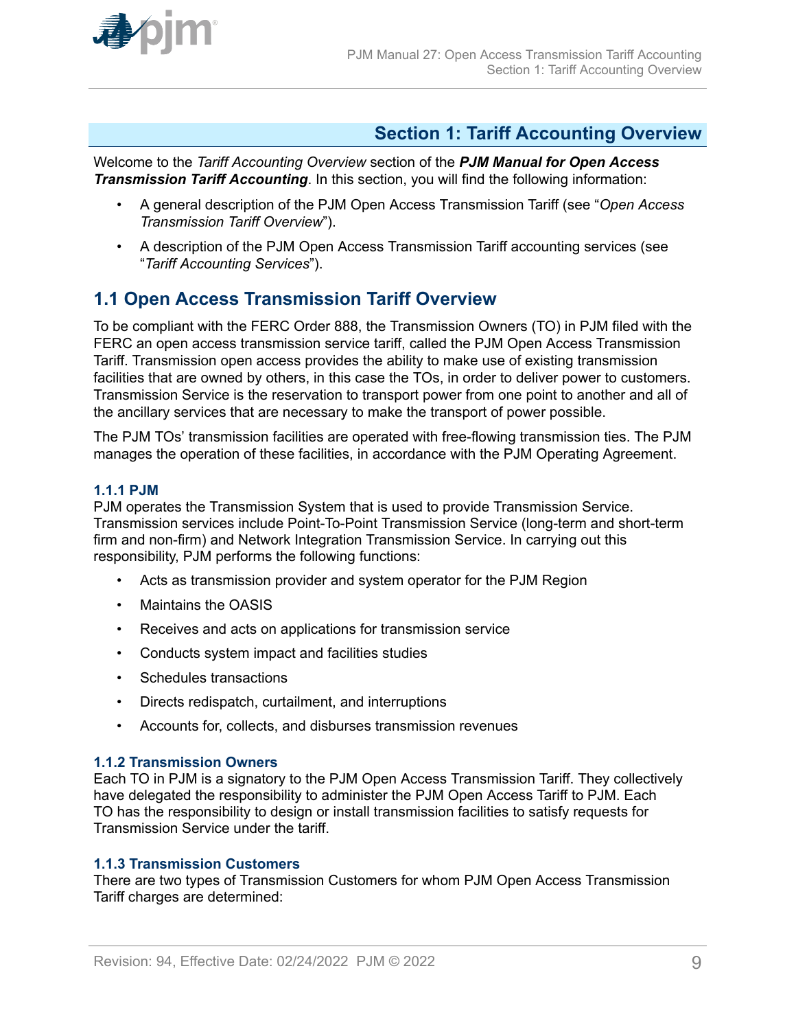# Section 1: Tariff Accounting Overview

Welcome to the *Tariff Accounting Overview* section of the ***PJM Manual for Open Access Transmission Tariff Accounting***. In this section, you will find the following information:

- A general description of the PJM Open Access Transmission Tariff (see "*Open Access Transmission Tariff Overview*").
- A description of the PJM Open Access Transmission Tariff accounting services (see "*Tariff Accounting Services*").

## 1.1 Open Access Transmission Tariff Overview

To be compliant with the FERC Order 888, the Transmission Owners (TO) in PJM filed with the FERC an open access transmission service tariff, called the PJM Open Access Transmission Tariff. Transmission open access provides the ability to make use of existing transmission facilities that are owned by others, in this case the TOs, in order to deliver power to customers. Transmission Service is the reservation to transport power from one point to another and all of the ancillary services that are necessary to make the transport of power possible.

The PJM TOs' transmission facilities are operated with free-flowing transmission ties. The PJM manages the operation of these facilities, in accordance with the PJM Operating Agreement.

### 1.1.1 PJM

PJM operates the Transmission System that is used to provide Transmission Service. Transmission services include Point-To-Point Transmission Service (long-term and short-term firm and non-firm) and Network Integration Transmission Service. In carrying out this responsibility, PJM performs the following functions:

- Acts as transmission provider and system operator for the PJM Region
- Maintains the OASIS
- Receives and acts on applications for transmission service
- Conducts system impact and facilities studies
- Schedules transactions
- Directs redispatch, curtailment, and interruptions
- Accounts for, collects, and disburses transmission revenues

### 1.1.2 Transmission Owners

Each TO in PJM is a signatory to the PJM Open Access Transmission Tariff. They collectively have delegated the responsibility to administer the PJM Open Access Tariff to PJM. Each TO has the responsibility to design or install transmission facilities to satisfy requests for Transmission Service under the tariff.

### 1.1.3 Transmission Customers

There are two types of Transmission Customers for whom PJM Open Access Transmission Tariff charges are determined: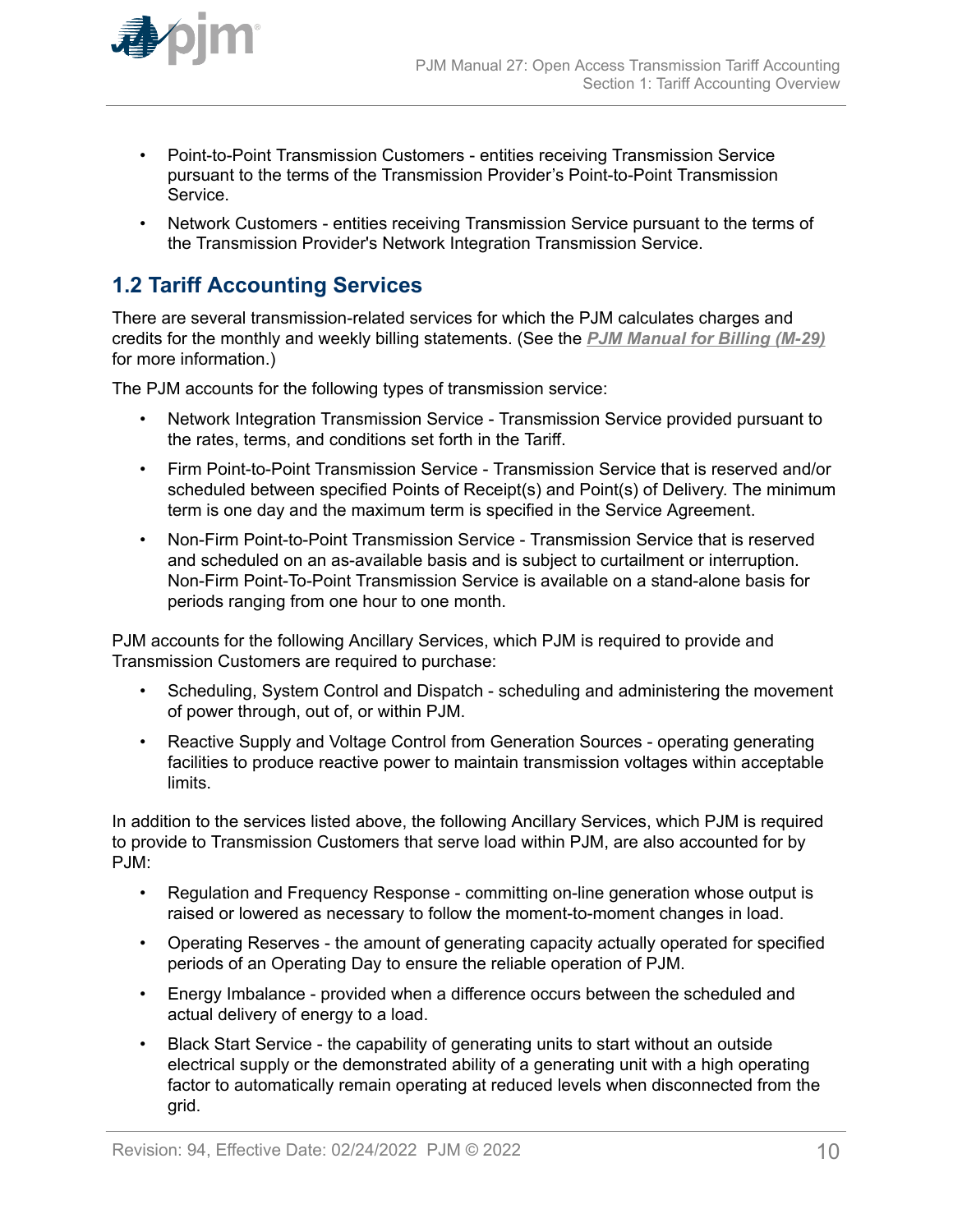- Point-to-Point Transmission Customers - entities receiving Transmission Service pursuant to the terms of the Transmission Provider's Point-to-Point Transmission Service.
- Network Customers - entities receiving Transmission Service pursuant to the terms of the Transmission Provider's Network Integration Transmission Service.

## 1.2 Tariff Accounting Services

There are several transmission-related services for which the PJM calculates charges and credits for the monthly and weekly billing statements. (See the ***PJM Manual for Billing (M-29)*** for more information.)

The PJM accounts for the following types of transmission service:

- Network Integration Transmission Service - Transmission Service provided pursuant to the rates, terms, and conditions set forth in the Tariff.
- Firm Point-to-Point Transmission Service - Transmission Service that is reserved and/or scheduled between specified Points of Receipt(s) and Point(s) of Delivery. The minimum term is one day and the maximum term is specified in the Service Agreement.
- Non-Firm Point-to-Point Transmission Service - Transmission Service that is reserved and scheduled on an as-available basis and is subject to curtailment or interruption. Non-Firm Point-To-Point Transmission Service is available on a stand-alone basis for periods ranging from one hour to one month.

PJM accounts for the following Ancillary Services, which PJM is required to provide and Transmission Customers are required to purchase:

- Scheduling, System Control and Dispatch - scheduling and administering the movement of power through, out of, or within PJM.
- Reactive Supply and Voltage Control from Generation Sources - operating generating facilities to produce reactive power to maintain transmission voltages within acceptable limits.

In addition to the services listed above, the following Ancillary Services, which PJM is required to provide to Transmission Customers that serve load within PJM, are also accounted for by PJM:

- Regulation and Frequency Response - committing on-line generation whose output is raised or lowered as necessary to follow the moment-to-moment changes in load.
- Operating Reserves - the amount of generating capacity actually operated for specified periods of an Operating Day to ensure the reliable operation of PJM.
- Energy Imbalance - provided when a difference occurs between the scheduled and actual delivery of energy to a load.
- Black Start Service - the capability of generating units to start without an outside electrical supply or the demonstrated ability of a generating unit with a high operating factor to automatically remain operating at reduced levels when disconnected from the grid.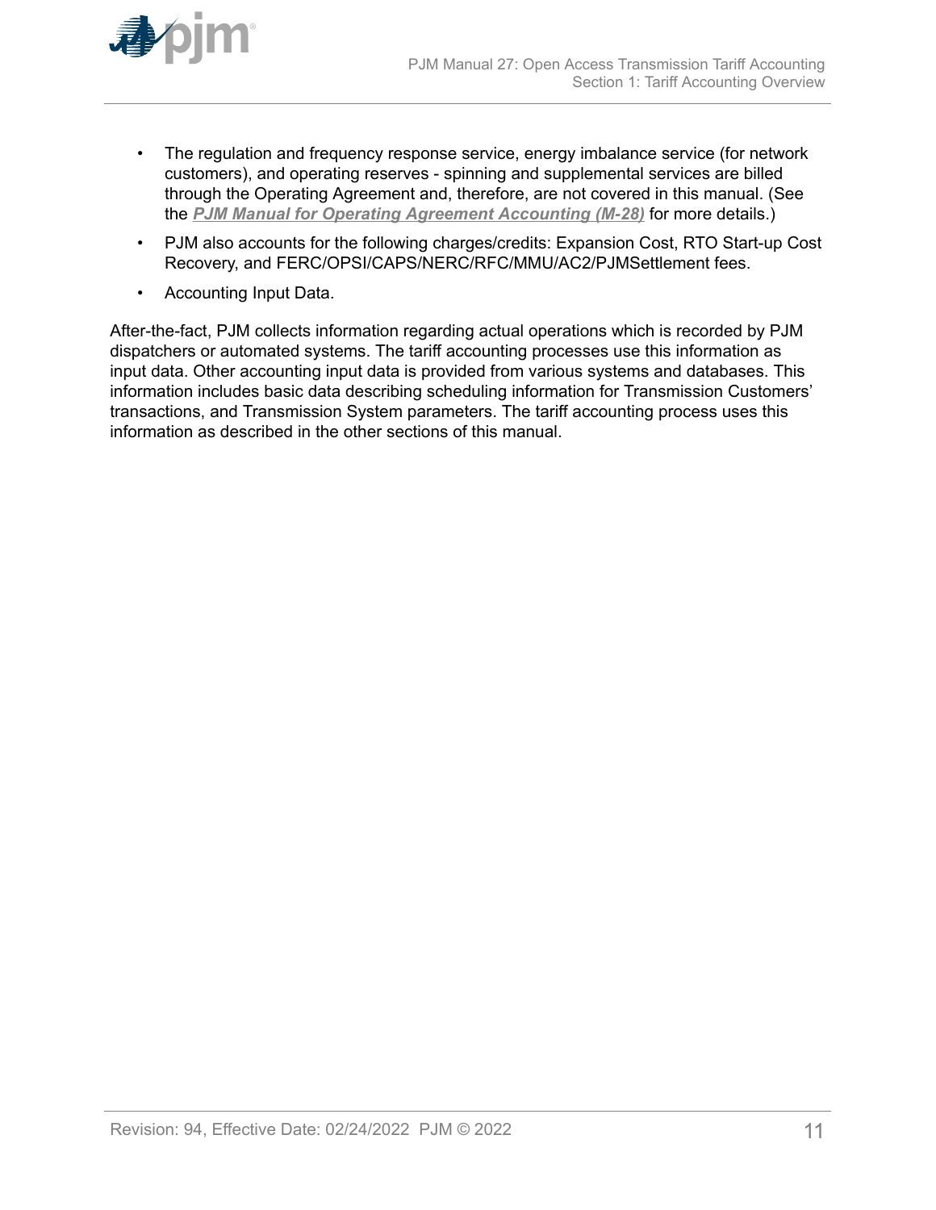- The regulation and frequency response service, energy imbalance service (for network customers), and operating reserves - spinning and supplemental services are billed through the Operating Agreement and, therefore, are not covered in this manual. (See the ***PJM Manual for Operating Agreement Accounting (M-28)*** for more details.)
- PJM also accounts for the following charges/credits: Expansion Cost, RTO Start-up Cost Recovery, and FERC/OPSI/CAPS/NERC/RFC/MMU/AC2/PJMSettlement fees.
- Accounting Input Data.

After-the-fact, PJM collects information regarding actual operations which is recorded by PJM dispatchers or automated systems. The tariff accounting processes use this information as input data. Other accounting input data is provided from various systems and databases. This information includes basic data describing scheduling information for Transmission Customers' transactions, and Transmission System parameters. The tariff accounting process uses this information as described in the other sections of this manual.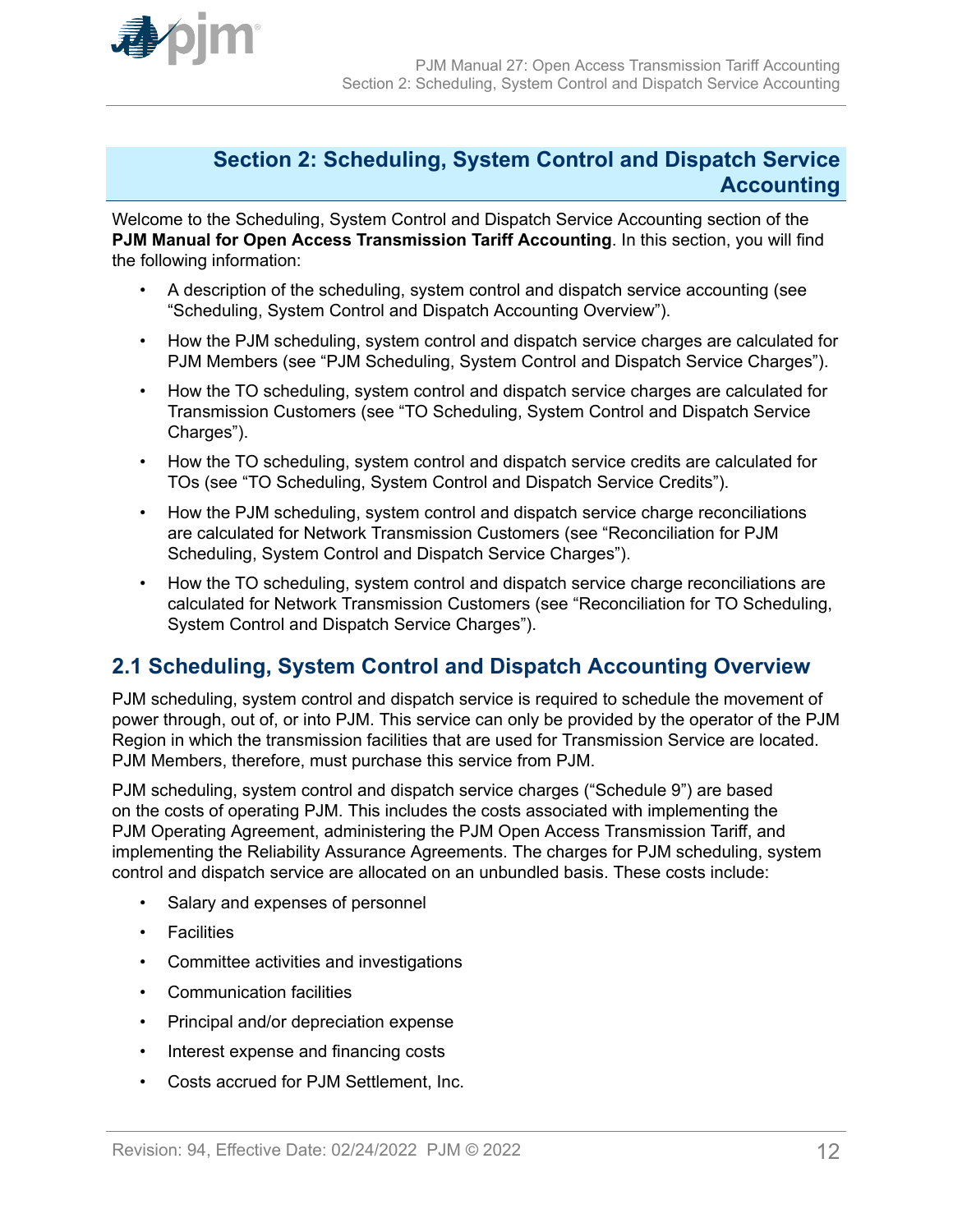# Section 2: Scheduling, System Control and Dispatch Service Accounting

Welcome to the Scheduling, System Control and Dispatch Service Accounting section of the **PJM Manual for Open Access Transmission Tariff Accounting**. In this section, you will find the following information:

- A description of the scheduling, system control and dispatch service accounting (see "Scheduling, System Control and Dispatch Accounting Overview").
- How the PJM scheduling, system control and dispatch service charges are calculated for PJM Members (see "PJM Scheduling, System Control and Dispatch Service Charges").
- How the TO scheduling, system control and dispatch service charges are calculated for Transmission Customers (see "TO Scheduling, System Control and Dispatch Service Charges").
- How the TO scheduling, system control and dispatch service credits are calculated for TOs (see "TO Scheduling, System Control and Dispatch Service Credits").
- How the PJM scheduling, system control and dispatch service charge reconciliations are calculated for Network Transmission Customers (see "Reconciliation for PJM Scheduling, System Control and Dispatch Service Charges").
- How the TO scheduling, system control and dispatch service charge reconciliations are calculated for Network Transmission Customers (see "Reconciliation for TO Scheduling, System Control and Dispatch Service Charges").

## 2.1 Scheduling, System Control and Dispatch Accounting Overview

PJM scheduling, system control and dispatch service is required to schedule the movement of power through, out of, or into PJM. This service can only be provided by the operator of the PJM Region in which the transmission facilities that are used for Transmission Service are located. PJM Members, therefore, must purchase this service from PJM.

PJM scheduling, system control and dispatch service charges ("Schedule 9") are based on the costs of operating PJM. This includes the costs associated with implementing the PJM Operating Agreement, administering the PJM Open Access Transmission Tariff, and implementing the Reliability Assurance Agreements. The charges for PJM scheduling, system control and dispatch service are allocated on an unbundled basis. These costs include:

- Salary and expenses of personnel
- Facilities
- Committee activities and investigations
- Communication facilities
- Principal and/or depreciation expense
- Interest expense and financing costs
- Costs accrued for PJM Settlement, Inc.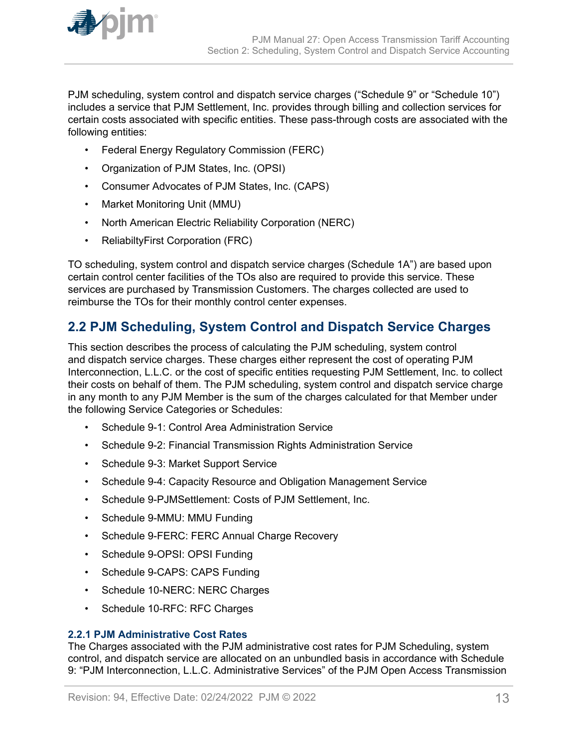PJM scheduling, system control and dispatch service charges (“Schedule 9” or “Schedule 10”) includes a service that PJM Settlement, Inc. provides through billing and collection services for certain costs associated with specific entities. These pass-through costs are associated with the following entities:

- Federal Energy Regulatory Commission (FERC)
- Organization of PJM States, Inc. (OPSI)
- Consumer Advocates of PJM States, Inc. (CAPS)
- Market Monitoring Unit (MMU)
- North American Electric Reliability Corporation (NERC)
- ReliabiltyFirst Corporation (FRC)

TO scheduling, system control and dispatch service charges (Schedule 1A”) are based upon certain control center facilities of the TOs also are required to provide this service. These services are purchased by Transmission Customers. The charges collected are used to reimburse the TOs for their monthly control center expenses.

## 2.2 PJM Scheduling, System Control and Dispatch Service Charges

This section describes the process of calculating the PJM scheduling, system control and dispatch service charges. These charges either represent the cost of operating PJM Interconnection, L.L.C. or the cost of specific entities requesting PJM Settlement, Inc. to collect their costs on behalf of them. The PJM scheduling, system control and dispatch service charge in any month to any PJM Member is the sum of the charges calculated for that Member under the following Service Categories or Schedules:

- Schedule 9-1: Control Area Administration Service
- Schedule 9-2: Financial Transmission Rights Administration Service
- Schedule 9-3: Market Support Service
- Schedule 9-4: Capacity Resource and Obligation Management Service
- Schedule 9-PJMSettlement: Costs of PJM Settlement, Inc.
- Schedule 9-MMU: MMU Funding
- Schedule 9-FERC: FERC Annual Charge Recovery
- Schedule 9-OPSI: OPSI Funding
- Schedule 9-CAPS: CAPS Funding
- Schedule 10-NERC: NERC Charges
- Schedule 10-RFC: RFC Charges

### 2.2.1 PJM Administrative Cost Rates

The Charges associated with the PJM administrative cost rates for PJM Scheduling, system control, and dispatch service are allocated on an unbundled basis in accordance with Schedule 9: “PJM Interconnection, L.L.C. Administrative Services” of the PJM Open Access Transmission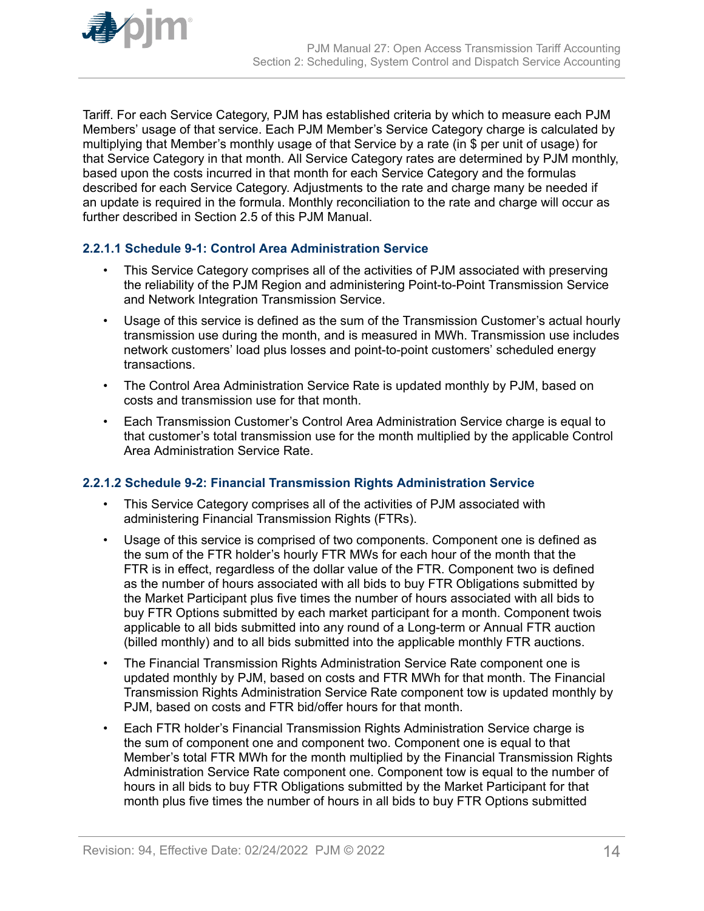Tariff. For each Service Category, PJM has established criteria by which to measure each PJM Members' usage of that service. Each PJM Member's Service Category charge is calculated by multiplying that Member's monthly usage of that Service by a rate (in $ per unit of usage) for that Service Category in that month. All Service Category rates are determined by PJM monthly, based upon the costs incurred in that month for each Service Category and the formulas described for each Service Category. Adjustments to the rate and charge many be needed if an update is required in the formula. Monthly reconciliation to the rate and charge will occur as further described in Section 2.5 of this PJM Manual.

#### 2.2.1.1 Schedule 9-1: Control Area Administration Service

- This Service Category comprises all of the activities of PJM associated with preserving the reliability of the PJM Region and administering Point-to-Point Transmission Service and Network Integration Transmission Service.
- Usage of this service is defined as the sum of the Transmission Customer's actual hourly transmission use during the month, and is measured in MWh. Transmission use includes network customers' load plus losses and point-to-point customers' scheduled energy transactions.
- The Control Area Administration Service Rate is updated monthly by PJM, based on costs and transmission use for that month.
- Each Transmission Customer's Control Area Administration Service charge is equal to that customer's total transmission use for the month multiplied by the applicable Control Area Administration Service Rate.

#### 2.2.1.2 Schedule 9-2: Financial Transmission Rights Administration Service

- This Service Category comprises all of the activities of PJM associated with administering Financial Transmission Rights (FTRs).
- Usage of this service is comprised of two components. Component one is defined as the sum of the FTR holder's hourly FTR MWs for each hour of the month that the FTR is in effect, regardless of the dollar value of the FTR. Component two is defined as the number of hours associated with all bids to buy FTR Obligations submitted by the Market Participant plus five times the number of hours associated with all bids to buy FTR Options submitted by each market participant for a month. Component twois applicable to all bids submitted into any round of a Long-term or Annual FTR auction (billed monthly) and to all bids submitted into the applicable monthly FTR auctions.
- The Financial Transmission Rights Administration Service Rate component one is updated monthly by PJM, based on costs and FTR MWh for that month. The Financial Transmission Rights Administration Service Rate component tow is updated monthly by PJM, based on costs and FTR bid/offer hours for that month.
- Each FTR holder's Financial Transmission Rights Administration Service charge is the sum of component one and component two. Component one is equal to that Member's total FTR MWh for the month multiplied by the Financial Transmission Rights Administration Service Rate component one. Component tow is equal to the number of hours in all bids to buy FTR Obligations submitted by the Market Participant for that month plus five times the number of hours in all bids to buy FTR Options submitted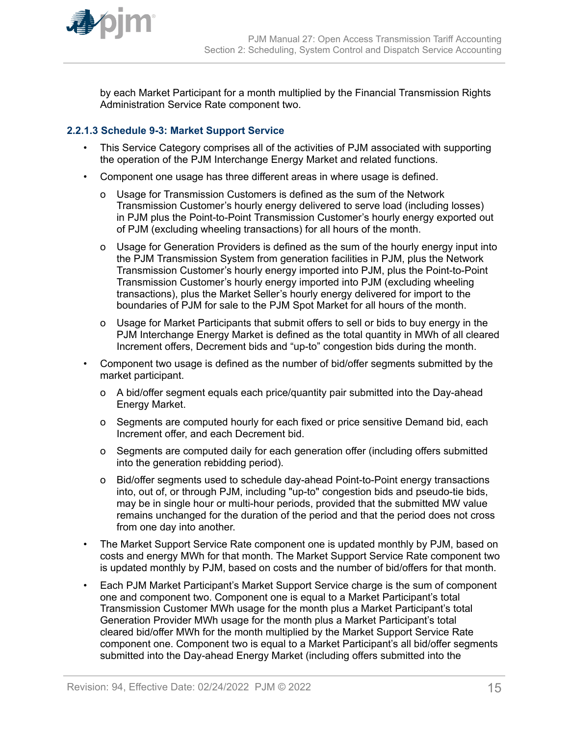by each Market Participant for a month multiplied by the Financial Transmission Rights Administration Service Rate component two.

#### 2.2.1.3 Schedule 9-3: Market Support Service

- This Service Category comprises all of the activities of PJM associated with supporting the operation of the PJM Interchange Energy Market and related functions.
- Component one usage has three different areas in where usage is defined.
  - o Usage for Transmission Customers is defined as the sum of the Network Transmission Customer's hourly energy delivered to serve load (including losses) in PJM plus the Point-to-Point Transmission Customer's hourly energy exported out of PJM (excluding wheeling transactions) for all hours of the month.
  - o Usage for Generation Providers is defined as the sum of the hourly energy input into the PJM Transmission System from generation facilities in PJM, plus the Network Transmission Customer's hourly energy imported into PJM, plus the Point-to-Point Transmission Customer's hourly energy imported into PJM (excluding wheeling transactions), plus the Market Seller's hourly energy delivered for import to the boundaries of PJM for sale to the PJM Spot Market for all hours of the month.
  - o Usage for Market Participants that submit offers to sell or bids to buy energy in the PJM Interchange Energy Market is defined as the total quantity in MWh of all cleared Increment offers, Decrement bids and "up-to" congestion bids during the month.
- Component two usage is defined as the number of bid/offer segments submitted by the market participant.
  - o A bid/offer segment equals each price/quantity pair submitted into the Day-ahead Energy Market.
  - o Segments are computed hourly for each fixed or price sensitive Demand bid, each Increment offer, and each Decrement bid.
  - o Segments are computed daily for each generation offer (including offers submitted into the generation rebidding period).
  - o Bid/offer segments used to schedule day-ahead Point-to-Point energy transactions into, out of, or through PJM, including "up-to" congestion bids and pseudo-tie bids, may be in single hour or multi-hour periods, provided that the submitted MW value remains unchanged for the duration of the period and that the period does not cross from one day into another.
- The Market Support Service Rate component one is updated monthly by PJM, based on costs and energy MWh for that month. The Market Support Service Rate component two is updated monthly by PJM, based on costs and the number of bid/offers for that month.
- Each PJM Market Participant's Market Support Service charge is the sum of component one and component two. Component one is equal to a Market Participant's total Transmission Customer MWh usage for the month plus a Market Participant's total Generation Provider MWh usage for the month plus a Market Participant's total cleared bid/offer MWh for the month multiplied by the Market Support Service Rate component one. Component two is equal to a Market Participant's all bid/offer segments submitted into the Day-ahead Energy Market (including offers submitted into the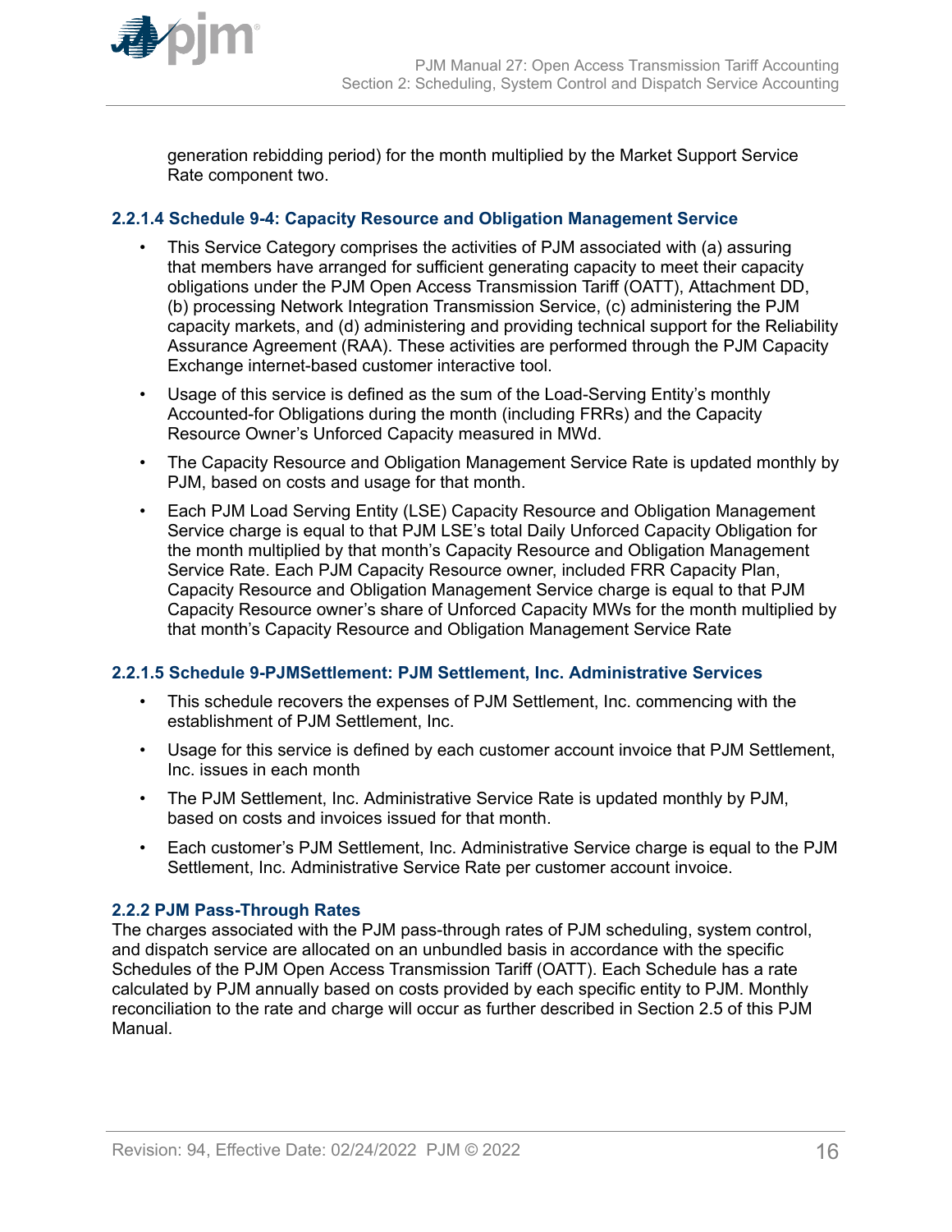generation rebidding period) for the month multiplied by the Market Support Service Rate component two.

#### 2.2.1.4 Schedule 9-4: Capacity Resource and Obligation Management Service

- This Service Category comprises the activities of PJM associated with (a) assuring that members have arranged for sufficient generating capacity to meet their capacity obligations under the PJM Open Access Transmission Tariff (OATT), Attachment DD, (b) processing Network Integration Transmission Service, (c) administering the PJM capacity markets, and (d) administering and providing technical support for the Reliability Assurance Agreement (RAA). These activities are performed through the PJM Capacity Exchange internet-based customer interactive tool.
- Usage of this service is defined as the sum of the Load-Serving Entity's monthly Accounted-for Obligations during the month (including FRRs) and the Capacity Resource Owner's Unforced Capacity measured in MWd.
- The Capacity Resource and Obligation Management Service Rate is updated monthly by PJM, based on costs and usage for that month.
- Each PJM Load Serving Entity (LSE) Capacity Resource and Obligation Management Service charge is equal to that PJM LSE's total Daily Unforced Capacity Obligation for the month multiplied by that month's Capacity Resource and Obligation Management Service Rate. Each PJM Capacity Resource owner, included FRR Capacity Plan, Capacity Resource and Obligation Management Service charge is equal to that PJM Capacity Resource owner's share of Unforced Capacity MWs for the month multiplied by that month's Capacity Resource and Obligation Management Service Rate

#### 2.2.1.5 Schedule 9-PJMSettlement: PJM Settlement, Inc. Administrative Services

- This schedule recovers the expenses of PJM Settlement, Inc. commencing with the establishment of PJM Settlement, Inc.
- Usage for this service is defined by each customer account invoice that PJM Settlement, Inc. issues in each month
- The PJM Settlement, Inc. Administrative Service Rate is updated monthly by PJM, based on costs and invoices issued for that month.
- Each customer's PJM Settlement, Inc. Administrative Service charge is equal to the PJM Settlement, Inc. Administrative Service Rate per customer account invoice.

### 2.2.2 PJM Pass-Through Rates

The charges associated with the PJM pass-through rates of PJM scheduling, system control, and dispatch service are allocated on an unbundled basis in accordance with the specific Schedules of the PJM Open Access Transmission Tariff (OATT). Each Schedule has a rate calculated by PJM annually based on costs provided by each specific entity to PJM. Monthly reconciliation to the rate and charge will occur as further described in Section 2.5 of this PJM Manual.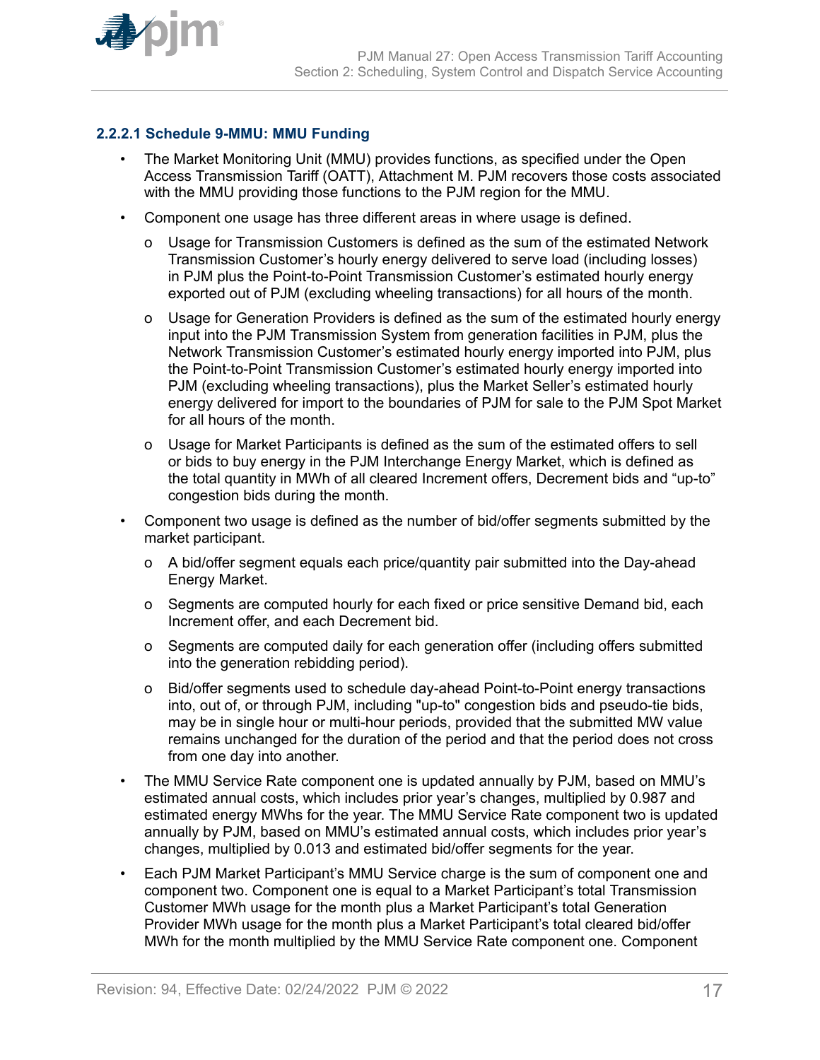#### 2.2.2.1 Schedule 9-MMU: MMU Funding

- The Market Monitoring Unit (MMU) provides functions, as specified under the Open Access Transmission Tariff (OATT), Attachment M. PJM recovers those costs associated with the MMU providing those functions to the PJM region for the MMU.
- Component one usage has three different areas in where usage is defined.
  - Usage for Transmission Customers is defined as the sum of the estimated Network Transmission Customer's hourly energy delivered to serve load (including losses) in PJM plus the Point-to-Point Transmission Customer's estimated hourly energy exported out of PJM (excluding wheeling transactions) for all hours of the month.
  - Usage for Generation Providers is defined as the sum of the estimated hourly energy input into the PJM Transmission System from generation facilities in PJM, plus the Network Transmission Customer's estimated hourly energy imported into PJM, plus the Point-to-Point Transmission Customer's estimated hourly energy imported into PJM (excluding wheeling transactions), plus the Market Seller's estimated hourly energy delivered for import to the boundaries of PJM for sale to the PJM Spot Market for all hours of the month.
  - Usage for Market Participants is defined as the sum of the estimated offers to sell or bids to buy energy in the PJM Interchange Energy Market, which is defined as the total quantity in MWh of all cleared Increment offers, Decrement bids and "up-to" congestion bids during the month.
- Component two usage is defined as the number of bid/offer segments submitted by the market participant.
  - A bid/offer segment equals each price/quantity pair submitted into the Day-ahead Energy Market.
  - Segments are computed hourly for each fixed or price sensitive Demand bid, each Increment offer, and each Decrement bid.
  - Segments are computed daily for each generation offer (including offers submitted into the generation rebidding period).
  - Bid/offer segments used to schedule day-ahead Point-to-Point energy transactions into, out of, or through PJM, including "up-to" congestion bids and pseudo-tie bids, may be in single hour or multi-hour periods, provided that the submitted MW value remains unchanged for the duration of the period and that the period does not cross from one day into another.
- The MMU Service Rate component one is updated annually by PJM, based on MMU's estimated annual costs, which includes prior year's changes, multiplied by 0.987 and estimated energy MWhs for the year. The MMU Service Rate component two is updated annually by PJM, based on MMU's estimated annual costs, which includes prior year's changes, multiplied by 0.013 and estimated bid/offer segments for the year.
- Each PJM Market Participant's MMU Service charge is the sum of component one and component two. Component one is equal to a Market Participant's total Transmission Customer MWh usage for the month plus a Market Participant's total Generation Provider MWh usage for the month plus a Market Participant's total cleared bid/offer MWh for the month multiplied by the MMU Service Rate component one. Component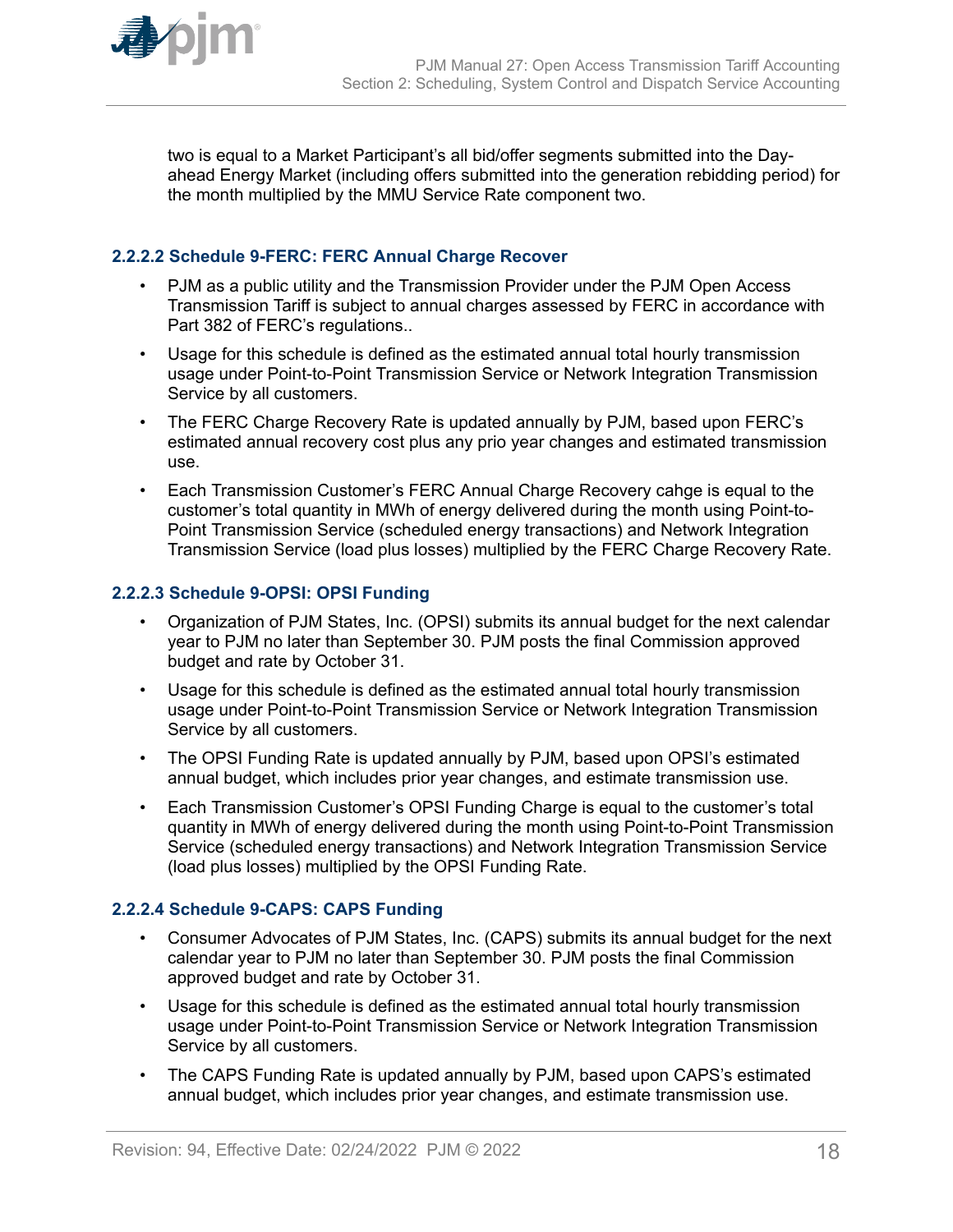two is equal to a Market Participant's all bid/offer segments submitted into the Day-ahead Energy Market (including offers submitted into the generation rebidding period) for the month multiplied by the MMU Service Rate component two.

#### 2.2.2.2 Schedule 9-FERC: FERC Annual Charge Recover

- PJM as a public utility and the Transmission Provider under the PJM Open Access Transmission Tariff is subject to annual charges assessed by FERC in accordance with Part 382 of FERC's regulations..
- Usage for this schedule is defined as the estimated annual total hourly transmission usage under Point-to-Point Transmission Service or Network Integration Transmission Service by all customers.
- The FERC Charge Recovery Rate is updated annually by PJM, based upon FERC's estimated annual recovery cost plus any prio year changes and estimated transmission use.
- Each Transmission Customer's FERC Annual Charge Recovery cahge is equal to the customer's total quantity in MWh of energy delivered during the month using Point-to-Point Transmission Service (scheduled energy transactions) and Network Integration Transmission Service (load plus losses) multiplied by the FERC Charge Recovery Rate.

#### 2.2.2.3 Schedule 9-OPSI: OPSI Funding

- Organization of PJM States, Inc. (OPSI) submits its annual budget for the next calendar year to PJM no later than September 30. PJM posts the final Commission approved budget and rate by October 31.
- Usage for this schedule is defined as the estimated annual total hourly transmission usage under Point-to-Point Transmission Service or Network Integration Transmission Service by all customers.
- The OPSI Funding Rate is updated annually by PJM, based upon OPSI's estimated annual budget, which includes prior year changes, and estimate transmission use.
- Each Transmission Customer's OPSI Funding Charge is equal to the customer's total quantity in MWh of energy delivered during the month using Point-to-Point Transmission Service (scheduled energy transactions) and Network Integration Transmission Service (load plus losses) multiplied by the OPSI Funding Rate.

#### 2.2.2.4 Schedule 9-CAPS: CAPS Funding

- Consumer Advocates of PJM States, Inc. (CAPS) submits its annual budget for the next calendar year to PJM no later than September 30. PJM posts the final Commission approved budget and rate by October 31.
- Usage for this schedule is defined as the estimated annual total hourly transmission usage under Point-to-Point Transmission Service or Network Integration Transmission Service by all customers.
- The CAPS Funding Rate is updated annually by PJM, based upon CAPS's estimated annual budget, which includes prior year changes, and estimate transmission use.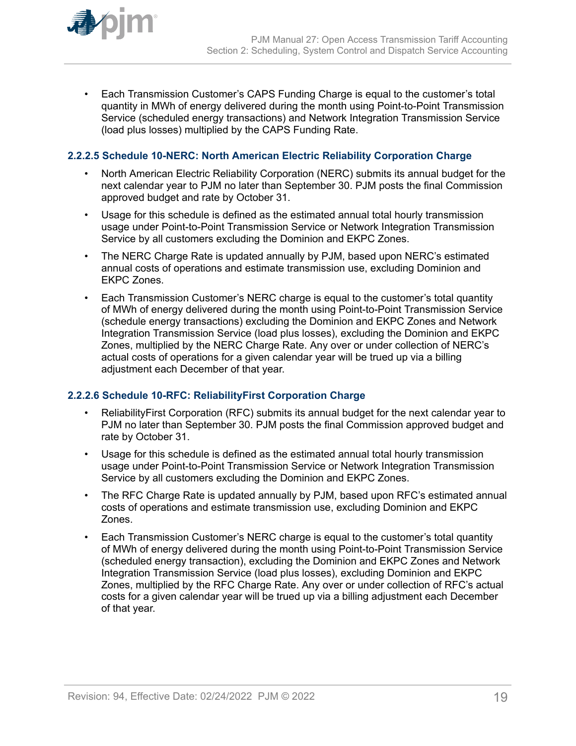- Each Transmission Customer's CAPS Funding Charge is equal to the customer's total quantity in MWh of energy delivered during the month using Point-to-Point Transmission Service (scheduled energy transactions) and Network Integration Transmission Service (load plus losses) multiplied by the CAPS Funding Rate.

#### 2.2.2.5 Schedule 10-NERC: North American Electric Reliability Corporation Charge

- North American Electric Reliability Corporation (NERC) submits its annual budget for the next calendar year to PJM no later than September 30. PJM posts the final Commission approved budget and rate by October 31.
- Usage for this schedule is defined as the estimated annual total hourly transmission usage under Point-to-Point Transmission Service or Network Integration Transmission Service by all customers excluding the Dominion and EKPC Zones.
- The NERC Charge Rate is updated annually by PJM, based upon NERC's estimated annual costs of operations and estimate transmission use, excluding Dominion and EKPC Zones.
- Each Transmission Customer's NERC charge is equal to the customer's total quantity of MWh of energy delivered during the month using Point-to-Point Transmission Service (schedule energy transactions) excluding the Dominion and EKPC Zones and Network Integration Transmission Service (load plus losses), excluding the Dominion and EKPC Zones, multiplied by the NERC Charge Rate. Any over or under collection of NERC's actual costs of operations for a given calendar year will be trued up via a billing adjustment each December of that year.

#### 2.2.2.6 Schedule 10-RFC: ReliabilityFirst Corporation Charge

- ReliabilityFirst Corporation (RFC) submits its annual budget for the next calendar year to PJM no later than September 30. PJM posts the final Commission approved budget and rate by October 31.
- Usage for this schedule is defined as the estimated annual total hourly transmission usage under Point-to-Point Transmission Service or Network Integration Transmission Service by all customers excluding the Dominion and EKPC Zones.
- The RFC Charge Rate is updated annually by PJM, based upon RFC's estimated annual costs of operations and estimate transmission use, excluding Dominion and EKPC Zones.
- Each Transmission Customer's NERC charge is equal to the customer's total quantity of MWh of energy delivered during the month using Point-to-Point Transmission Service (scheduled energy transaction), excluding the Dominion and EKPC Zones and Network Integration Transmission Service (load plus losses), excluding Dominion and EKPC Zones, multiplied by the RFC Charge Rate. Any over or under collection of RFC's actual costs for a given calendar year will be trued up via a billing adjustment each December of that year.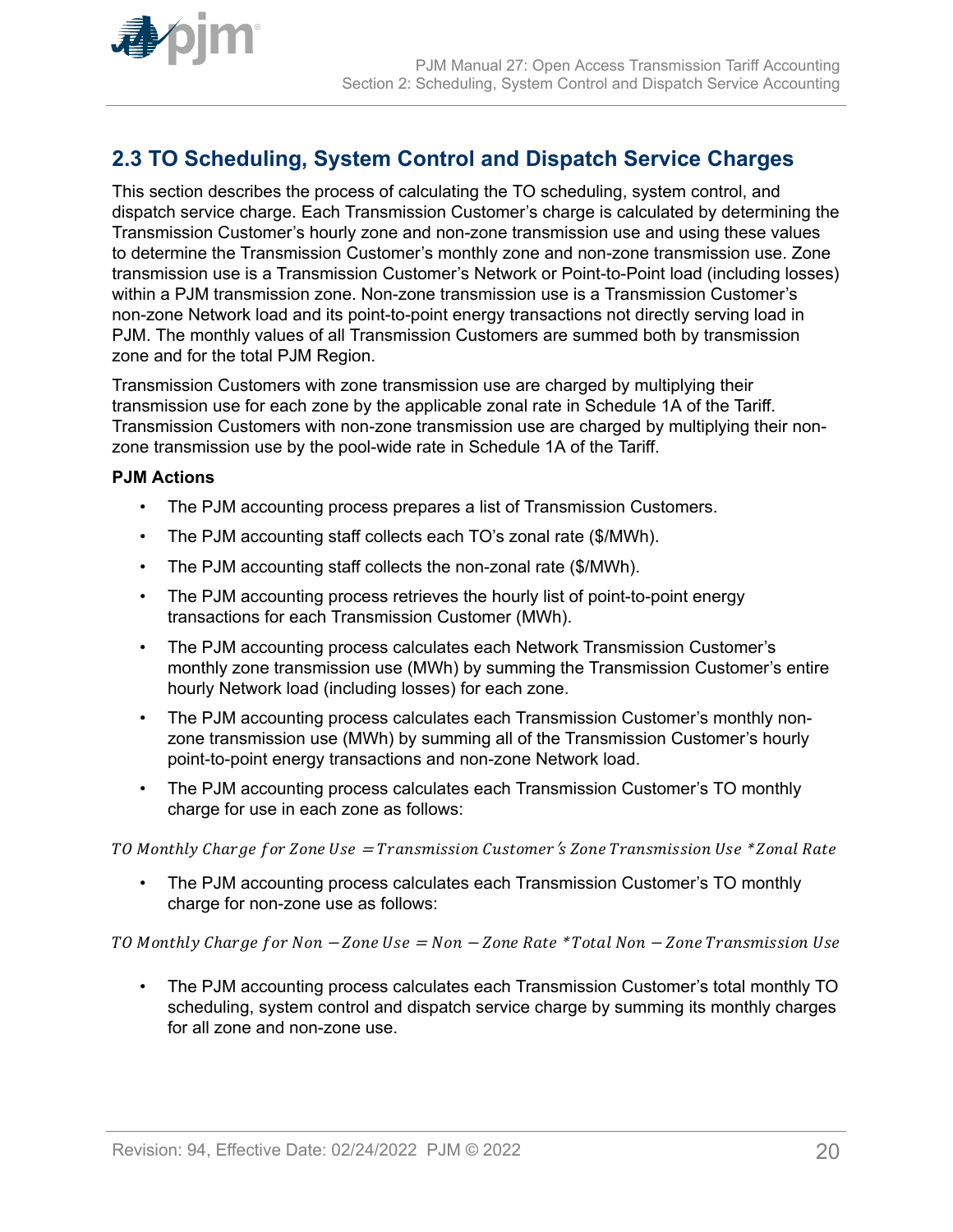## 2.3 TO Scheduling, System Control and Dispatch Service Charges

This section describes the process of calculating the TO scheduling, system control, and dispatch service charge. Each Transmission Customer's charge is calculated by determining the Transmission Customer's hourly zone and non-zone transmission use and using these values to determine the Transmission Customer's monthly zone and non-zone transmission use. Zone transmission use is a Transmission Customer's Network or Point-to-Point load (including losses) within a PJM transmission zone. Non-zone transmission use is a Transmission Customer's non-zone Network load and its point-to-point energy transactions not directly serving load in PJM. The monthly values of all Transmission Customers are summed both by transmission zone and for the total PJM Region.

Transmission Customers with zone transmission use are charged by multiplying their transmission use for each zone by the applicable zonal rate in Schedule 1A of the Tariff. Transmission Customers with non-zone transmission use are charged by multiplying their non-zone transmission use by the pool-wide rate in Schedule 1A of the Tariff.

**PJM Actions**

- The PJM accounting process prepares a list of Transmission Customers.
- The PJM accounting staff collects each TO's zonal rate ($/MWh).
- The PJM accounting staff collects the non-zonal rate ($/MWh).
- The PJM accounting process retrieves the hourly list of point-to-point energy transactions for each Transmission Customer (MWh).
- The PJM accounting process calculates each Network Transmission Customer's monthly zone transmission use (MWh) by summing the Transmission Customer's entire hourly Network load (including losses) for each zone.
- The PJM accounting process calculates each Transmission Customer's monthly non-zone transmission use (MWh) by summing all of the Transmission Customer's hourly point-to-point energy transactions and non-zone Network load.
- The PJM accounting process calculates each Transmission Customer's TO monthly charge for use in each zone as follows:

$$TO\ Monthly\ Charge\ for\ Zone\ Use = Transmission\ Customer's\ Zone\ Transmission\ Use * Zonal\ Rate$$

- The PJM accounting process calculates each Transmission Customer's TO monthly charge for non-zone use as follows:

$$TO\ Monthly\ Charge\ for\ Non-Zone\ Use = Non-Zone\ Rate * Total\ Non-Zone\ Transmission\ Use$$

- The PJM accounting process calculates each Transmission Customer's total monthly TO scheduling, system control and dispatch service charge by summing its monthly charges for all zone and non-zone use.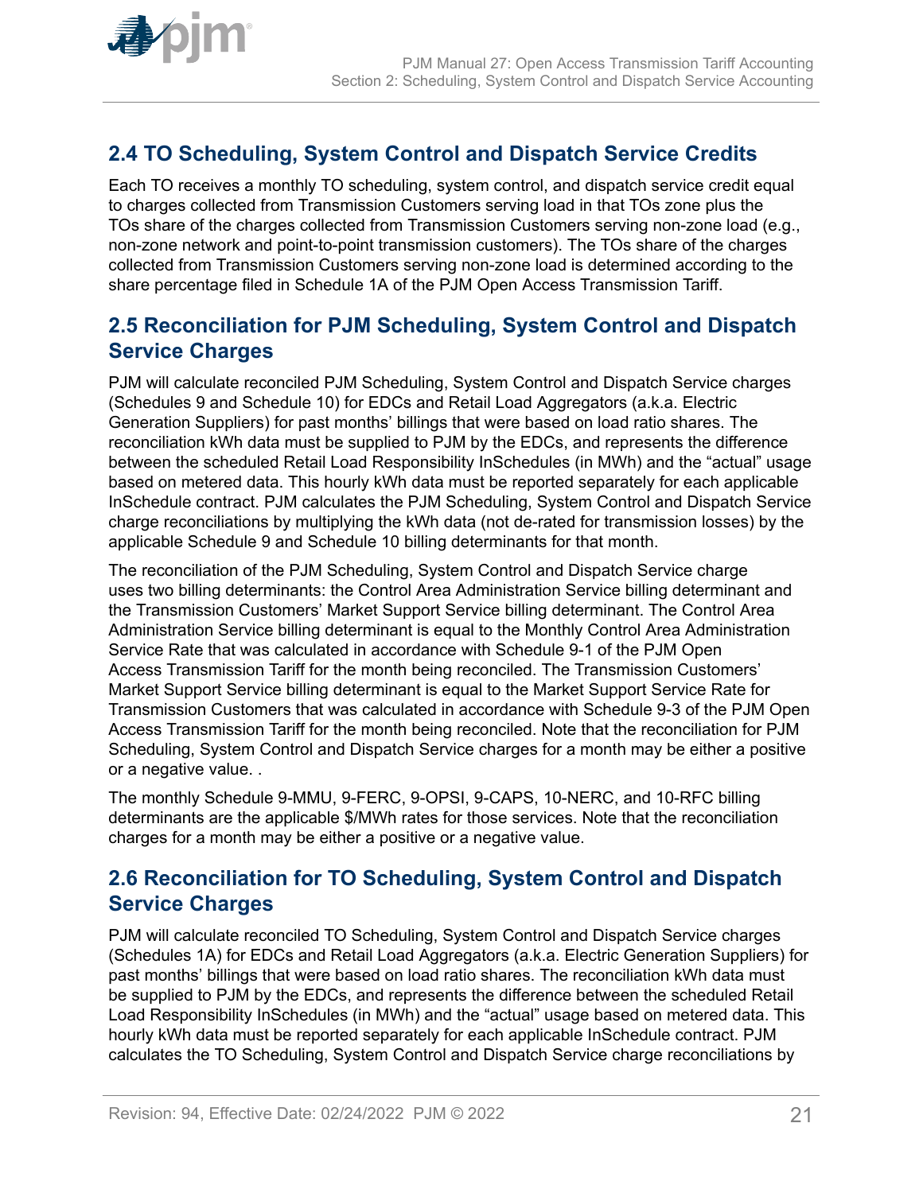## 2.4 TO Scheduling, System Control and Dispatch Service Credits

Each TO receives a monthly TO scheduling, system control, and dispatch service credit equal to charges collected from Transmission Customers serving load in that TOs zone plus the TOs share of the charges collected from Transmission Customers serving non-zone load (e.g., non-zone network and point-to-point transmission customers). The TOs share of the charges collected from Transmission Customers serving non-zone load is determined according to the share percentage filed in Schedule 1A of the PJM Open Access Transmission Tariff.

## 2.5 Reconciliation for PJM Scheduling, System Control and Dispatch Service Charges

PJM will calculate reconciled PJM Scheduling, System Control and Dispatch Service charges (Schedules 9 and Schedule 10) for EDCs and Retail Load Aggregators (a.k.a. Electric Generation Suppliers) for past months' billings that were based on load ratio shares. The reconciliation kWh data must be supplied to PJM by the EDCs, and represents the difference between the scheduled Retail Load Responsibility InSchedules (in MWh) and the "actual" usage based on metered data. This hourly kWh data must be reported separately for each applicable InSchedule contract. PJM calculates the PJM Scheduling, System Control and Dispatch Service charge reconciliations by multiplying the kWh data (not de-rated for transmission losses) by the applicable Schedule 9 and Schedule 10 billing determinants for that month.

The reconciliation of the PJM Scheduling, System Control and Dispatch Service charge uses two billing determinants: the Control Area Administration Service billing determinant and the Transmission Customers' Market Support Service billing determinant. The Control Area Administration Service billing determinant is equal to the Monthly Control Area Administration Service Rate that was calculated in accordance with Schedule 9-1 of the PJM Open Access Transmission Tariff for the month being reconciled. The Transmission Customers' Market Support Service billing determinant is equal to the Market Support Service Rate for Transmission Customers that was calculated in accordance with Schedule 9-3 of the PJM Open Access Transmission Tariff for the month being reconciled. Note that the reconciliation for PJM Scheduling, System Control and Dispatch Service charges for a month may be either a positive or a negative value. .

The monthly Schedule 9-MMU, 9-FERC, 9-OPSI, 9-CAPS, 10-NERC, and 10-RFC billing determinants are the applicable $/MWh rates for those services. Note that the reconciliation charges for a month may be either a positive or a negative value.

## 2.6 Reconciliation for TO Scheduling, System Control and Dispatch Service Charges

PJM will calculate reconciled TO Scheduling, System Control and Dispatch Service charges (Schedules 1A) for EDCs and Retail Load Aggregators (a.k.a. Electric Generation Suppliers) for past months' billings that were based on load ratio shares. The reconciliation kWh data must be supplied to PJM by the EDCs, and represents the difference between the scheduled Retail Load Responsibility InSchedules (in MWh) and the "actual" usage based on metered data. This hourly kWh data must be reported separately for each applicable InSchedule contract. PJM calculates the TO Scheduling, System Control and Dispatch Service charge reconciliations by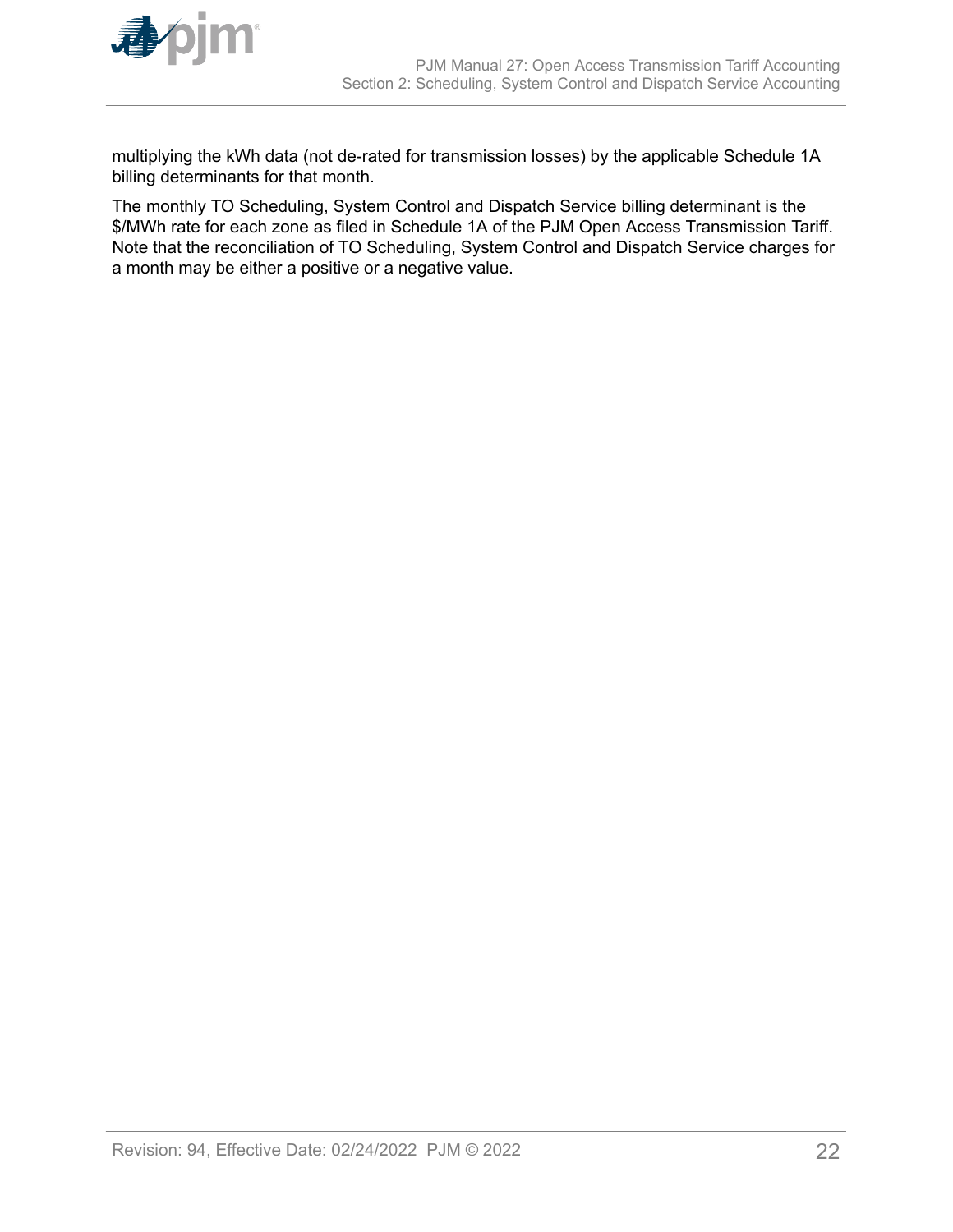multiplying the kWh data (not de-rated for transmission losses) by the applicable Schedule 1A billing determinants for that month.

The monthly TO Scheduling, System Control and Dispatch Service billing determinant is the $/MWh rate for each zone as filed in Schedule 1A of the PJM Open Access Transmission Tariff. Note that the reconciliation of TO Scheduling, System Control and Dispatch Service charges for a month may be either a positive or a negative value.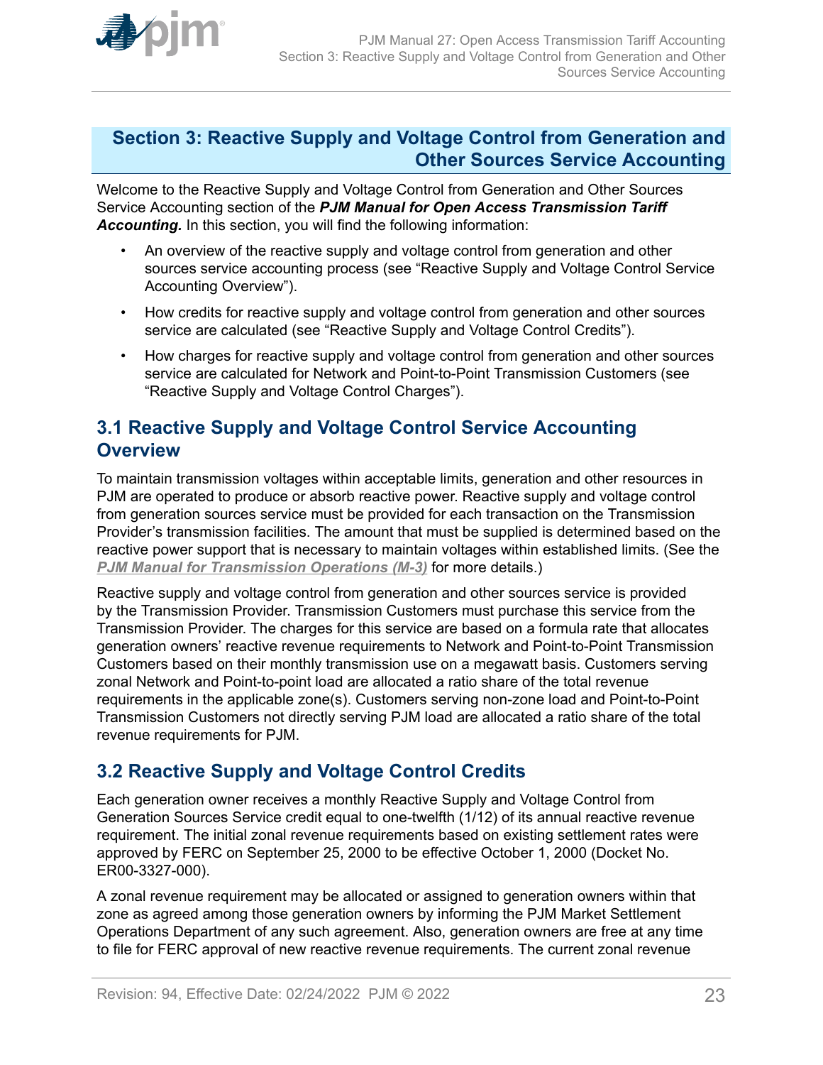# Section 3: Reactive Supply and Voltage Control from Generation and Other Sources Service Accounting

Welcome to the Reactive Supply and Voltage Control from Generation and Other Sources Service Accounting section of the ***PJM Manual for Open Access Transmission Tariff Accounting.*** In this section, you will find the following information:

- An overview of the reactive supply and voltage control from generation and other sources service accounting process (see "Reactive Supply and Voltage Control Service Accounting Overview").
- How credits for reactive supply and voltage control from generation and other sources service are calculated (see "Reactive Supply and Voltage Control Credits").
- How charges for reactive supply and voltage control from generation and other sources service are calculated for Network and Point-to-Point Transmission Customers (see "Reactive Supply and Voltage Control Charges").

## 3.1 Reactive Supply and Voltage Control Service Accounting Overview

To maintain transmission voltages within acceptable limits, generation and other resources in PJM are operated to produce or absorb reactive power. Reactive supply and voltage control from generation sources service must be provided for each transaction on the Transmission Provider's transmission facilities. The amount that must be supplied is determined based on the reactive power support that is necessary to maintain voltages within established limits. (See the ***PJM Manual for Transmission Operations (M-3)*** for more details.)

Reactive supply and voltage control from generation and other sources service is provided by the Transmission Provider. Transmission Customers must purchase this service from the Transmission Provider. The charges for this service are based on a formula rate that allocates generation owners' reactive revenue requirements to Network and Point-to-Point Transmission Customers based on their monthly transmission use on a megawatt basis. Customers serving zonal Network and Point-to-point load are allocated a ratio share of the total revenue requirements in the applicable zone(s). Customers serving non-zone load and Point-to-Point Transmission Customers not directly serving PJM load are allocated a ratio share of the total revenue requirements for PJM.

## 3.2 Reactive Supply and Voltage Control Credits

Each generation owner receives a monthly Reactive Supply and Voltage Control from Generation Sources Service credit equal to one-twelfth (1/12) of its annual reactive revenue requirement. The initial zonal revenue requirements based on existing settlement rates were approved by FERC on September 25, 2000 to be effective October 1, 2000 (Docket No. ER00-3327-000).

A zonal revenue requirement may be allocated or assigned to generation owners within that zone as agreed among those generation owners by informing the PJM Market Settlement Operations Department of any such agreement. Also, generation owners are free at any time to file for FERC approval of new reactive revenue requirements. The current zonal revenue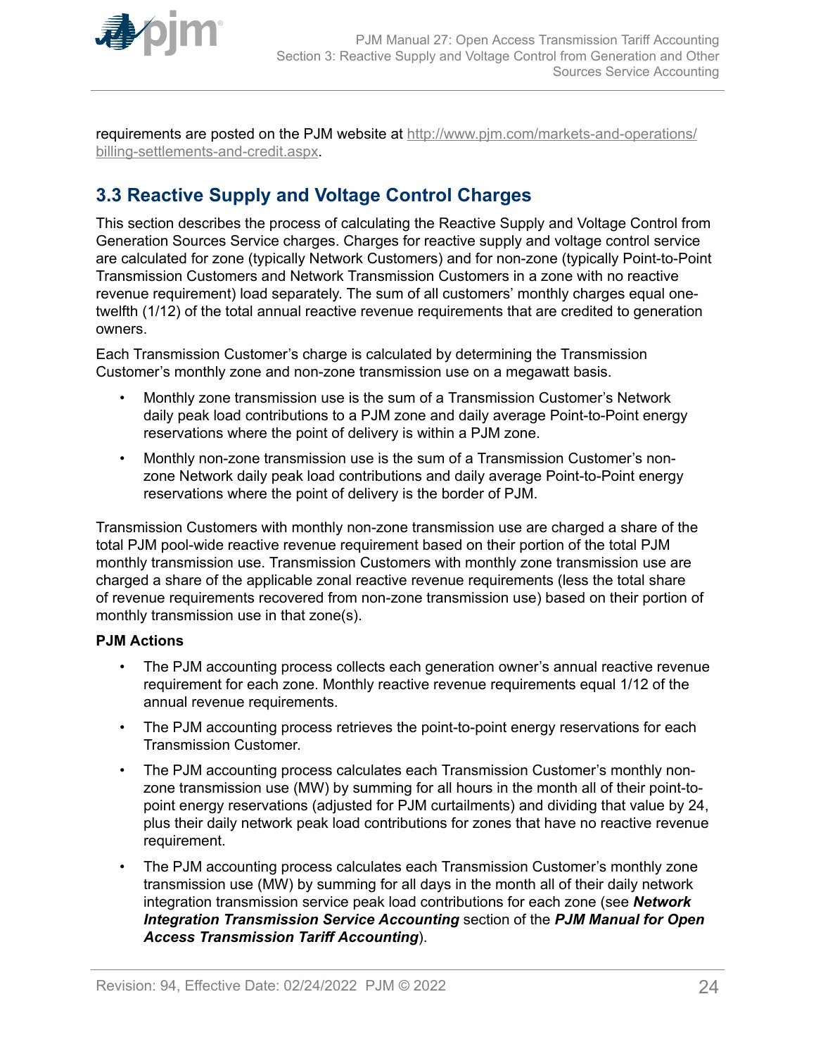requirements are posted on the PJM website at http://www.pjm.com/markets-and-operations/billing-settlements-and-credit.aspx.

## 3.3 Reactive Supply and Voltage Control Charges

This section describes the process of calculating the Reactive Supply and Voltage Control from Generation Sources Service charges. Charges for reactive supply and voltage control service are calculated for zone (typically Network Customers) and for non-zone (typically Point-to-Point Transmission Customers and Network Transmission Customers in a zone with no reactive revenue requirement) load separately. The sum of all customers' monthly charges equal one-twelfth (1/12) of the total annual reactive revenue requirements that are credited to generation owners.

Each Transmission Customer's charge is calculated by determining the Transmission Customer's monthly zone and non-zone transmission use on a megawatt basis.

- Monthly zone transmission use is the sum of a Transmission Customer's Network daily peak load contributions to a PJM zone and daily average Point-to-Point energy reservations where the point of delivery is within a PJM zone.
- Monthly non-zone transmission use is the sum of a Transmission Customer's non-zone Network daily peak load contributions and daily average Point-to-Point energy reservations where the point of delivery is the border of PJM.

Transmission Customers with monthly non-zone transmission use are charged a share of the total PJM pool-wide reactive revenue requirement based on their portion of the total PJM monthly transmission use. Transmission Customers with monthly zone transmission use are charged a share of the applicable zonal reactive revenue requirements (less the total share of revenue requirements recovered from non-zone transmission use) based on their portion of monthly transmission use in that zone(s).

**PJM Actions**

- The PJM accounting process collects each generation owner's annual reactive revenue requirement for each zone. Monthly reactive revenue requirements equal 1/12 of the annual revenue requirements.
- The PJM accounting process retrieves the point-to-point energy reservations for each Transmission Customer.
- The PJM accounting process calculates each Transmission Customer's monthly non-zone transmission use (MW) by summing for all hours in the month all of their point-to-point energy reservations (adjusted for PJM curtailments) and dividing that value by 24, plus their daily network peak load contributions for zones that have no reactive revenue requirement.
- The PJM accounting process calculates each Transmission Customer's monthly zone transmission use (MW) by summing for all days in the month all of their daily network integration transmission service peak load contributions for each zone (see ***Network Integration Transmission Service Accounting*** section of the ***PJM Manual for Open Access Transmission Tariff Accounting***).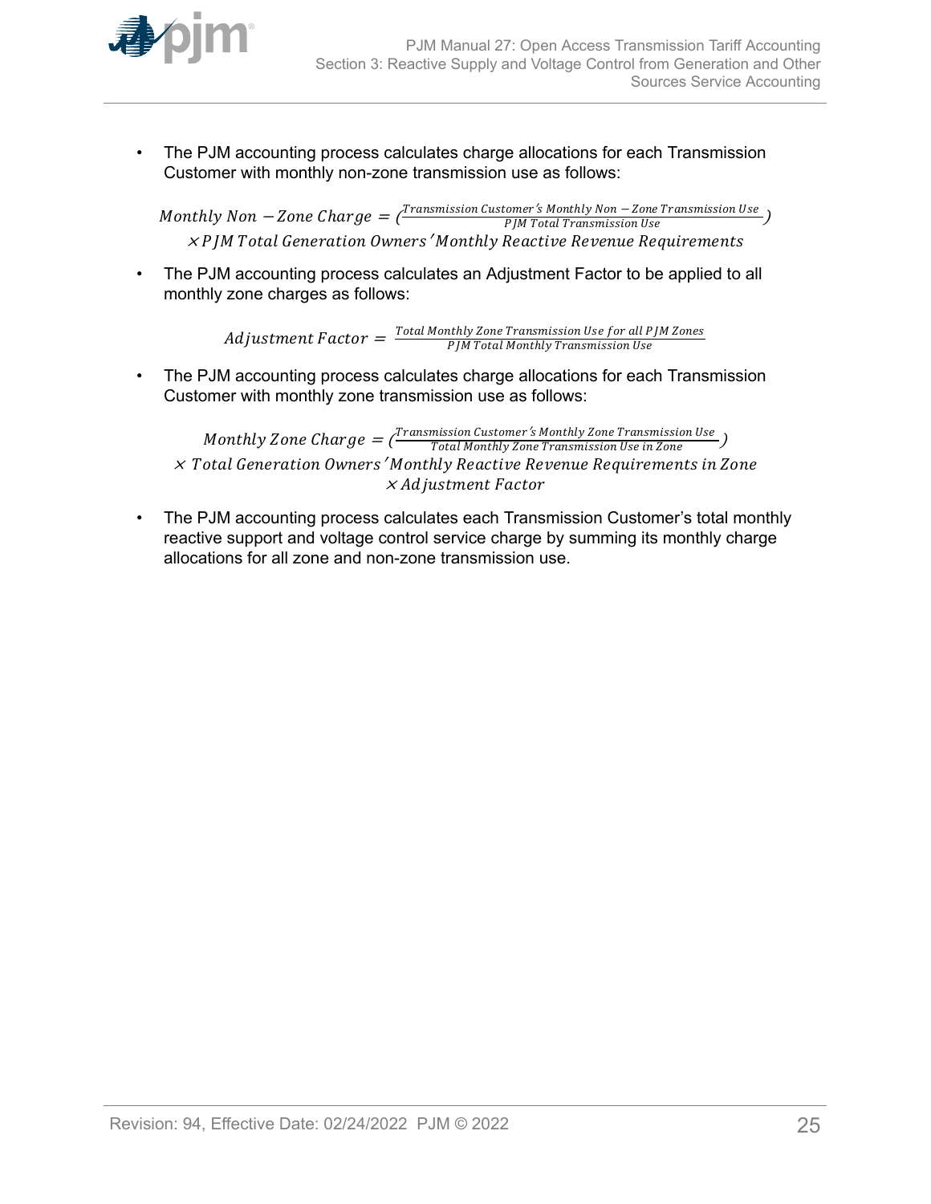- The PJM accounting process calculates charge allocations for each Transmission Customer with monthly non-zone transmission use as follows:

$$Monthly\ Non-Zone\ Charge = \left(\frac{Transmission\ Customer's\ Monthly\ Non-Zone\ Transmission\ Use}{PJM\ Total\ Transmission\ Use}\right) \times PJM\ Total\ Generation\ Owners'\ Monthly\ Reactive\ Revenue\ Requirements$$

- The PJM accounting process calculates an Adjustment Factor to be applied to all monthly zone charges as follows:

$$Adjustment\ Factor = \frac{Total\ Monthly\ Zone\ Transmission\ Use\ for\ all\ PJM\ Zones}{PJM\ Total\ Monthly\ Transmission\ Use}$$

- The PJM accounting process calculates charge allocations for each Transmission Customer with monthly zone transmission use as follows:

$$Monthly\ Zone\ Charge = \left(\frac{Transmission\ Customer's\ Monthly\ Zone\ Transmission\ Use}{Total\ Monthly\ Zone\ Transmission\ Use\ in\ Zone}\right) \times Total\ Generation\ Owners'\ Monthly\ Reactive\ Revenue\ Requirements\ in\ Zone \times Adjustment\ Factor$$

- The PJM accounting process calculates each Transmission Customer's total monthly reactive support and voltage control service charge by summing its monthly charge allocations for all zone and non-zone transmission use.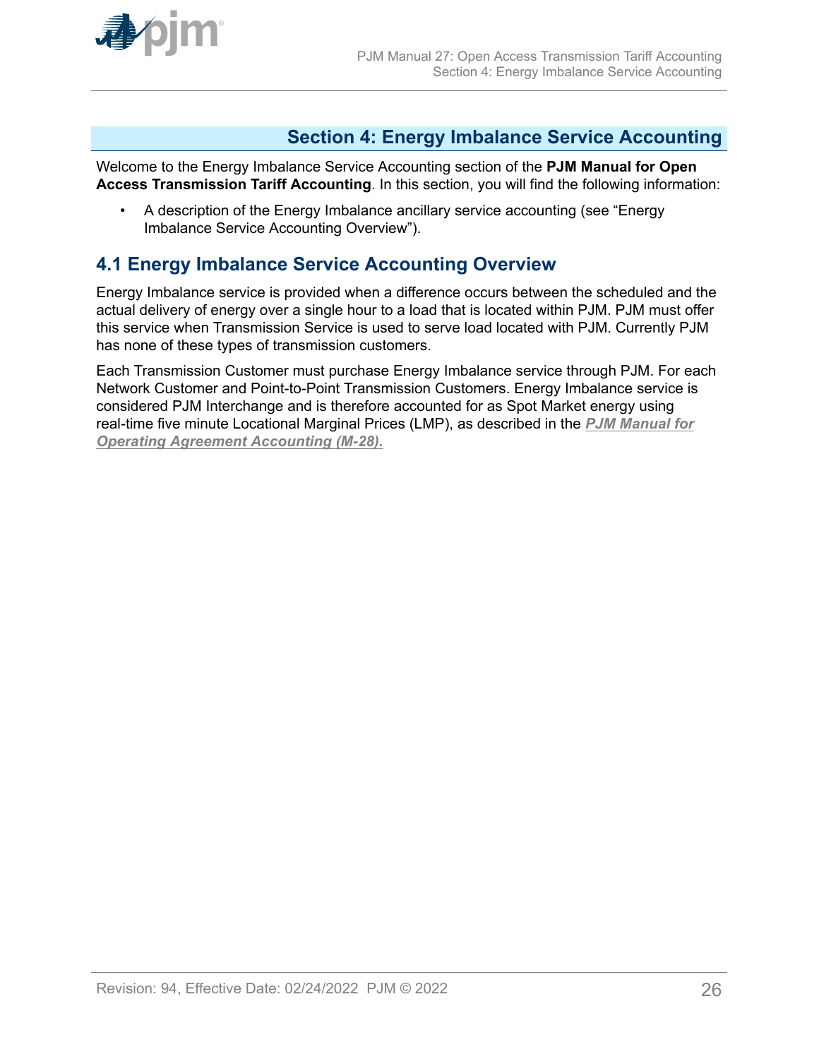## Section 4: Energy Imbalance Service Accounting

Welcome to the Energy Imbalance Service Accounting section of the **PJM Manual for Open Access Transmission Tariff Accounting**. In this section, you will find the following information:

- A description of the Energy Imbalance ancillary service accounting (see "Energy Imbalance Service Accounting Overview").

### 4.1 Energy Imbalance Service Accounting Overview

Energy Imbalance service is provided when a difference occurs between the scheduled and the actual delivery of energy over a single hour to a load that is located within PJM. PJM must offer this service when Transmission Service is used to serve load located with PJM. Currently PJM has none of these types of transmission customers.

Each Transmission Customer must purchase Energy Imbalance service through PJM. For each Network Customer and Point-to-Point Transmission Customers. Energy Imbalance service is considered PJM Interchange and is therefore accounted for as Spot Market energy using real-time five minute Locational Marginal Prices (LMP), as described in the ***PJM Manual for Operating Agreement Accounting (M-28).***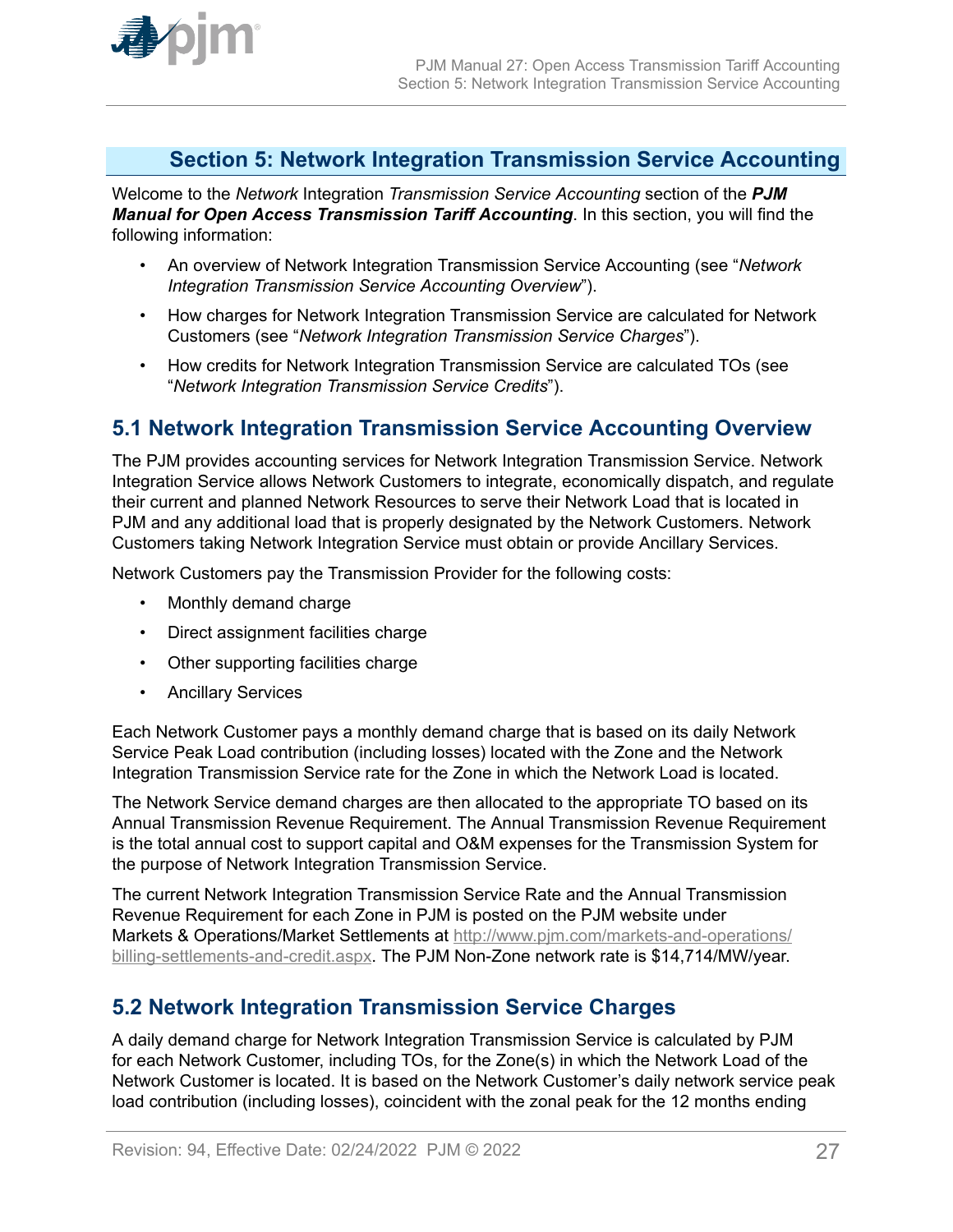# Section 5: Network Integration Transmission Service Accounting

Welcome to the *Network* Integration *Transmission Service Accounting* section of the ***PJM Manual for Open Access Transmission Tariff Accounting***. In this section, you will find the following information:

- An overview of Network Integration Transmission Service Accounting (see "*Network Integration Transmission Service Accounting Overview*").
- How charges for Network Integration Transmission Service are calculated for Network Customers (see "*Network Integration Transmission Service Charges*").
- How credits for Network Integration Transmission Service are calculated TOs (see "*Network Integration Transmission Service Credits*").

## 5.1 Network Integration Transmission Service Accounting Overview

The PJM provides accounting services for Network Integration Transmission Service. Network Integration Service allows Network Customers to integrate, economically dispatch, and regulate their current and planned Network Resources to serve their Network Load that is located in PJM and any additional load that is properly designated by the Network Customers. Network Customers taking Network Integration Service must obtain or provide Ancillary Services.

Network Customers pay the Transmission Provider for the following costs:

- Monthly demand charge
- Direct assignment facilities charge
- Other supporting facilities charge
- Ancillary Services

Each Network Customer pays a monthly demand charge that is based on its daily Network Service Peak Load contribution (including losses) located with the Zone and the Network Integration Transmission Service rate for the Zone in which the Network Load is located.

The Network Service demand charges are then allocated to the appropriate TO based on its Annual Transmission Revenue Requirement. The Annual Transmission Revenue Requirement is the total annual cost to support capital and O&M expenses for the Transmission System for the purpose of Network Integration Transmission Service.

The current Network Integration Transmission Service Rate and the Annual Transmission Revenue Requirement for each Zone in PJM is posted on the PJM website under Markets & Operations/Market Settlements at http://www.pjm.com/markets-and-operations/billing-settlements-and-credit.aspx. The PJM Non-Zone network rate is $14,714/MW/year.

## 5.2 Network Integration Transmission Service Charges

A daily demand charge for Network Integration Transmission Service is calculated by PJM for each Network Customer, including TOs, for the Zone(s) in which the Network Load of the Network Customer is located. It is based on the Network Customer's daily network service peak load contribution (including losses), coincident with the zonal peak for the 12 months ending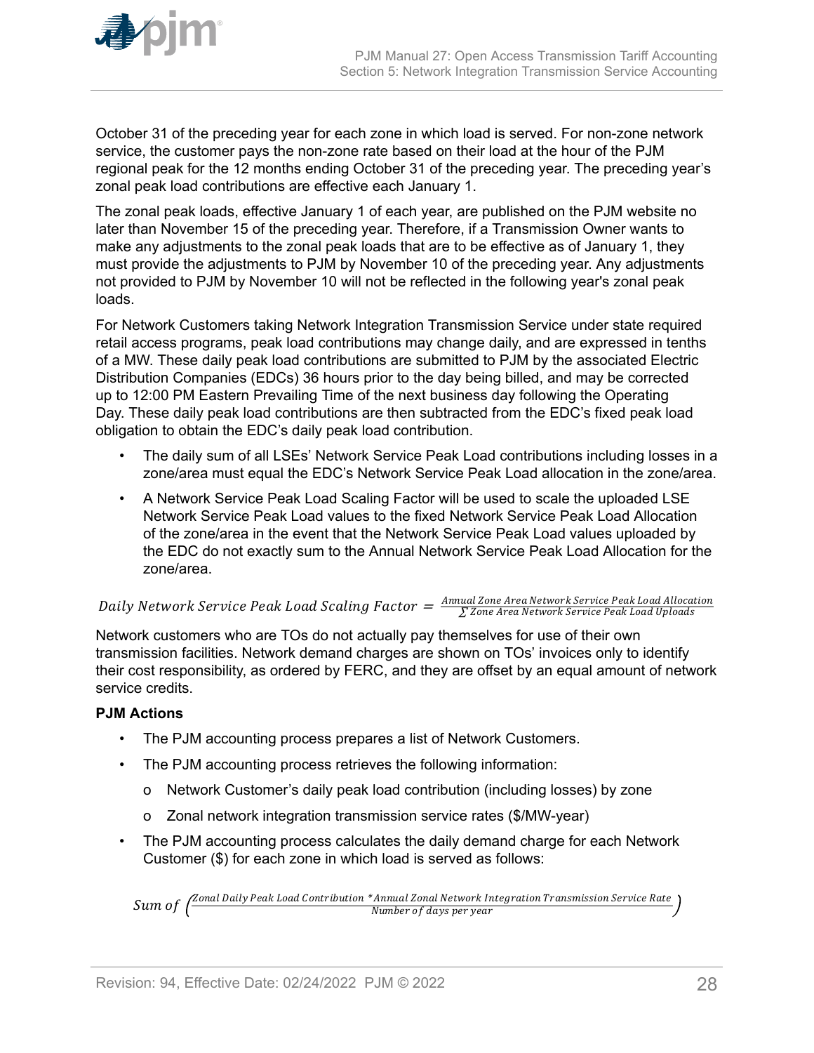October 31 of the preceding year for each zone in which load is served. For non-zone network service, the customer pays the non-zone rate based on their load at the hour of the PJM regional peak for the 12 months ending October 31 of the preceding year. The preceding year's zonal peak load contributions are effective each January 1.

The zonal peak loads, effective January 1 of each year, are published on the PJM website no later than November 15 of the preceding year. Therefore, if a Transmission Owner wants to make any adjustments to the zonal peak loads that are to be effective as of January 1, they must provide the adjustments to PJM by November 10 of the preceding year. Any adjustments not provided to PJM by November 10 will not be reflected in the following year's zonal peak loads.

For Network Customers taking Network Integration Transmission Service under state required retail access programs, peak load contributions may change daily, and are expressed in tenths of a MW. These daily peak load contributions are submitted to PJM by the associated Electric Distribution Companies (EDCs) 36 hours prior to the day being billed, and may be corrected up to 12:00 PM Eastern Prevailing Time of the next business day following the Operating Day. These daily peak load contributions are then subtracted from the EDC's fixed peak load obligation to obtain the EDC's daily peak load contribution.

- The daily sum of all LSEs' Network Service Peak Load contributions including losses in a zone/area must equal the EDC's Network Service Peak Load allocation in the zone/area.
- A Network Service Peak Load Scaling Factor will be used to scale the uploaded LSE Network Service Peak Load values to the fixed Network Service Peak Load Allocation of the zone/area in the event that the Network Service Peak Load values uploaded by the EDC do not exactly sum to the Annual Network Service Peak Load Allocation for the zone/area.

$$Daily\ Network\ Service\ Peak\ Load\ Scaling\ Factor = \frac{Annual\ Zone\ Area\ Network\ Service\ Peak\ Load\ Allocation}{\sum Zone\ Area\ Network\ Service\ Peak\ Load\ Uploads}$$

Network customers who are TOs do not actually pay themselves for use of their own transmission facilities. Network demand charges are shown on TOs' invoices only to identify their cost responsibility, as ordered by FERC, and they are offset by an equal amount of network service credits.

**PJM Actions**

- The PJM accounting process prepares a list of Network Customers.
- The PJM accounting process retrieves the following information:
  - Network Customer's daily peak load contribution (including losses) by zone
  - Zonal network integration transmission service rates ($/MW-year)
- The PJM accounting process calculates the daily demand charge for each Network Customer ($) for each zone in which load is served as follows:

$$Sum\ of\ \left(\frac{Zonal\ Daily\ Peak\ Load\ Contribution\ *\ Annual\ Zonal\ Network\ Integration\ Transmission\ Service\ Rate}{Number\ of\ days\ per\ year}\right)$$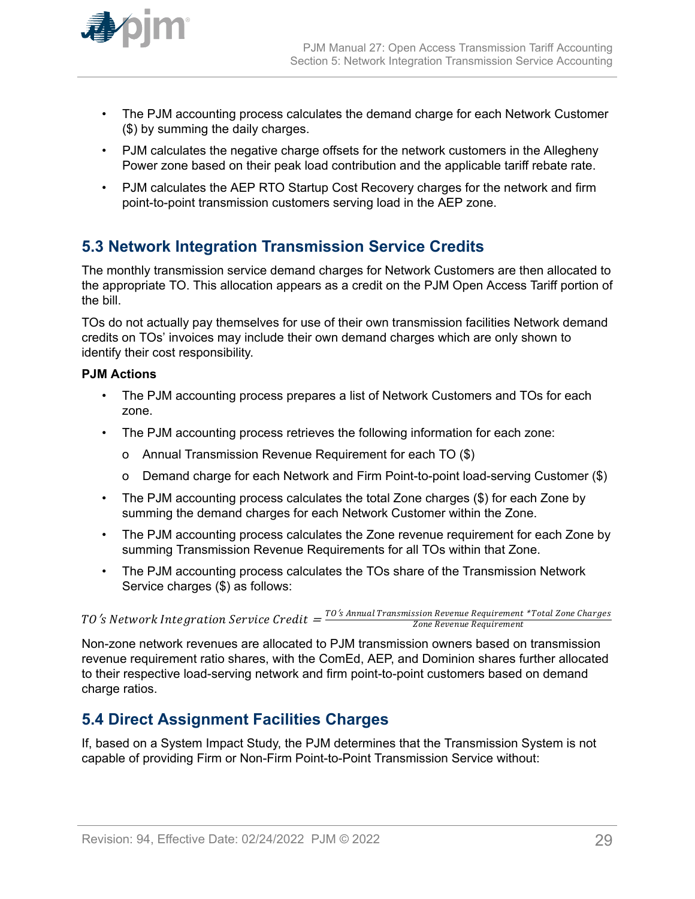- The PJM accounting process calculates the demand charge for each Network Customer ($) by summing the daily charges.
- PJM calculates the negative charge offsets for the network customers in the Allegheny Power zone based on their peak load contribution and the applicable tariff rebate rate.
- PJM calculates the AEP RTO Startup Cost Recovery charges for the network and firm point-to-point transmission customers serving load in the AEP zone.

## 5.3 Network Integration Transmission Service Credits

The monthly transmission service demand charges for Network Customers are then allocated to the appropriate TO. This allocation appears as a credit on the PJM Open Access Tariff portion of the bill.

TOs do not actually pay themselves for use of their own transmission facilities Network demand credits on TOs' invoices may include their own demand charges which are only shown to identify their cost responsibility.

**PJM Actions**

- The PJM accounting process prepares a list of Network Customers and TOs for each zone.
- The PJM accounting process retrieves the following information for each zone:
  - o Annual Transmission Revenue Requirement for each TO ($)
  - o Demand charge for each Network and Firm Point-to-point load-serving Customer ($)
- The PJM accounting process calculates the total Zone charges ($) for each Zone by summing the demand charges for each Network Customer within the Zone.
- The PJM accounting process calculates the Zone revenue requirement for each Zone by summing Transmission Revenue Requirements for all TOs within that Zone.
- The PJM accounting process calculates the TOs share of the Transmission Network Service charges ($) as follows:

$$TO's\ Network\ Integration\ Service\ Credit = \frac{TO's\ Annual\ Transmission\ Revenue\ Requirement\ *Total\ Zone\ Charges}{Zone\ Revenue\ Requirement}$$

Non-zone network revenues are allocated to PJM transmission owners based on transmission revenue requirement ratio shares, with the ComEd, AEP, and Dominion shares further allocated to their respective load-serving network and firm point-to-point customers based on demand charge ratios.

## 5.4 Direct Assignment Facilities Charges

If, based on a System Impact Study, the PJM determines that the Transmission System is not capable of providing Firm or Non-Firm Point-to-Point Transmission Service without: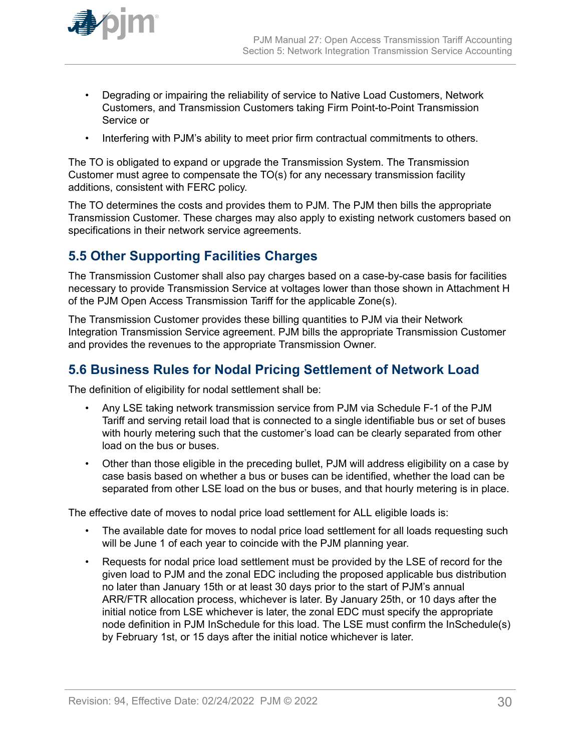- Degrading or impairing the reliability of service to Native Load Customers, Network Customers, and Transmission Customers taking Firm Point-to-Point Transmission Service or
- Interfering with PJM's ability to meet prior firm contractual commitments to others.

The TO is obligated to expand or upgrade the Transmission System. The Transmission Customer must agree to compensate the TO(s) for any necessary transmission facility additions, consistent with FERC policy.

The TO determines the costs and provides them to PJM. The PJM then bills the appropriate Transmission Customer. These charges may also apply to existing network customers based on specifications in their network service agreements.

## 5.5 Other Supporting Facilities Charges

The Transmission Customer shall also pay charges based on a case-by-case basis for facilities necessary to provide Transmission Service at voltages lower than those shown in Attachment H of the PJM Open Access Transmission Tariff for the applicable Zone(s).

The Transmission Customer provides these billing quantities to PJM via their Network Integration Transmission Service agreement. PJM bills the appropriate Transmission Customer and provides the revenues to the appropriate Transmission Owner.

## 5.6 Business Rules for Nodal Pricing Settlement of Network Load

The definition of eligibility for nodal settlement shall be:

- Any LSE taking network transmission service from PJM via Schedule F-1 of the PJM Tariff and serving retail load that is connected to a single identifiable bus or set of buses with hourly metering such that the customer's load can be clearly separated from other load on the bus or buses.
- Other than those eligible in the preceding bullet, PJM will address eligibility on a case by case basis based on whether a bus or buses can be identified, whether the load can be separated from other LSE load on the bus or buses, and that hourly metering is in place.

The effective date of moves to nodal price load settlement for ALL eligible loads is:

- The available date for moves to nodal price load settlement for all loads requesting such will be June 1 of each year to coincide with the PJM planning year.
- Requests for nodal price load settlement must be provided by the LSE of record for the given load to PJM and the zonal EDC including the proposed applicable bus distribution no later than January 15th or at least 30 days prior to the start of PJM's annual ARR/FTR allocation process, whichever is later. By January 25th, or 10 days after the initial notice from LSE whichever is later, the zonal EDC must specify the appropriate node definition in PJM InSchedule for this load. The LSE must confirm the InSchedule(s) by February 1st, or 15 days after the initial notice whichever is later.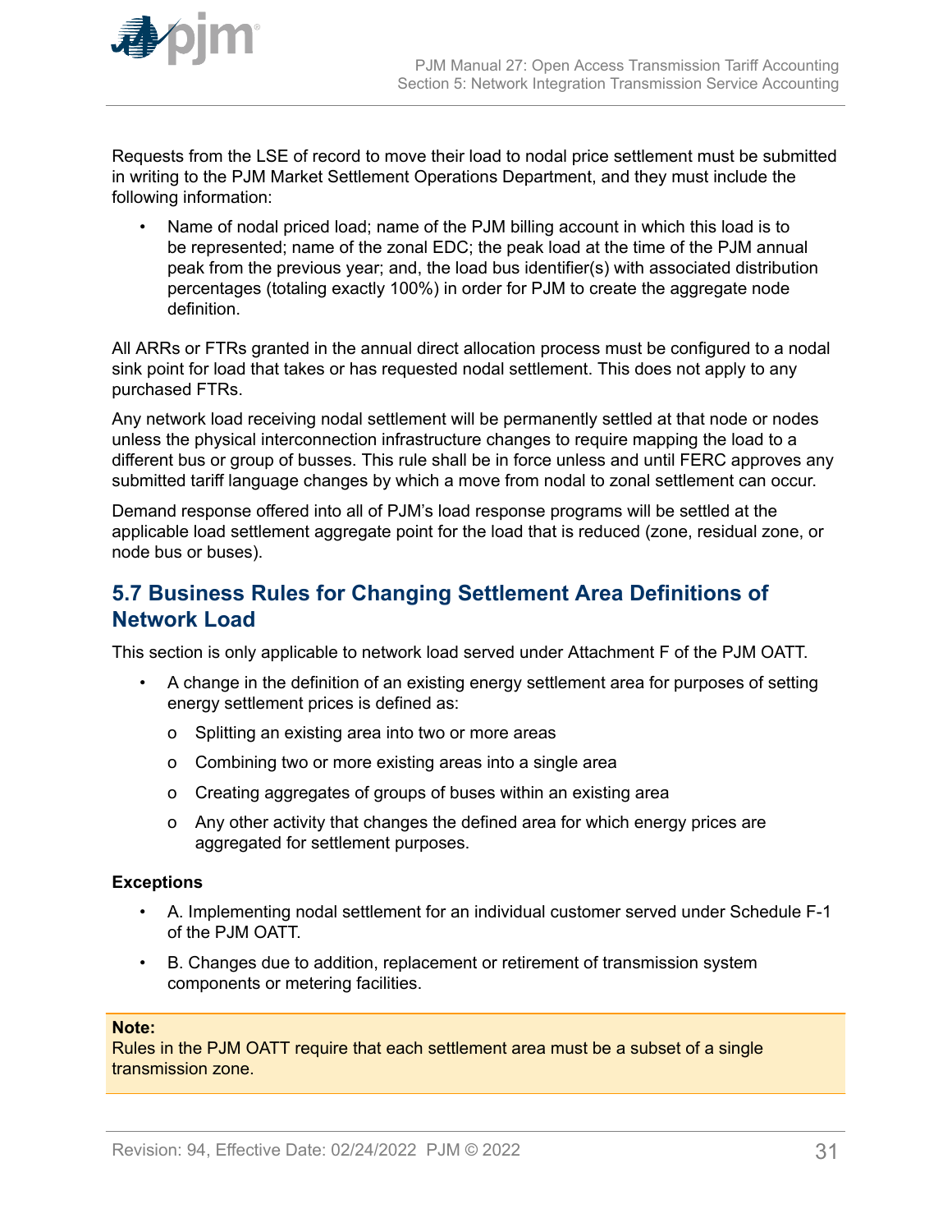Requests from the LSE of record to move their load to nodal price settlement must be submitted in writing to the PJM Market Settlement Operations Department, and they must include the following information:

- Name of nodal priced load; name of the PJM billing account in which this load is to be represented; name of the zonal EDC; the peak load at the time of the PJM annual peak from the previous year; and, the load bus identifier(s) with associated distribution percentages (totaling exactly 100%) in order for PJM to create the aggregate node definition.

All ARRs or FTRs granted in the annual direct allocation process must be configured to a nodal sink point for load that takes or has requested nodal settlement. This does not apply to any purchased FTRs.

Any network load receiving nodal settlement will be permanently settled at that node or nodes unless the physical interconnection infrastructure changes to require mapping the load to a different bus or group of busses. This rule shall be in force unless and until FERC approves any submitted tariff language changes by which a move from nodal to zonal settlement can occur.

Demand response offered into all of PJM's load response programs will be settled at the applicable load settlement aggregate point for the load that is reduced (zone, residual zone, or node bus or buses).

## 5.7 Business Rules for Changing Settlement Area Definitions of Network Load

This section is only applicable to network load served under Attachment F of the PJM OATT.

- A change in the definition of an existing energy settlement area for purposes of setting energy settlement prices is defined as:
  - Splitting an existing area into two or more areas
  - Combining two or more existing areas into a single area
  - Creating aggregates of groups of buses within an existing area
  - Any other activity that changes the defined area for which energy prices are aggregated for settlement purposes.

**Exceptions**

- A. Implementing nodal settlement for an individual customer served under Schedule F-1 of the PJM OATT.
- B. Changes due to addition, replacement or retirement of transmission system components or metering facilities.

**Note:**
Rules in the PJM OATT require that each settlement area must be a subset of a single transmission zone.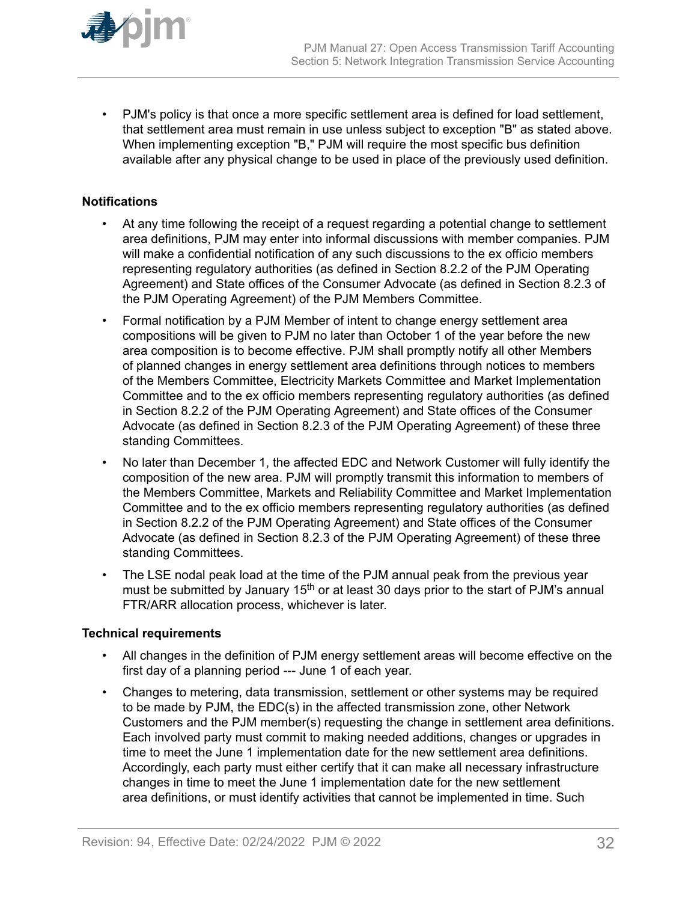- PJM's policy is that once a more specific settlement area is defined for load settlement, that settlement area must remain in use unless subject to exception "B" as stated above. When implementing exception "B," PJM will require the most specific bus definition available after any physical change to be used in place of the previously used definition.

**Notifications**

- At any time following the receipt of a request regarding a potential change to settlement area definitions, PJM may enter into informal discussions with member companies. PJM will make a confidential notification of any such discussions to the ex officio members representing regulatory authorities (as defined in Section 8.2.2 of the PJM Operating Agreement) and State offices of the Consumer Advocate (as defined in Section 8.2.3 of the PJM Operating Agreement) of the PJM Members Committee.
- Formal notification by a PJM Member of intent to change energy settlement area compositions will be given to PJM no later than October 1 of the year before the new area composition is to become effective. PJM shall promptly notify all other Members of planned changes in energy settlement area definitions through notices to members of the Members Committee, Electricity Markets Committee and Market Implementation Committee and to the ex officio members representing regulatory authorities (as defined in Section 8.2.2 of the PJM Operating Agreement) and State offices of the Consumer Advocate (as defined in Section 8.2.3 of the PJM Operating Agreement) of these three standing Committees.
- No later than December 1, the affected EDC and Network Customer will fully identify the composition of the new area. PJM will promptly transmit this information to members of the Members Committee, Markets and Reliability Committee and Market Implementation Committee and to the ex officio members representing regulatory authorities (as defined in Section 8.2.2 of the PJM Operating Agreement) and State offices of the Consumer Advocate (as defined in Section 8.2.3 of the PJM Operating Agreement) of these three standing Committees.
- The LSE nodal peak load at the time of the PJM annual peak from the previous year must be submitted by January 15th or at least 30 days prior to the start of PJM's annual FTR/ARR allocation process, whichever is later.

**Technical requirements**

- All changes in the definition of PJM energy settlement areas will become effective on the first day of a planning period --- June 1 of each year.
- Changes to metering, data transmission, settlement or other systems may be required to be made by PJM, the EDC(s) in the affected transmission zone, other Network Customers and the PJM member(s) requesting the change in settlement area definitions. Each involved party must commit to making needed additions, changes or upgrades in time to meet the June 1 implementation date for the new settlement area definitions. Accordingly, each party must either certify that it can make all necessary infrastructure changes in time to meet the June 1 implementation date for the new settlement area definitions, or must identify activities that cannot be implemented in time. Such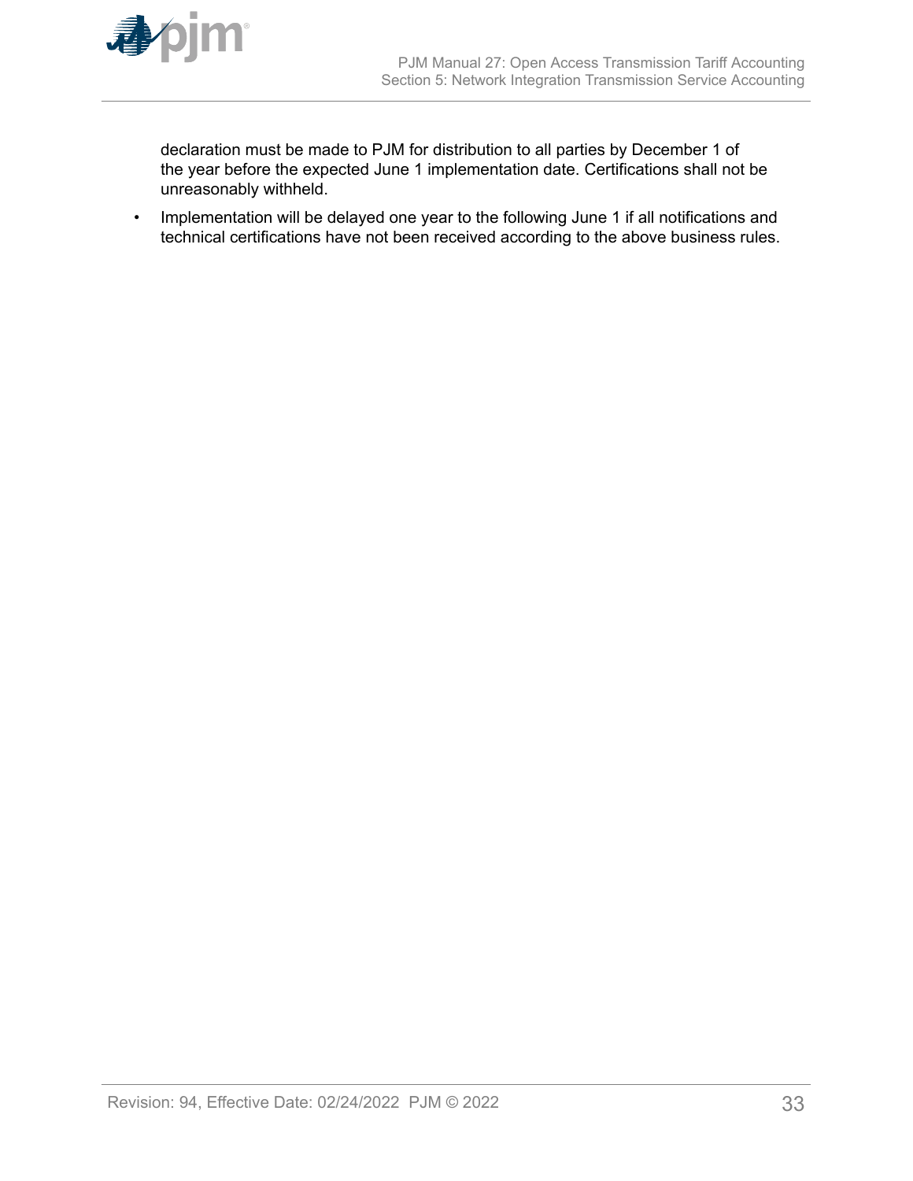declaration must be made to PJM for distribution to all parties by December 1 of the year before the expected June 1 implementation date. Certifications shall not be unreasonably withheld.

- Implementation will be delayed one year to the following June 1 if all notifications and technical certifications have not been received according to the above business rules.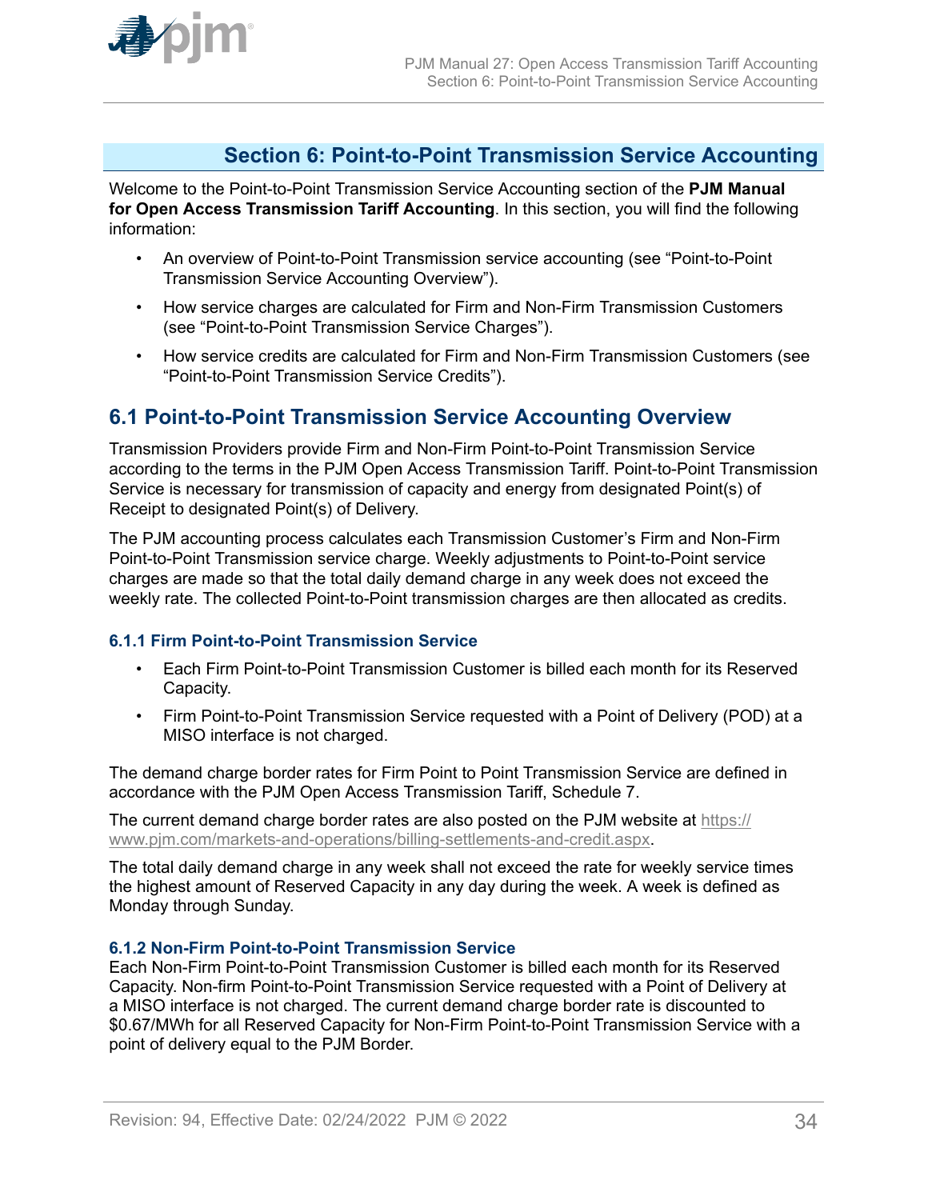# Section 6: Point-to-Point Transmission Service Accounting

Welcome to the Point-to-Point Transmission Service Accounting section of the **PJM Manual for Open Access Transmission Tariff Accounting**. In this section, you will find the following information:

- An overview of Point-to-Point Transmission service accounting (see "Point-to-Point Transmission Service Accounting Overview").
- How service charges are calculated for Firm and Non-Firm Transmission Customers (see "Point-to-Point Transmission Service Charges").
- How service credits are calculated for Firm and Non-Firm Transmission Customers (see "Point-to-Point Transmission Service Credits").

## 6.1 Point-to-Point Transmission Service Accounting Overview

Transmission Providers provide Firm and Non-Firm Point-to-Point Transmission Service according to the terms in the PJM Open Access Transmission Tariff. Point-to-Point Transmission Service is necessary for transmission of capacity and energy from designated Point(s) of Receipt to designated Point(s) of Delivery.

The PJM accounting process calculates each Transmission Customer's Firm and Non-Firm Point-to-Point Transmission service charge. Weekly adjustments to Point-to-Point service charges are made so that the total daily demand charge in any week does not exceed the weekly rate. The collected Point-to-Point transmission charges are then allocated as credits.

### 6.1.1 Firm Point-to-Point Transmission Service

- Each Firm Point-to-Point Transmission Customer is billed each month for its Reserved Capacity.
- Firm Point-to-Point Transmission Service requested with a Point of Delivery (POD) at a MISO interface is not charged.

The demand charge border rates for Firm Point to Point Transmission Service are defined in accordance with the PJM Open Access Transmission Tariff, Schedule 7.

The current demand charge border rates are also posted on the PJM website at https://www.pjm.com/markets-and-operations/billing-settlements-and-credit.aspx.

The total daily demand charge in any week shall not exceed the rate for weekly service times the highest amount of Reserved Capacity in any day during the week. A week is defined as Monday through Sunday.

### 6.1.2 Non-Firm Point-to-Point Transmission Service

Each Non-Firm Point-to-Point Transmission Customer is billed each month for its Reserved Capacity. Non-firm Point-to-Point Transmission Service requested with a Point of Delivery at a MISO interface is not charged. The current demand charge border rate is discounted to $0.67/MWh for all Reserved Capacity for Non-Firm Point-to-Point Transmission Service with a point of delivery equal to the PJM Border.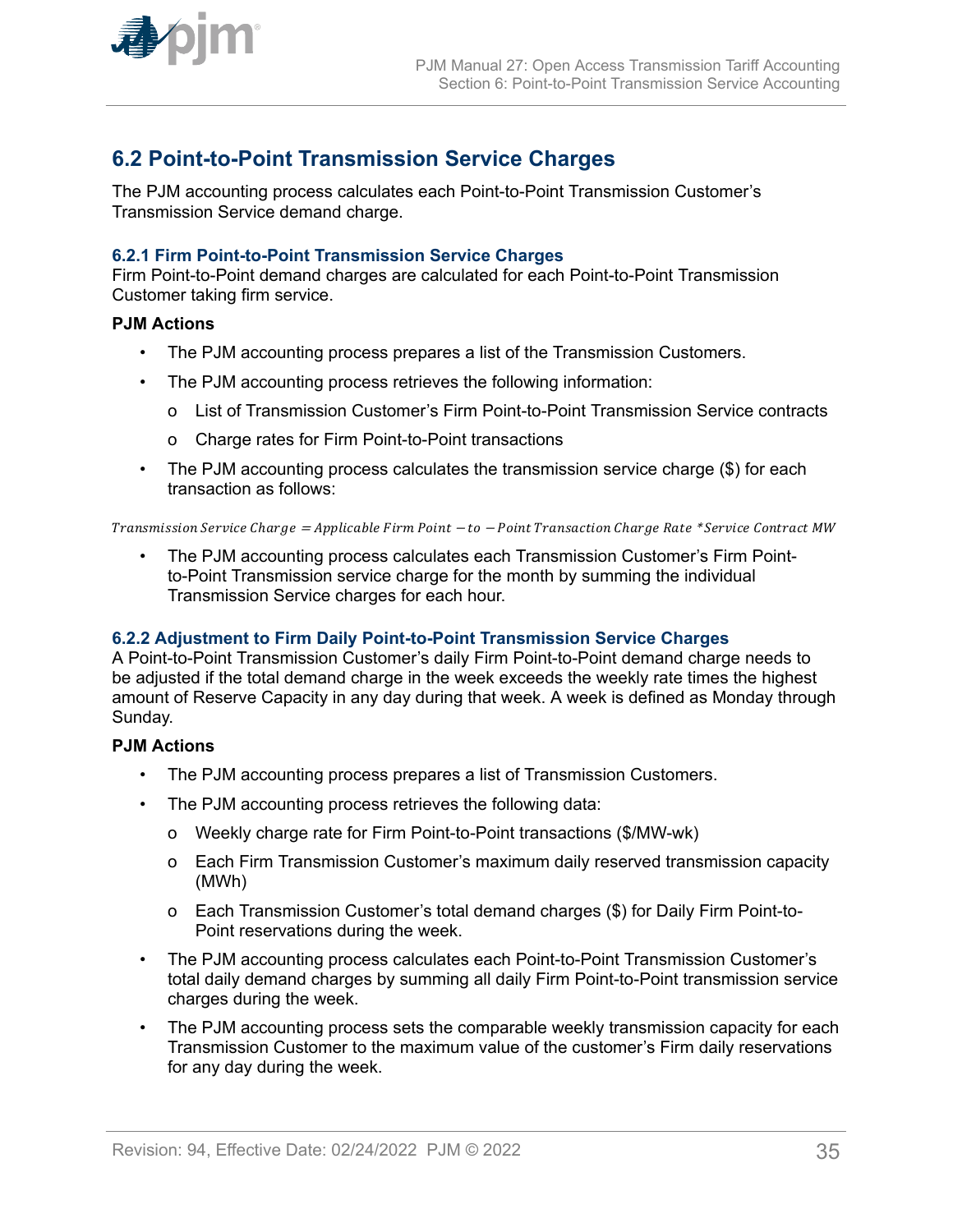## 6.2 Point-to-Point Transmission Service Charges

The PJM accounting process calculates each Point-to-Point Transmission Customer's Transmission Service demand charge.

### 6.2.1 Firm Point-to-Point Transmission Service Charges

Firm Point-to-Point demand charges are calculated for each Point-to-Point Transmission Customer taking firm service.

**PJM Actions**

- The PJM accounting process prepares a list of the Transmission Customers.
- The PJM accounting process retrieves the following information:
  - List of Transmission Customer's Firm Point-to-Point Transmission Service contracts
  - Charge rates for Firm Point-to-Point transactions
- The PJM accounting process calculates the transmission service charge ($) for each transaction as follows:

$$Transmission\ Service\ Charge = Applicable\ Firm\ Point-to-Point\ Transaction\ Charge\ Rate * Service\ Contract\ MW$$

- The PJM accounting process calculates each Transmission Customer's Firm Point-to-Point Transmission service charge for the month by summing the individual Transmission Service charges for each hour.

### 6.2.2 Adjustment to Firm Daily Point-to-Point Transmission Service Charges

A Point-to-Point Transmission Customer's daily Firm Point-to-Point demand charge needs to be adjusted if the total demand charge in the week exceeds the weekly rate times the highest amount of Reserve Capacity in any day during that week. A week is defined as Monday through Sunday.

**PJM Actions**

- The PJM accounting process prepares a list of Transmission Customers.
- The PJM accounting process retrieves the following data:
  - Weekly charge rate for Firm Point-to-Point transactions ($/MW-wk)
  - Each Firm Transmission Customer's maximum daily reserved transmission capacity (MWh)
  - Each Transmission Customer's total demand charges ($) for Daily Firm Point-to-Point reservations during the week.
- The PJM accounting process calculates each Point-to-Point Transmission Customer's total daily demand charges by summing all daily Firm Point-to-Point transmission service charges during the week.
- The PJM accounting process sets the comparable weekly transmission capacity for each Transmission Customer to the maximum value of the customer's Firm daily reservations for any day during the week.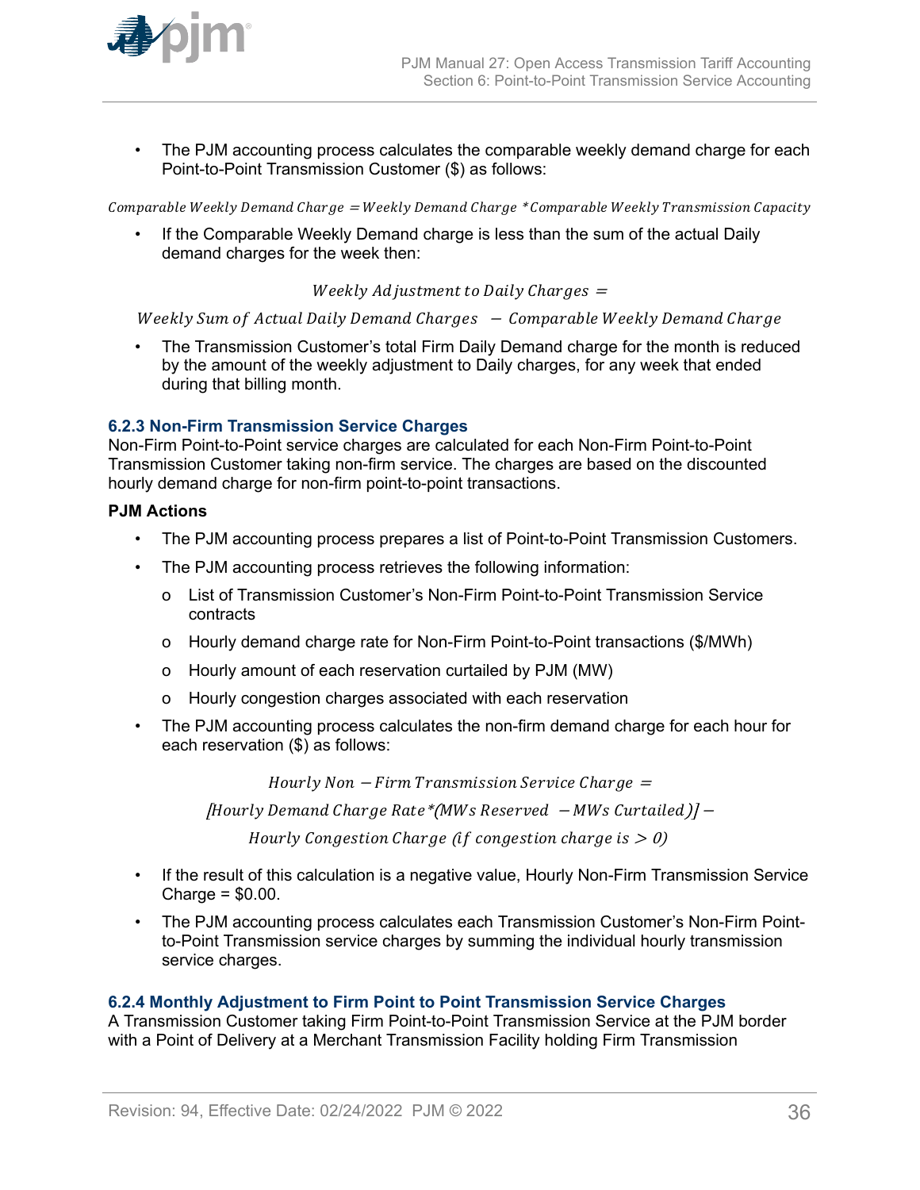- The PJM accounting process calculates the comparable weekly demand charge for each Point-to-Point Transmission Customer ($) as follows:

$$Comparable\ Weekly\ Demand\ Charge = Weekly\ Demand\ Charge * Comparable\ Weekly\ Transmission\ Capacity$$

- If the Comparable Weekly Demand charge is less than the sum of the actual Daily demand charges for the week then:

$$Weekly\ Adjustment\ to\ Daily\ Charges =$$
$$Weekly\ Sum\ of\ Actual\ Daily\ Demand\ Charges\ - Comparable\ Weekly\ Demand\ Charge$$

- The Transmission Customer's total Firm Daily Demand charge for the month is reduced by the amount of the weekly adjustment to Daily charges, for any week that ended during that billing month.

### 6.2.3 Non-Firm Transmission Service Charges

Non-Firm Point-to-Point service charges are calculated for each Non-Firm Point-to-Point Transmission Customer taking non-firm service. The charges are based on the discounted hourly demand charge for non-firm point-to-point transactions.

**PJM Actions**

- The PJM accounting process prepares a list of Point-to-Point Transmission Customers.
- The PJM accounting process retrieves the following information:
  - List of Transmission Customer's Non-Firm Point-to-Point Transmission Service contracts
  - Hourly demand charge rate for Non-Firm Point-to-Point transactions ($/MWh)
  - Hourly amount of each reservation curtailed by PJM (MW)
  - Hourly congestion charges associated with each reservation
- The PJM accounting process calculates the non-firm demand charge for each hour for each reservation ($) as follows:

$$Hourly\ Non-Firm\ Transmission\ Service\ Charge =$$
$$[Hourly\ Demand\ Charge\ Rate * (MWs\ Reserved\ - MWs\ Curtailed)] -$$
$$Hourly\ Congestion\ Charge\ (if\ congestion\ charge\ is > 0)$$

- If the result of this calculation is a negative value, Hourly Non-Firm Transmission Service Charge = $0.00.
- The PJM accounting process calculates each Transmission Customer's Non-Firm Point-to-Point Transmission service charges by summing the individual hourly transmission service charges.

### 6.2.4 Monthly Adjustment to Firm Point to Point Transmission Service Charges

A Transmission Customer taking Firm Point-to-Point Transmission Service at the PJM border with a Point of Delivery at a Merchant Transmission Facility holding Firm Transmission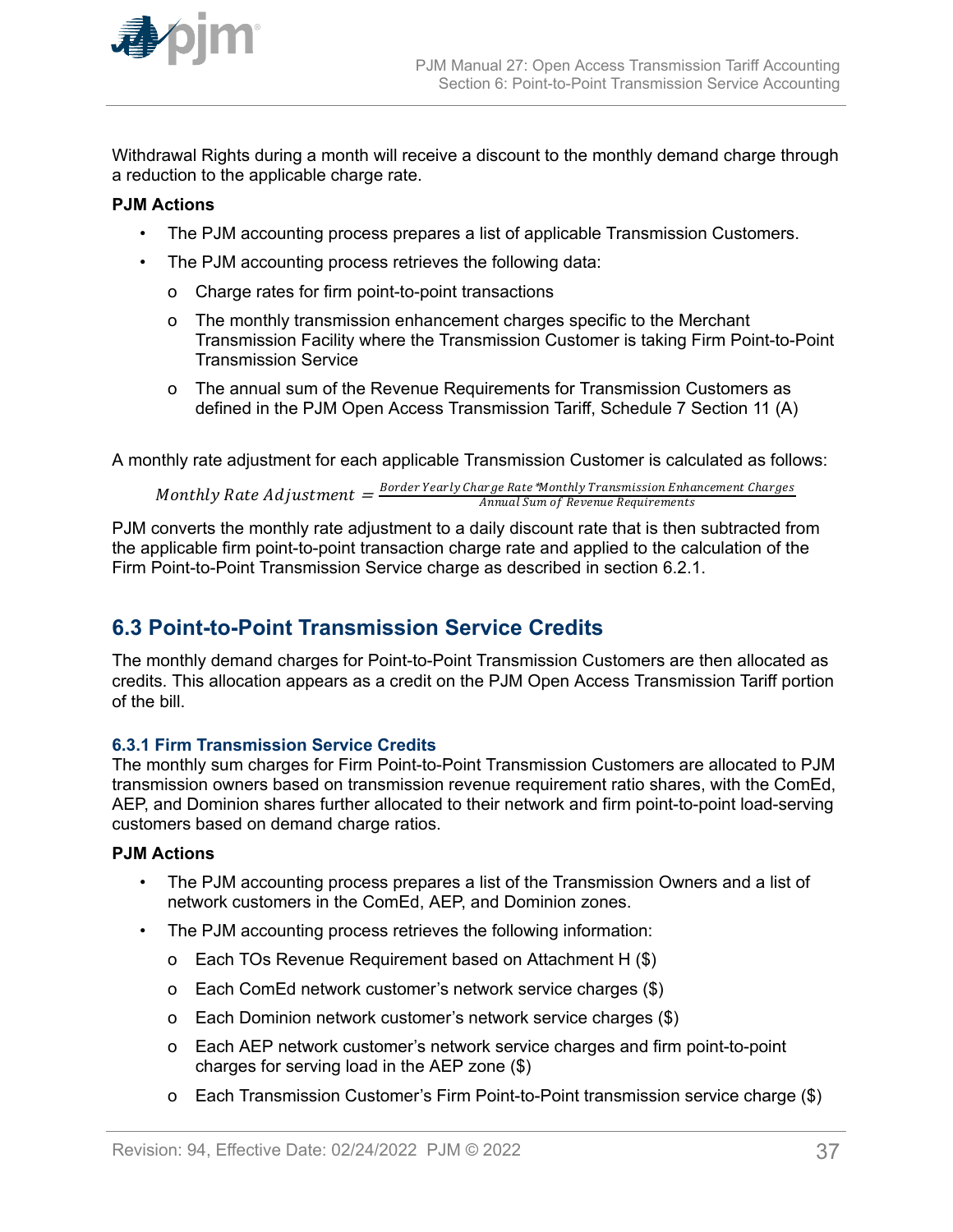Withdrawal Rights during a month will receive a discount to the monthly demand charge through a reduction to the applicable charge rate.

**PJM Actions**

- The PJM accounting process prepares a list of applicable Transmission Customers.
- The PJM accounting process retrieves the following data:
  - Charge rates for firm point-to-point transactions
  - The monthly transmission enhancement charges specific to the Merchant Transmission Facility where the Transmission Customer is taking Firm Point-to-Point Transmission Service
  - The annual sum of the Revenue Requirements for Transmission Customers as defined in the PJM Open Access Transmission Tariff, Schedule 7 Section 11 (A)

A monthly rate adjustment for each applicable Transmission Customer is calculated as follows:

$$Monthly\ Rate\ Adjustment = \frac{Border\ Yearly\ Charge\ Rate * Monthly\ Transmission\ Enhancement\ Charges}{Annual\ Sum\ of\ Revenue\ Requirements}$$

PJM converts the monthly rate adjustment to a daily discount rate that is then subtracted from the applicable firm point-to-point transaction charge rate and applied to the calculation of the Firm Point-to-Point Transmission Service charge as described in section 6.2.1.

## 6.3 Point-to-Point Transmission Service Credits

The monthly demand charges for Point-to-Point Transmission Customers are then allocated as credits. This allocation appears as a credit on the PJM Open Access Transmission Tariff portion of the bill.

### 6.3.1 Firm Transmission Service Credits

The monthly sum charges for Firm Point-to-Point Transmission Customers are allocated to PJM transmission owners based on transmission revenue requirement ratio shares, with the ComEd, AEP, and Dominion shares further allocated to their network and firm point-to-point load-serving customers based on demand charge ratios.

**PJM Actions**

- The PJM accounting process prepares a list of the Transmission Owners and a list of network customers in the ComEd, AEP, and Dominion zones.
- The PJM accounting process retrieves the following information:
  - Each TOs Revenue Requirement based on Attachment H ($)
  - Each ComEd network customer's network service charges ($)
  - Each Dominion network customer's network service charges ($)
  - Each AEP network customer's network service charges and firm point-to-point charges for serving load in the AEP zone ($)
  - Each Transmission Customer's Firm Point-to-Point transmission service charge ($)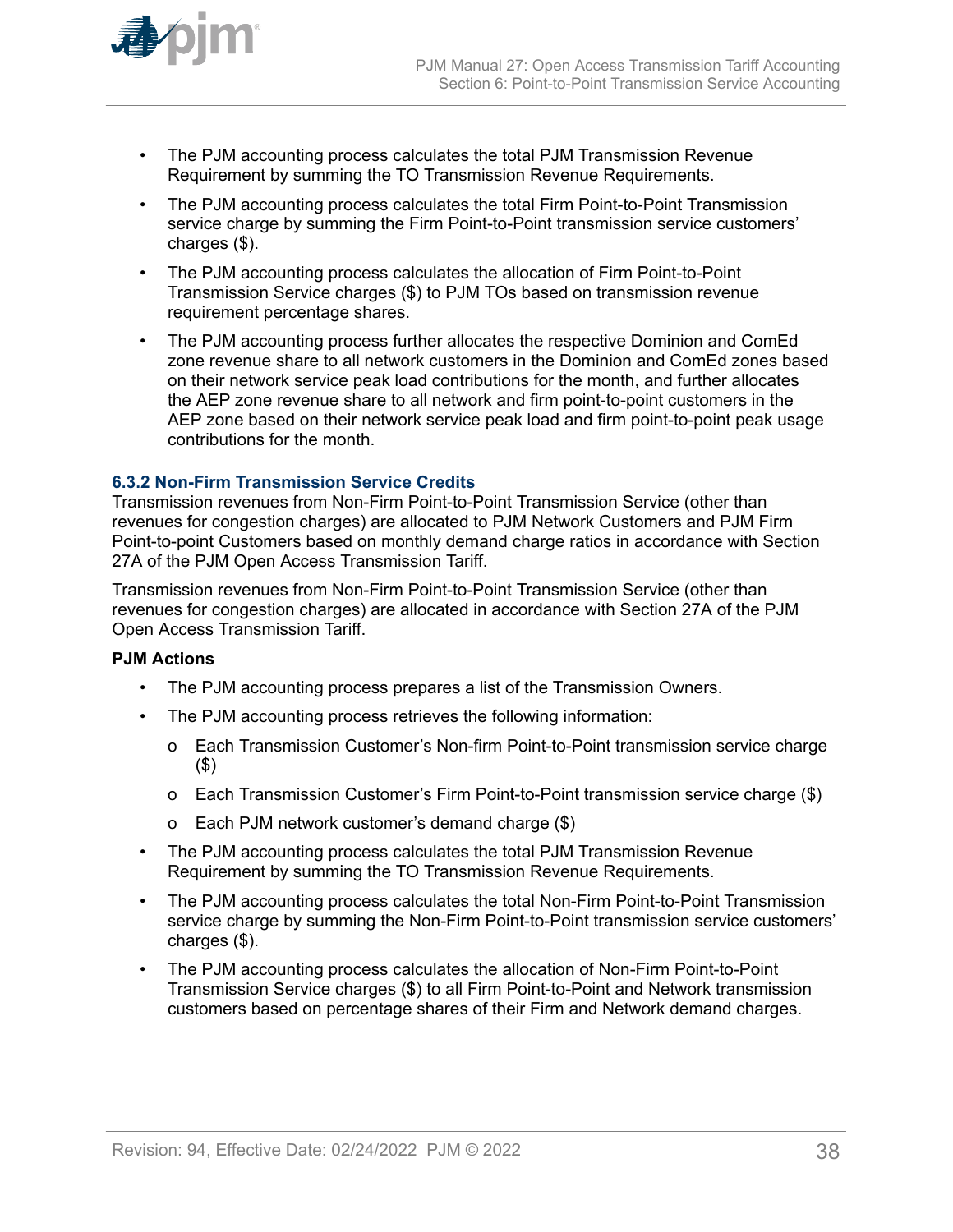- The PJM accounting process calculates the total PJM Transmission Revenue Requirement by summing the TO Transmission Revenue Requirements.
- The PJM accounting process calculates the total Firm Point-to-Point Transmission service charge by summing the Firm Point-to-Point transmission service customers' charges ($).
- The PJM accounting process calculates the allocation of Firm Point-to-Point Transmission Service charges ($) to PJM TOs based on transmission revenue requirement percentage shares.
- The PJM accounting process further allocates the respective Dominion and ComEd zone revenue share to all network customers in the Dominion and ComEd zones based on their network service peak load contributions for the month, and further allocates the AEP zone revenue share to all network and firm point-to-point customers in the AEP zone based on their network service peak load and firm point-to-point peak usage contributions for the month.

### 6.3.2 Non-Firm Transmission Service Credits

Transmission revenues from Non-Firm Point-to-Point Transmission Service (other than revenues for congestion charges) are allocated to PJM Network Customers and PJM Firm Point-to-point Customers based on monthly demand charge ratios in accordance with Section 27A of the PJM Open Access Transmission Tariff.

Transmission revenues from Non-Firm Point-to-Point Transmission Service (other than revenues for congestion charges) are allocated in accordance with Section 27A of the PJM Open Access Transmission Tariff.

**PJM Actions**

- The PJM accounting process prepares a list of the Transmission Owners.
- The PJM accounting process retrieves the following information:
  - Each Transmission Customer's Non-firm Point-to-Point transmission service charge ($)
  - Each Transmission Customer's Firm Point-to-Point transmission service charge ($)
  - Each PJM network customer's demand charge ($)
- The PJM accounting process calculates the total PJM Transmission Revenue Requirement by summing the TO Transmission Revenue Requirements.
- The PJM accounting process calculates the total Non-Firm Point-to-Point Transmission service charge by summing the Non-Firm Point-to-Point transmission service customers' charges ($).
- The PJM accounting process calculates the allocation of Non-Firm Point-to-Point Transmission Service charges ($) to all Firm Point-to-Point and Network transmission customers based on percentage shares of their Firm and Network demand charges.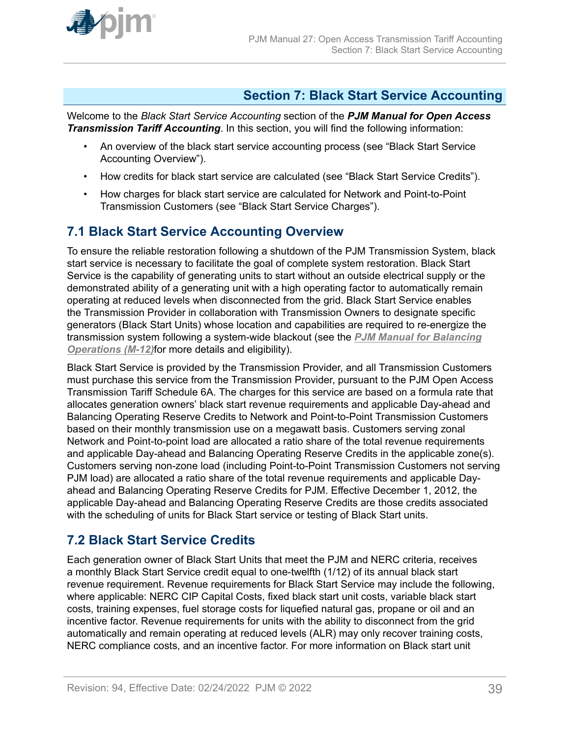# Section 7: Black Start Service Accounting

Welcome to the *Black Start Service Accounting* section of the ***PJM Manual for Open Access Transmission Tariff Accounting***. In this section, you will find the following information:

- An overview of the black start service accounting process (see "Black Start Service Accounting Overview").
- How credits for black start service are calculated (see "Black Start Service Credits").
- How charges for black start service are calculated for Network and Point-to-Point Transmission Customers (see "Black Start Service Charges").

## 7.1 Black Start Service Accounting Overview

To ensure the reliable restoration following a shutdown of the PJM Transmission System, black start service is necessary to facilitate the goal of complete system restoration. Black Start Service is the capability of generating units to start without an outside electrical supply or the demonstrated ability of a generating unit with a high operating factor to automatically remain operating at reduced levels when disconnected from the grid. Black Start Service enables the Transmission Provider in collaboration with Transmission Owners to designate specific generators (Black Start Units) whose location and capabilities are required to re-energize the transmission system following a system-wide blackout (see the ***PJM Manual for Balancing Operations (M-12)***for more details and eligibility).

Black Start Service is provided by the Transmission Provider, and all Transmission Customers must purchase this service from the Transmission Provider, pursuant to the PJM Open Access Transmission Tariff Schedule 6A. The charges for this service are based on a formula rate that allocates generation owners' black start revenue requirements and applicable Day-ahead and Balancing Operating Reserve Credits to Network and Point-to-Point Transmission Customers based on their monthly transmission use on a megawatt basis. Customers serving zonal Network and Point-to-point load are allocated a ratio share of the total revenue requirements and applicable Day-ahead and Balancing Operating Reserve Credits in the applicable zone(s). Customers serving non-zone load (including Point-to-Point Transmission Customers not serving PJM load) are allocated a ratio share of the total revenue requirements and applicable Day-ahead and Balancing Operating Reserve Credits for PJM. Effective December 1, 2012, the applicable Day-ahead and Balancing Operating Reserve Credits are those credits associated with the scheduling of units for Black Start service or testing of Black Start units.

## 7.2 Black Start Service Credits

Each generation owner of Black Start Units that meet the PJM and NERC criteria, receives a monthly Black Start Service credit equal to one-twelfth (1/12) of its annual black start revenue requirement. Revenue requirements for Black Start Service may include the following, where applicable: NERC CIP Capital Costs, fixed black start unit costs, variable black start costs, training expenses, fuel storage costs for liquefied natural gas, propane or oil and an incentive factor. Revenue requirements for units with the ability to disconnect from the grid automatically and remain operating at reduced levels (ALR) may only recover training costs, NERC compliance costs, and an incentive factor. For more information on Black start unit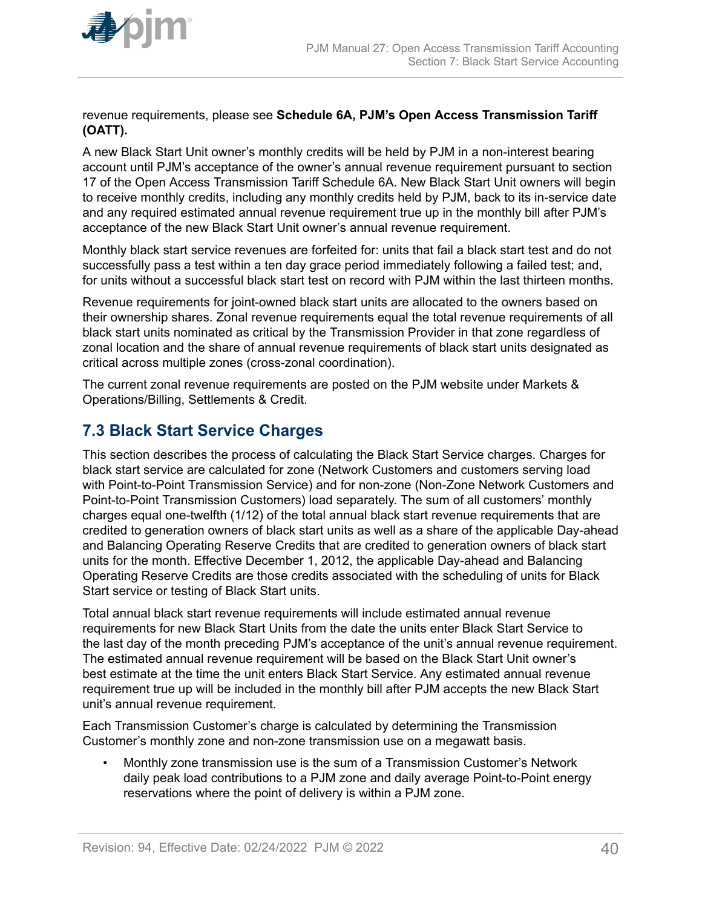revenue requirements, please see **Schedule 6A, PJM's Open Access Transmission Tariff (OATT).**

A new Black Start Unit owner's monthly credits will be held by PJM in a non-interest bearing account until PJM's acceptance of the owner's annual revenue requirement pursuant to section 17 of the Open Access Transmission Tariff Schedule 6A. New Black Start Unit owners will begin to receive monthly credits, including any monthly credits held by PJM, back to its in-service date and any required estimated annual revenue requirement true up in the monthly bill after PJM's acceptance of the new Black Start Unit owner's annual revenue requirement.

Monthly black start service revenues are forfeited for: units that fail a black start test and do not successfully pass a test within a ten day grace period immediately following a failed test; and, for units without a successful black start test on record with PJM within the last thirteen months.

Revenue requirements for joint-owned black start units are allocated to the owners based on their ownership shares. Zonal revenue requirements equal the total revenue requirements of all black start units nominated as critical by the Transmission Provider in that zone regardless of zonal location and the share of annual revenue requirements of black start units designated as critical across multiple zones (cross-zonal coordination).

The current zonal revenue requirements are posted on the PJM website under Markets & Operations/Billing, Settlements & Credit.

## 7.3 Black Start Service Charges

This section describes the process of calculating the Black Start Service charges. Charges for black start service are calculated for zone (Network Customers and customers serving load with Point-to-Point Transmission Service) and for non-zone (Non-Zone Network Customers and Point-to-Point Transmission Customers) load separately. The sum of all customers' monthly charges equal one-twelfth (1/12) of the total annual black start revenue requirements that are credited to generation owners of black start units as well as a share of the applicable Day-ahead and Balancing Operating Reserve Credits that are credited to generation owners of black start units for the month. Effective December 1, 2012, the applicable Day-ahead and Balancing Operating Reserve Credits are those credits associated with the scheduling of units for Black Start service or testing of Black Start units.

Total annual black start revenue requirements will include estimated annual revenue requirements for new Black Start Units from the date the units enter Black Start Service to the last day of the month preceding PJM's acceptance of the unit's annual revenue requirement. The estimated annual revenue requirement will be based on the Black Start Unit owner's best estimate at the time the unit enters Black Start Service. Any estimated annual revenue requirement true up will be included in the monthly bill after PJM accepts the new Black Start unit's annual revenue requirement.

Each Transmission Customer's charge is calculated by determining the Transmission Customer's monthly zone and non-zone transmission use on a megawatt basis.

- Monthly zone transmission use is the sum of a Transmission Customer's Network daily peak load contributions to a PJM zone and daily average Point-to-Point energy reservations where the point of delivery is within a PJM zone.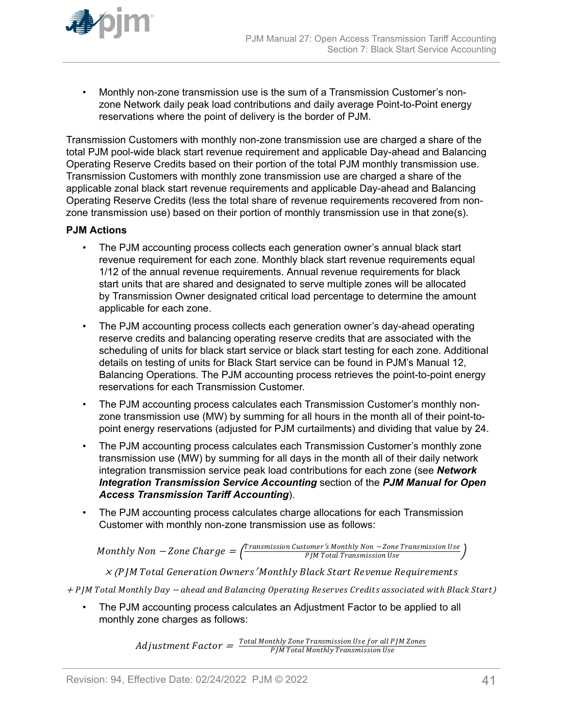- Monthly non-zone transmission use is the sum of a Transmission Customer's non-zone Network daily peak load contributions and daily average Point-to-Point energy reservations where the point of delivery is the border of PJM.

Transmission Customers with monthly non-zone transmission use are charged a share of the total PJM pool-wide black start revenue requirement and applicable Day-ahead and Balancing Operating Reserve Credits based on their portion of the total PJM monthly transmission use. Transmission Customers with monthly zone transmission use are charged a share of the applicable zonal black start revenue requirements and applicable Day-ahead and Balancing Operating Reserve Credits (less the total share of revenue requirements recovered from non-zone transmission use) based on their portion of monthly transmission use in that zone(s).

**PJM Actions**

- The PJM accounting process collects each generation owner's annual black start revenue requirement for each zone. Monthly black start revenue requirements equal 1/12 of the annual revenue requirements. Annual revenue requirements for black start units that are shared and designated to serve multiple zones will be allocated by Transmission Owner designated critical load percentage to determine the amount applicable for each zone.
- The PJM accounting process collects each generation owner's day-ahead operating reserve credits and balancing operating reserve credits that are associated with the scheduling of units for black start service or black start testing for each zone. Additional details on testing of units for Black Start service can be found in PJM's Manual 12, Balancing Operations. The PJM accounting process retrieves the point-to-point energy reservations for each Transmission Customer.
- The PJM accounting process calculates each Transmission Customer's monthly non-zone transmission use (MW) by summing for all hours in the month all of their point-to-point energy reservations (adjusted for PJM curtailments) and dividing that value by 24.
- The PJM accounting process calculates each Transmission Customer's monthly zone transmission use (MW) by summing for all days in the month all of their daily network integration transmission service peak load contributions for each zone (see ***Network Integration Transmission Service Accounting*** section of the ***PJM Manual for Open Access Transmission Tariff Accounting***).
- The PJM accounting process calculates charge allocations for each Transmission Customer with monthly non-zone transmission use as follows:

$$Monthly\ Non-Zone\ Charge = \left(\frac{Transmission\ Customer's\ Monthly\ Non-Zone\ Transmission\ Use}{PJM\ Total\ Transmission\ Use}\right) \times (PJM\ Total\ Generation\ Owners'\ Monthly\ Black\ Start\ Revenue\ Requirements + PJM\ Total\ Monthly\ Day-ahead\ and\ Balancing\ Operating\ Reserves\ Credits\ associated\ with\ Black\ Start)$$

- The PJM accounting process calculates an Adjustment Factor to be applied to all monthly zone charges as follows:

$$Adjustment\ Factor = \frac{Total\ Monthly\ Zone\ Transmission\ Use\ for\ all\ PJM\ Zones}{PJM\ Total\ Monthly\ Transmission\ Use}$$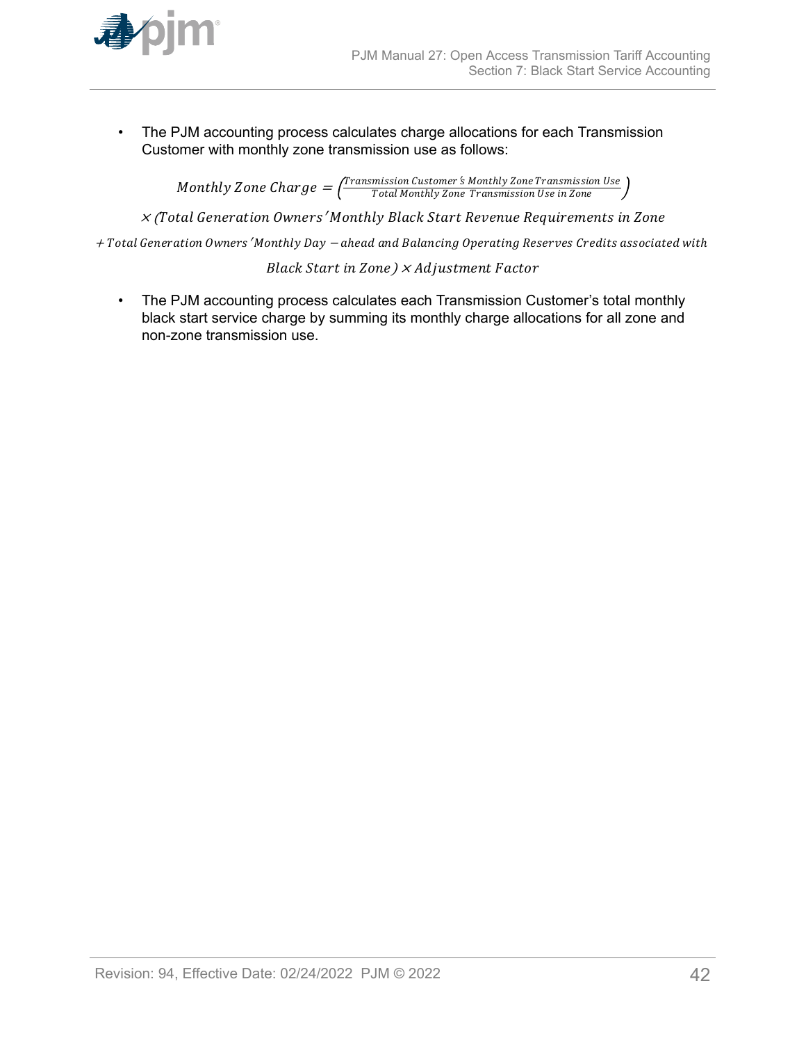- The PJM accounting process calculates charge allocations for each Transmission Customer with monthly zone transmission use as follows:

$$Monthly\ Zone\ Charge = \left(\frac{Transmission\ Customer's\ Monthly\ Zone\ Transmission\ Use}{Total\ Monthly\ Zone\ \ Transmission\ Use\ in\ Zone}\right)$$
$$\times\ (Total\ Generation\ Owners'\ Monthly\ Black\ Start\ Revenue\ Requirements\ in\ Zone$$
$$+\ Total\ Generation\ Owners'\ Monthly\ Day-ahead\ and\ Balancing\ Operating\ Reserves\ Credits\ associated\ with$$
$$Black\ Start\ in\ Zone) \times Adjustment\ Factor$$

- The PJM accounting process calculates each Transmission Customer's total monthly black start service charge by summing its monthly charge allocations for all zone and non-zone transmission use.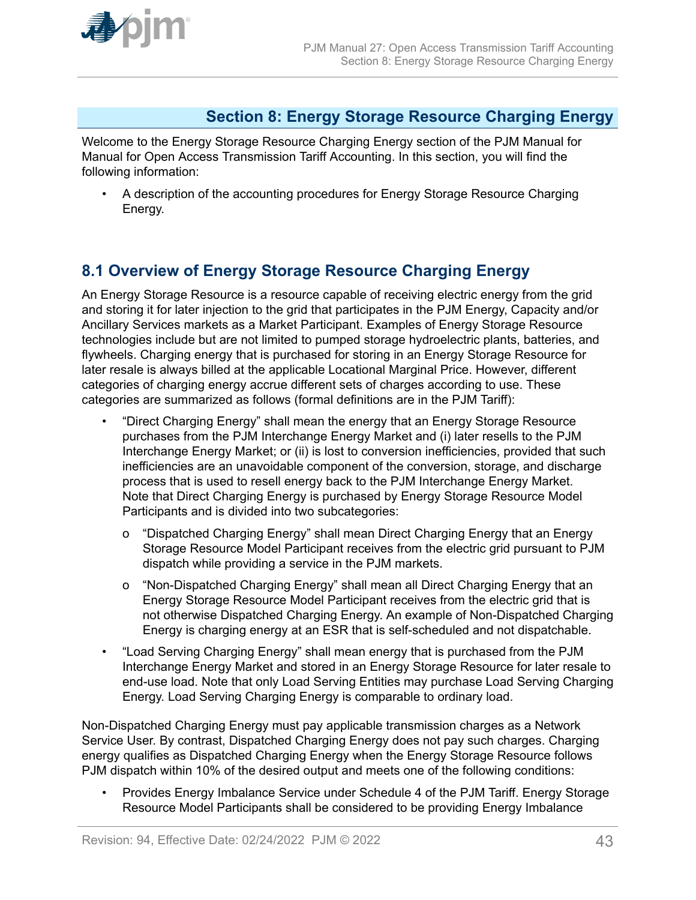# Section 8: Energy Storage Resource Charging Energy

Welcome to the Energy Storage Resource Charging Energy section of the PJM Manual for Manual for Open Access Transmission Tariff Accounting. In this section, you will find the following information:

- A description of the accounting procedures for Energy Storage Resource Charging Energy.

## 8.1 Overview of Energy Storage Resource Charging Energy

An Energy Storage Resource is a resource capable of receiving electric energy from the grid and storing it for later injection to the grid that participates in the PJM Energy, Capacity and/or Ancillary Services markets as a Market Participant. Examples of Energy Storage Resource technologies include but are not limited to pumped storage hydroelectric plants, batteries, and flywheels. Charging energy that is purchased for storing in an Energy Storage Resource for later resale is always billed at the applicable Locational Marginal Price. However, different categories of charging energy accrue different sets of charges according to use. These categories are summarized as follows (formal definitions are in the PJM Tariff):

- "Direct Charging Energy" shall mean the energy that an Energy Storage Resource purchases from the PJM Interchange Energy Market and (i) later resells to the PJM Interchange Energy Market; or (ii) is lost to conversion inefficiencies, provided that such inefficiencies are an unavoidable component of the conversion, storage, and discharge process that is used to resell energy back to the PJM Interchange Energy Market. Note that Direct Charging Energy is purchased by Energy Storage Resource Model Participants and is divided into two subcategories:
    - "Dispatched Charging Energy" shall mean Direct Charging Energy that an Energy Storage Resource Model Participant receives from the electric grid pursuant to PJM dispatch while providing a service in the PJM markets.
    - "Non-Dispatched Charging Energy" shall mean all Direct Charging Energy that an Energy Storage Resource Model Participant receives from the electric grid that is not otherwise Dispatched Charging Energy. An example of Non-Dispatched Charging Energy is charging energy at an ESR that is self-scheduled and not dispatchable.
- "Load Serving Charging Energy" shall mean energy that is purchased from the PJM Interchange Energy Market and stored in an Energy Storage Resource for later resale to end-use load. Note that only Load Serving Entities may purchase Load Serving Charging Energy. Load Serving Charging Energy is comparable to ordinary load.

Non-Dispatched Charging Energy must pay applicable transmission charges as a Network Service User. By contrast, Dispatched Charging Energy does not pay such charges. Charging energy qualifies as Dispatched Charging Energy when the Energy Storage Resource follows PJM dispatch within 10% of the desired output and meets one of the following conditions:

- Provides Energy Imbalance Service under Schedule 4 of the PJM Tariff. Energy Storage Resource Model Participants shall be considered to be providing Energy Imbalance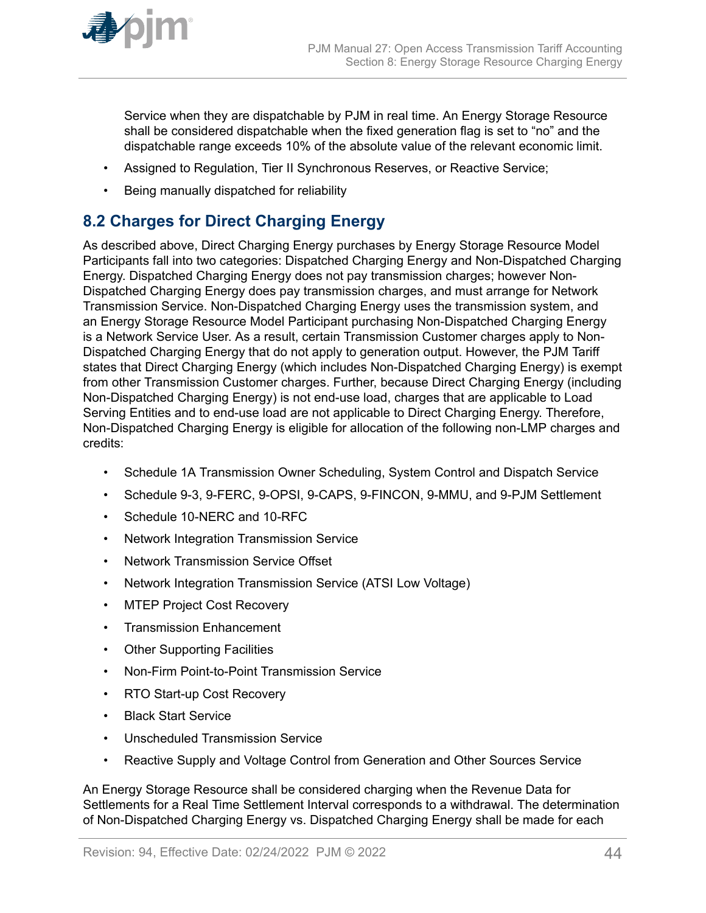Service when they are dispatchable by PJM in real time. An Energy Storage Resource shall be considered dispatchable when the fixed generation flag is set to "no" and the dispatchable range exceeds 10% of the absolute value of the relevant economic limit.

- Assigned to Regulation, Tier II Synchronous Reserves, or Reactive Service;
- Being manually dispatched for reliability

## 8.2 Charges for Direct Charging Energy

As described above, Direct Charging Energy purchases by Energy Storage Resource Model Participants fall into two categories: Dispatched Charging Energy and Non-Dispatched Charging Energy. Dispatched Charging Energy does not pay transmission charges; however Non-Dispatched Charging Energy does pay transmission charges, and must arrange for Network Transmission Service. Non-Dispatched Charging Energy uses the transmission system, and an Energy Storage Resource Model Participant purchasing Non-Dispatched Charging Energy is a Network Service User. As a result, certain Transmission Customer charges apply to Non-Dispatched Charging Energy that do not apply to generation output. However, the PJM Tariff states that Direct Charging Energy (which includes Non-Dispatched Charging Energy) is exempt from other Transmission Customer charges. Further, because Direct Charging Energy (including Non-Dispatched Charging Energy) is not end-use load, charges that are applicable to Load Serving Entities and to end-use load are not applicable to Direct Charging Energy. Therefore, Non-Dispatched Charging Energy is eligible for allocation of the following non-LMP charges and credits:

- Schedule 1A Transmission Owner Scheduling, System Control and Dispatch Service
- Schedule 9-3, 9-FERC, 9-OPSI, 9-CAPS, 9-FINCON, 9-MMU, and 9-PJM Settlement
- Schedule 10-NERC and 10-RFC
- Network Integration Transmission Service
- Network Transmission Service Offset
- Network Integration Transmission Service (ATSI Low Voltage)
- MTEP Project Cost Recovery
- Transmission Enhancement
- Other Supporting Facilities
- Non-Firm Point-to-Point Transmission Service
- RTO Start-up Cost Recovery
- Black Start Service
- Unscheduled Transmission Service
- Reactive Supply and Voltage Control from Generation and Other Sources Service

An Energy Storage Resource shall be considered charging when the Revenue Data for Settlements for a Real Time Settlement Interval corresponds to a withdrawal. The determination of Non-Dispatched Charging Energy vs. Dispatched Charging Energy shall be made for each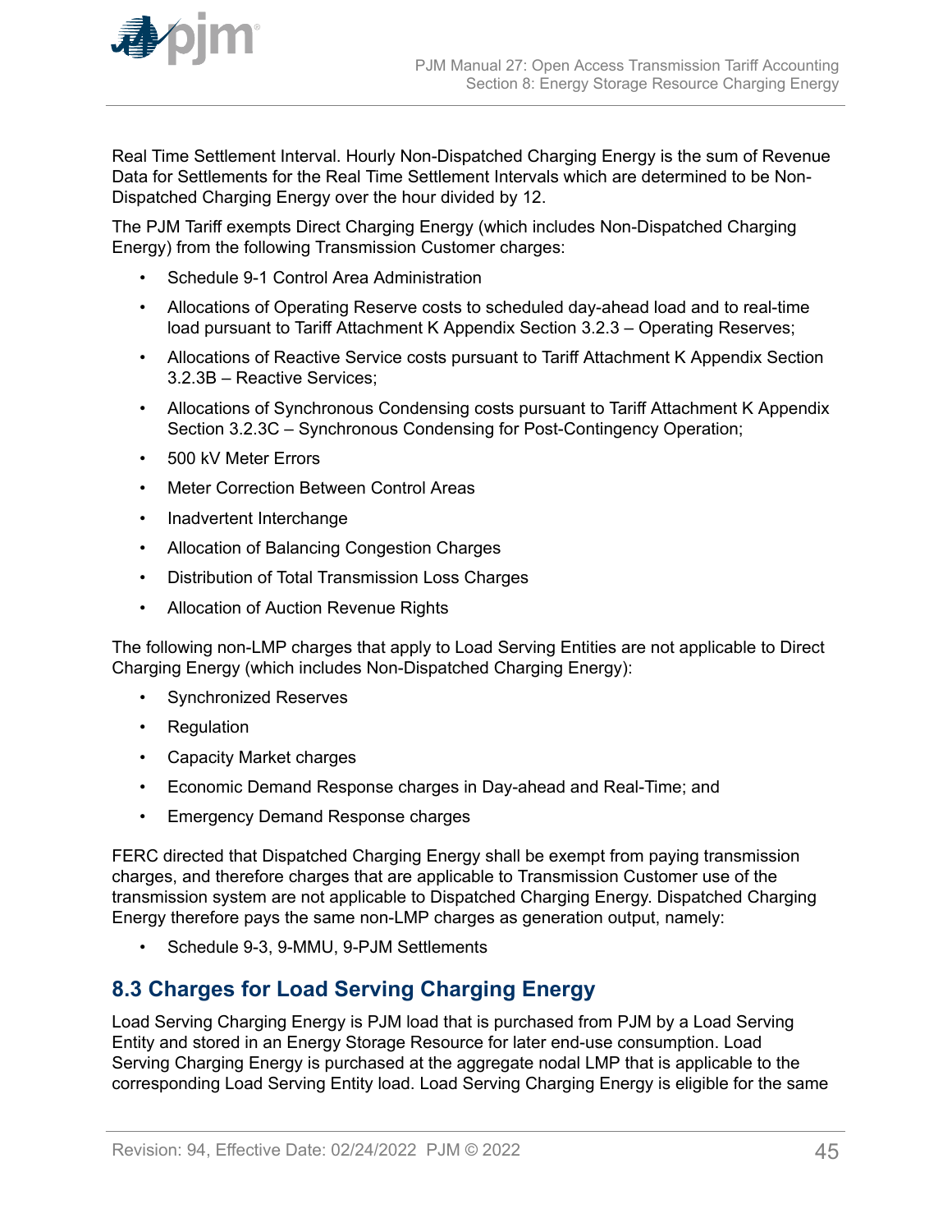Real Time Settlement Interval. Hourly Non-Dispatched Charging Energy is the sum of Revenue Data for Settlements for the Real Time Settlement Intervals which are determined to be Non-Dispatched Charging Energy over the hour divided by 12.

The PJM Tariff exempts Direct Charging Energy (which includes Non-Dispatched Charging Energy) from the following Transmission Customer charges:

- Schedule 9-1 Control Area Administration
- Allocations of Operating Reserve costs to scheduled day-ahead load and to real-time load pursuant to Tariff Attachment K Appendix Section 3.2.3 – Operating Reserves;
- Allocations of Reactive Service costs pursuant to Tariff Attachment K Appendix Section 3.2.3B – Reactive Services;
- Allocations of Synchronous Condensing costs pursuant to Tariff Attachment K Appendix Section 3.2.3C – Synchronous Condensing for Post-Contingency Operation;
- 500 kV Meter Errors
- Meter Correction Between Control Areas
- Inadvertent Interchange
- Allocation of Balancing Congestion Charges
- Distribution of Total Transmission Loss Charges
- Allocation of Auction Revenue Rights

The following non-LMP charges that apply to Load Serving Entities are not applicable to Direct Charging Energy (which includes Non-Dispatched Charging Energy):

- Synchronized Reserves
- Regulation
- Capacity Market charges
- Economic Demand Response charges in Day-ahead and Real-Time; and
- Emergency Demand Response charges

FERC directed that Dispatched Charging Energy shall be exempt from paying transmission charges, and therefore charges that are applicable to Transmission Customer use of the transmission system are not applicable to Dispatched Charging Energy. Dispatched Charging Energy therefore pays the same non-LMP charges as generation output, namely:

- Schedule 9-3, 9-MMU, 9-PJM Settlements

## 8.3 Charges for Load Serving Charging Energy

Load Serving Charging Energy is PJM load that is purchased from PJM by a Load Serving Entity and stored in an Energy Storage Resource for later end-use consumption. Load Serving Charging Energy is purchased at the aggregate nodal LMP that is applicable to the corresponding Load Serving Entity load. Load Serving Charging Energy is eligible for the same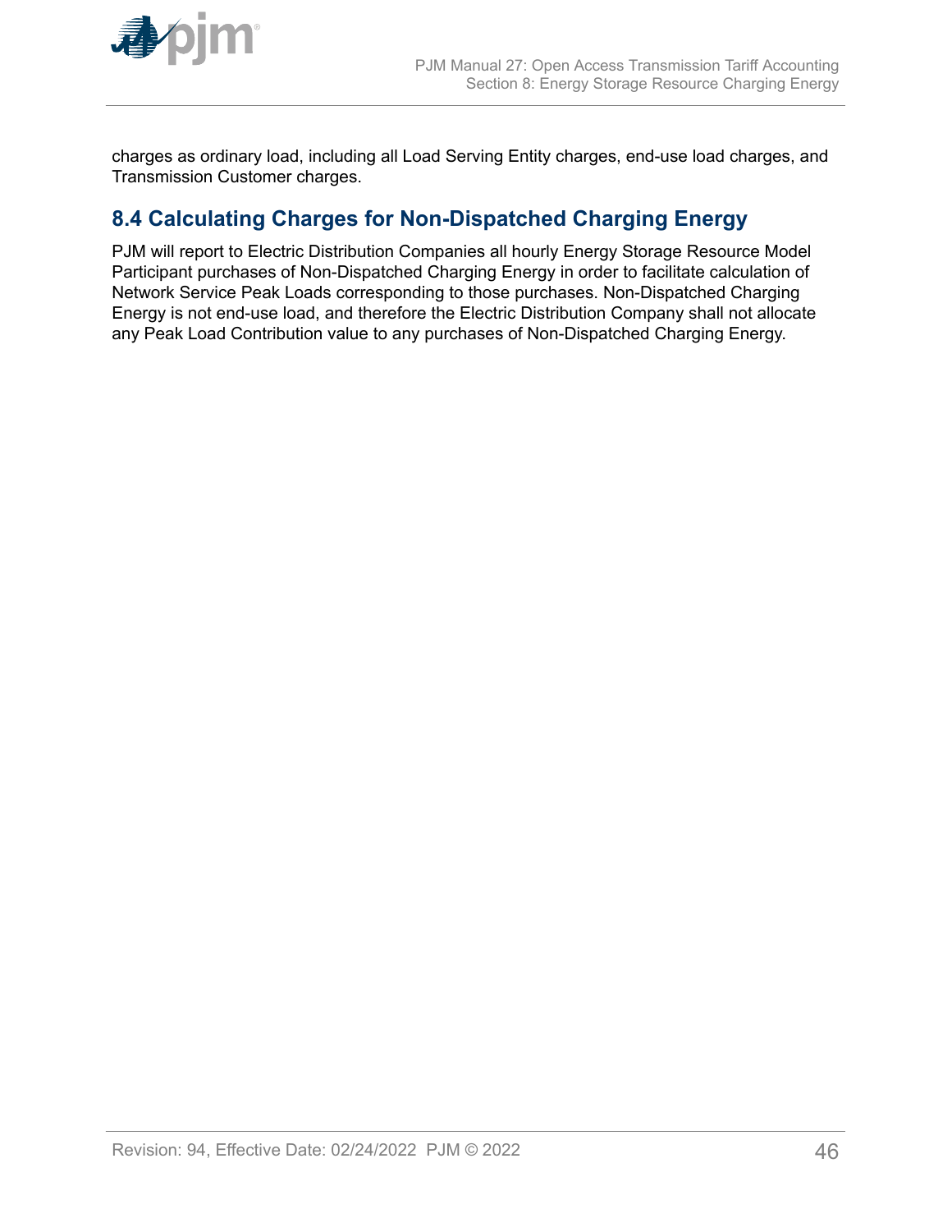charges as ordinary load, including all Load Serving Entity charges, end-use load charges, and Transmission Customer charges.

## 8.4 Calculating Charges for Non-Dispatched Charging Energy

PJM will report to Electric Distribution Companies all hourly Energy Storage Resource Model Participant purchases of Non-Dispatched Charging Energy in order to facilitate calculation of Network Service Peak Loads corresponding to those purchases. Non-Dispatched Charging Energy is not end-use load, and therefore the Electric Distribution Company shall not allocate any Peak Load Contribution value to any purchases of Non-Dispatched Charging Energy.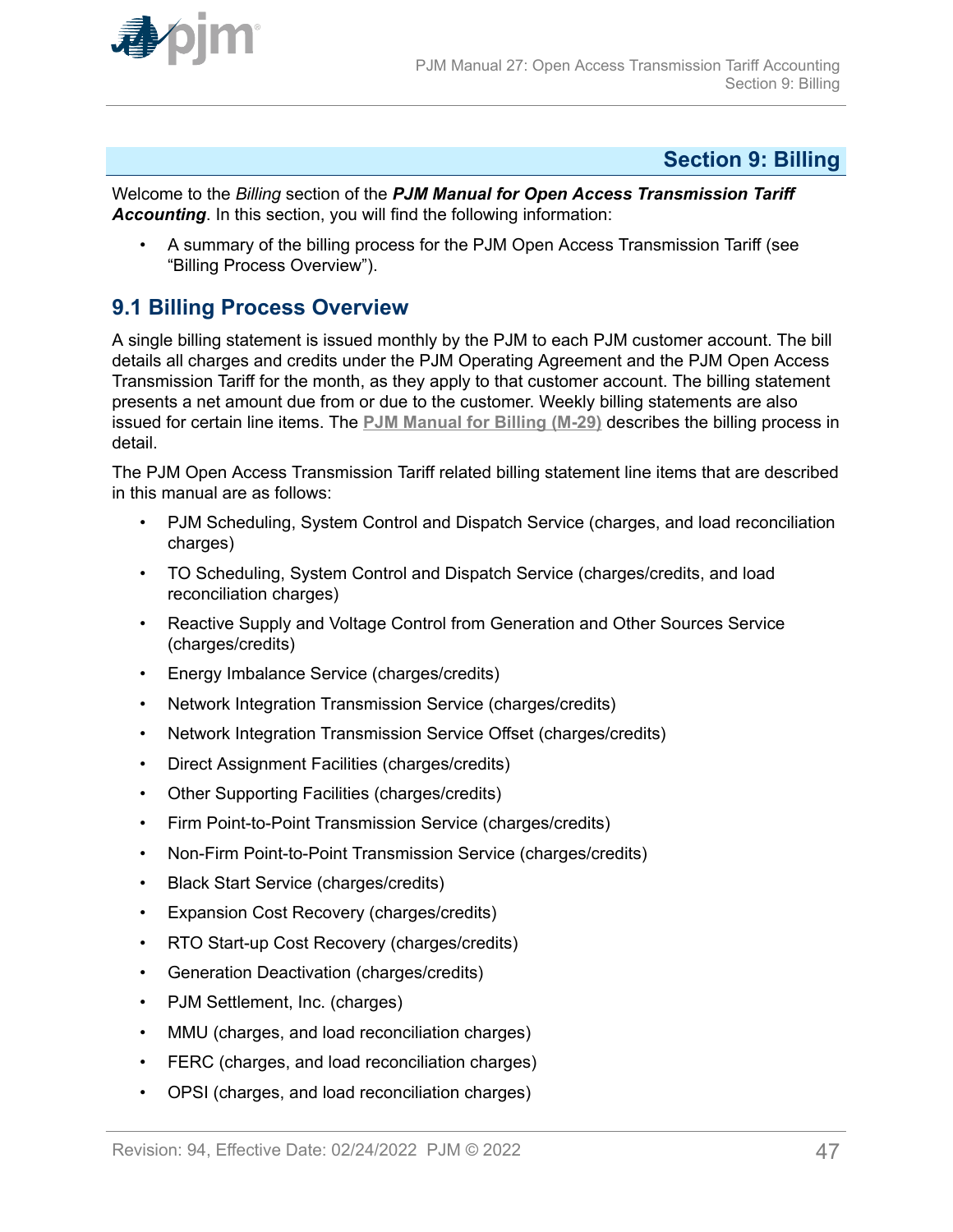# Section 9: Billing

Welcome to the *Billing* section of the ***PJM Manual for Open Access Transmission Tariff Accounting***. In this section, you will find the following information:

- A summary of the billing process for the PJM Open Access Transmission Tariff (see "Billing Process Overview").

## 9.1 Billing Process Overview

A single billing statement is issued monthly by the PJM to each PJM customer account. The bill details all charges and credits under the PJM Operating Agreement and the PJM Open Access Transmission Tariff for the month, as they apply to that customer account. The billing statement presents a net amount due from or due to the customer. Weekly billing statements are also issued for certain line items. The **PJM Manual for Billing (M-29)** describes the billing process in detail.

The PJM Open Access Transmission Tariff related billing statement line items that are described in this manual are as follows:

- PJM Scheduling, System Control and Dispatch Service (charges, and load reconciliation charges)
- TO Scheduling, System Control and Dispatch Service (charges/credits, and load reconciliation charges)
- Reactive Supply and Voltage Control from Generation and Other Sources Service (charges/credits)
- Energy Imbalance Service (charges/credits)
- Network Integration Transmission Service (charges/credits)
- Network Integration Transmission Service Offset (charges/credits)
- Direct Assignment Facilities (charges/credits)
- Other Supporting Facilities (charges/credits)
- Firm Point-to-Point Transmission Service (charges/credits)
- Non-Firm Point-to-Point Transmission Service (charges/credits)
- Black Start Service (charges/credits)
- Expansion Cost Recovery (charges/credits)
- RTO Start-up Cost Recovery (charges/credits)
- Generation Deactivation (charges/credits)
- PJM Settlement, Inc. (charges)
- MMU (charges, and load reconciliation charges)
- FERC (charges, and load reconciliation charges)
- OPSI (charges, and load reconciliation charges)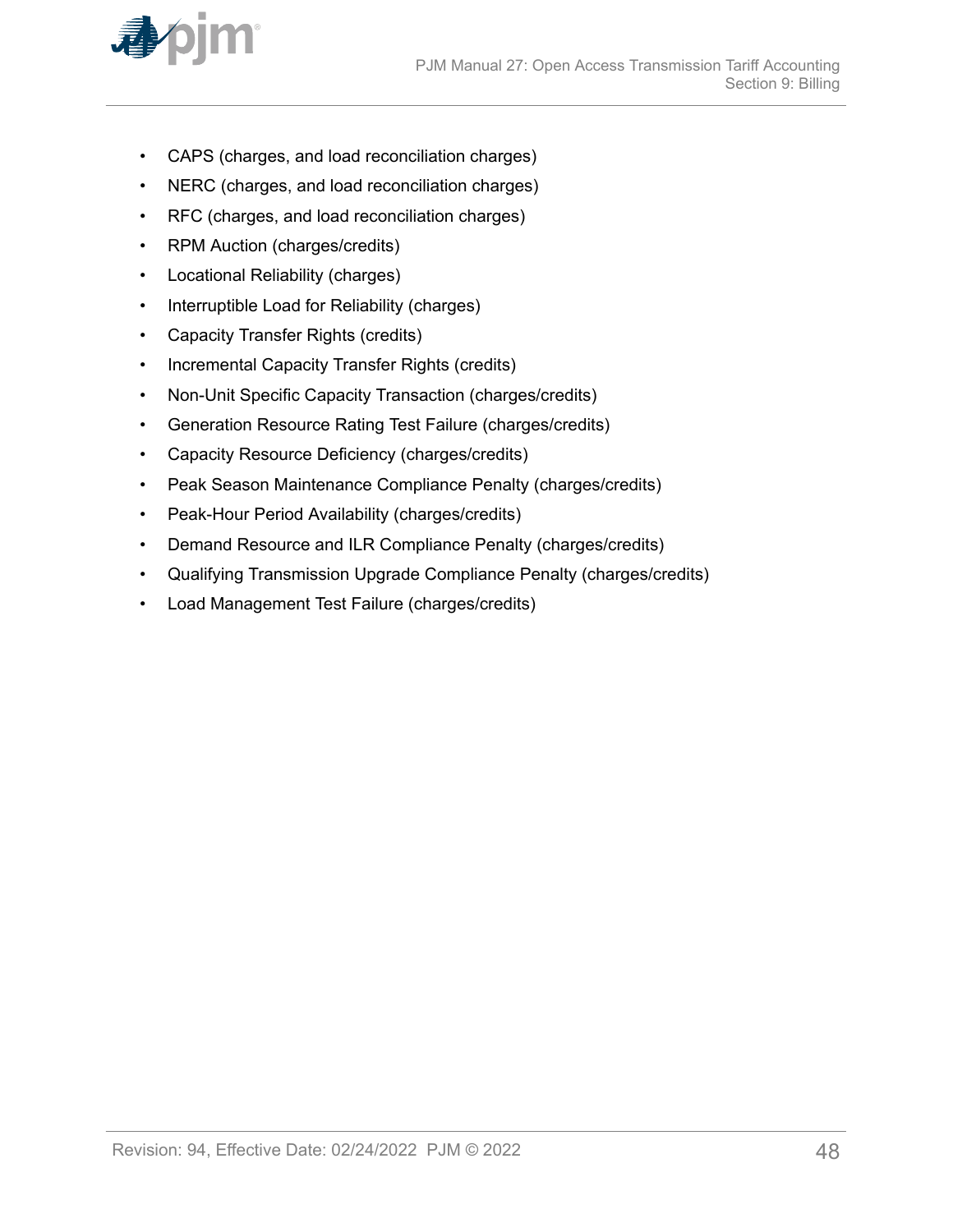- CAPS (charges, and load reconciliation charges)
- NERC (charges, and load reconciliation charges)
- RFC (charges, and load reconciliation charges)
- RPM Auction (charges/credits)
- Locational Reliability (charges)
- Interruptible Load for Reliability (charges)
- Capacity Transfer Rights (credits)
- Incremental Capacity Transfer Rights (credits)
- Non-Unit Specific Capacity Transaction (charges/credits)
- Generation Resource Rating Test Failure (charges/credits)
- Capacity Resource Deficiency (charges/credits)
- Peak Season Maintenance Compliance Penalty (charges/credits)
- Peak-Hour Period Availability (charges/credits)
- Demand Resource and ILR Compliance Penalty (charges/credits)
- Qualifying Transmission Upgrade Compliance Penalty (charges/credits)
- Load Management Test Failure (charges/credits)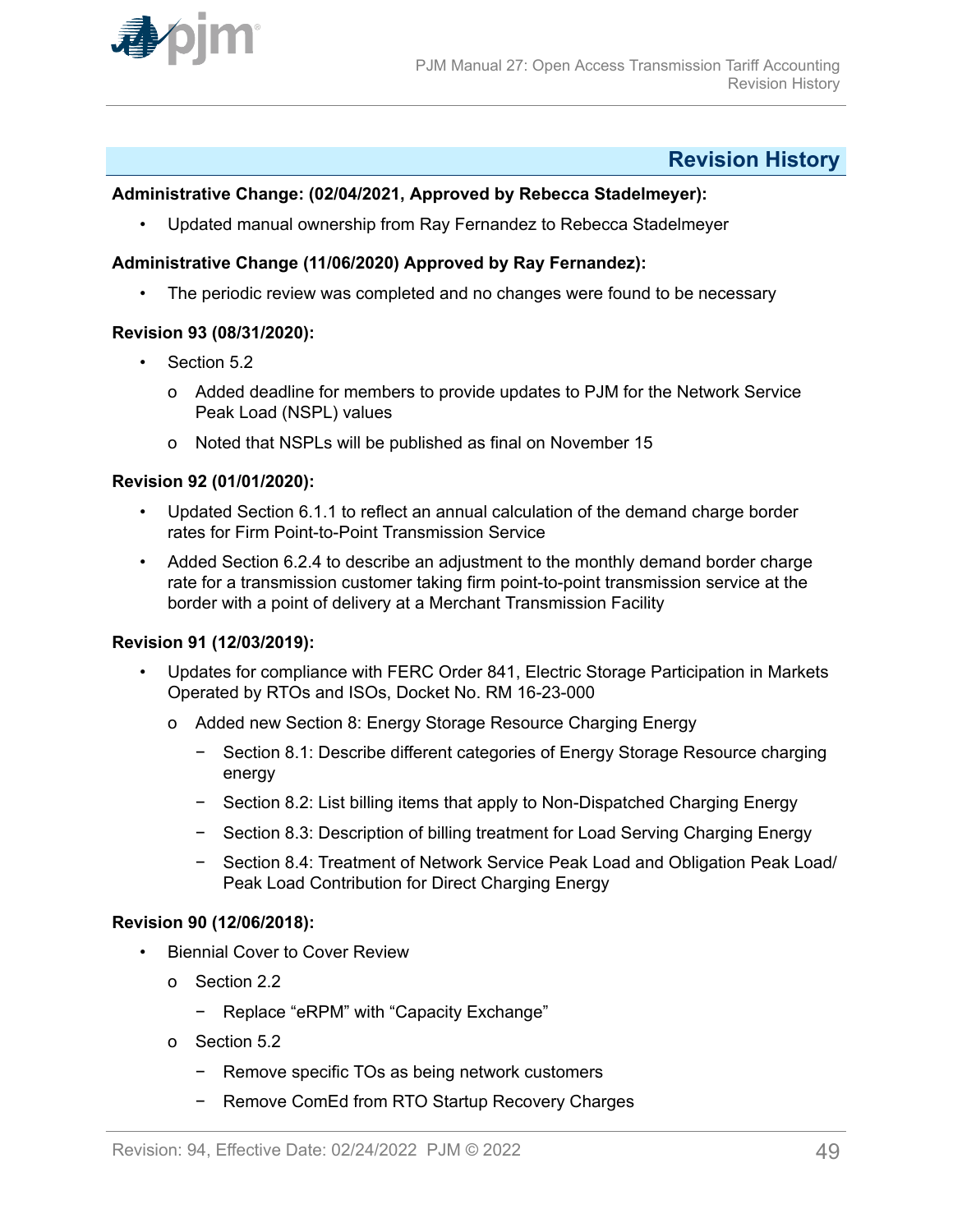## Revision History

**Administrative Change: (02/04/2021, Approved by Rebecca Stadelmeyer):**

- Updated manual ownership from Ray Fernandez to Rebecca Stadelmeyer

**Administrative Change (11/06/2020) Approved by Ray Fernandez):**

- The periodic review was completed and no changes were found to be necessary

**Revision 93 (08/31/2020):**

- Section 5.2
  - Added deadline for members to provide updates to PJM for the Network Service Peak Load (NSPL) values
  - Noted that NSPLs will be published as final on November 15

**Revision 92 (01/01/2020):**

- Updated Section 6.1.1 to reflect an annual calculation of the demand charge border rates for Firm Point-to-Point Transmission Service
- Added Section 6.2.4 to describe an adjustment to the monthly demand border charge rate for a transmission customer taking firm point-to-point transmission service at the border with a point of delivery at a Merchant Transmission Facility

**Revision 91 (12/03/2019):**

- Updates for compliance with FERC Order 841, Electric Storage Participation in Markets Operated by RTOs and ISOs, Docket No. RM 16-23-000
  - Added new Section 8: Energy Storage Resource Charging Energy
    - Section 8.1: Describe different categories of Energy Storage Resource charging energy
    - Section 8.2: List billing items that apply to Non-Dispatched Charging Energy
    - Section 8.3: Description of billing treatment for Load Serving Charging Energy
    - Section 8.4: Treatment of Network Service Peak Load and Obligation Peak Load/ Peak Load Contribution for Direct Charging Energy

**Revision 90 (12/06/2018):**

- Biennial Cover to Cover Review
  - Section 2.2
    - Replace “eRPM” with “Capacity Exchange”
  - Section 5.2
    - Remove specific TOs as being network customers
    - Remove ComEd from RTO Startup Recovery Charges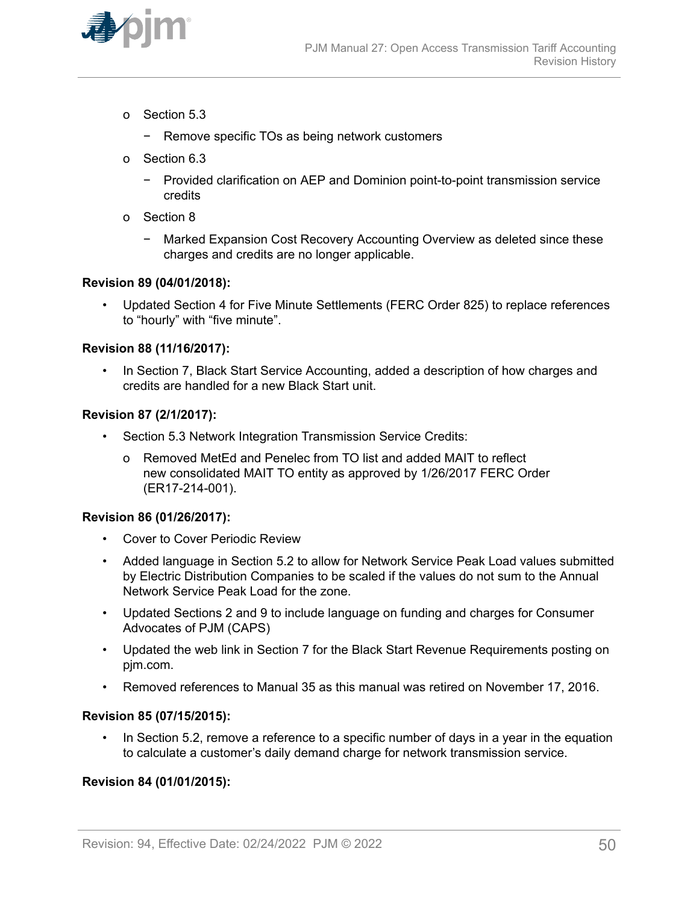- Section 5.3
  - Remove specific TOs as being network customers
- Section 6.3
  - Provided clarification on AEP and Dominion point-to-point transmission service credits
- Section 8
  - Marked Expansion Cost Recovery Accounting Overview as deleted since these charges and credits are no longer applicable.

**Revision 89 (04/01/2018):**

- Updated Section 4 for Five Minute Settlements (FERC Order 825) to replace references to "hourly" with "five minute".

**Revision 88 (11/16/2017):**

- In Section 7, Black Start Service Accounting, added a description of how charges and credits are handled for a new Black Start unit.

**Revision 87 (2/1/2017):**

- Section 5.3 Network Integration Transmission Service Credits:
  - Removed MetEd and Penelec from TO list and added MAIT to reflect new consolidated MAIT TO entity as approved by 1/26/2017 FERC Order (ER17-214-001).

**Revision 86 (01/26/2017):**

- Cover to Cover Periodic Review
- Added language in Section 5.2 to allow for Network Service Peak Load values submitted by Electric Distribution Companies to be scaled if the values do not sum to the Annual Network Service Peak Load for the zone.
- Updated Sections 2 and 9 to include language on funding and charges for Consumer Advocates of PJM (CAPS)
- Updated the web link in Section 7 for the Black Start Revenue Requirements posting on pjm.com.
- Removed references to Manual 35 as this manual was retired on November 17, 2016.

**Revision 85 (07/15/2015):**

- In Section 5.2, remove a reference to a specific number of days in a year in the equation to calculate a customer's daily demand charge for network transmission service.

**Revision 84 (01/01/2015):**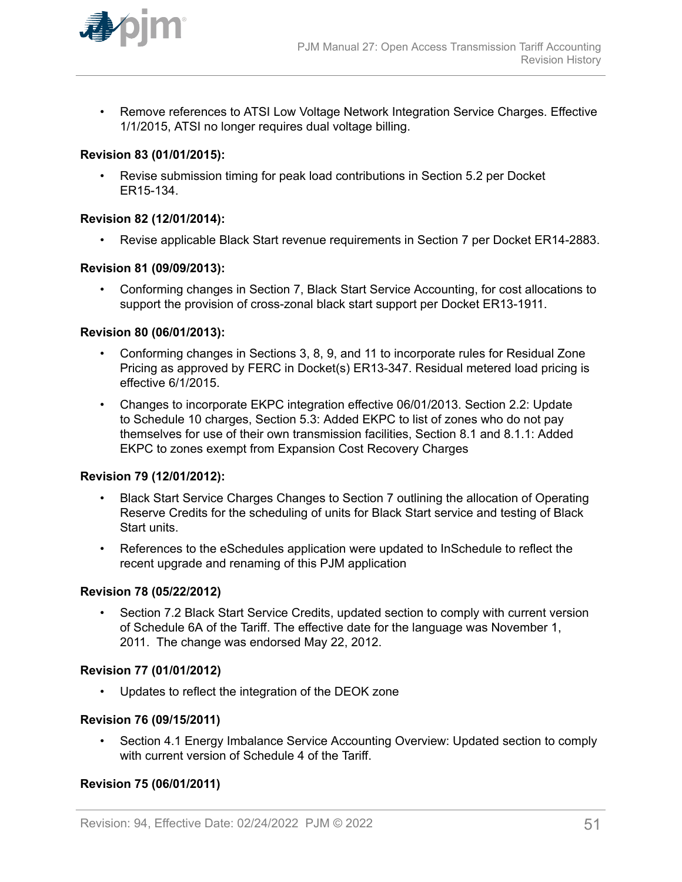- Remove references to ATSI Low Voltage Network Integration Service Charges. Effective 1/1/2015, ATSI no longer requires dual voltage billing.

**Revision 83 (01/01/2015):**

- Revise submission timing for peak load contributions in Section 5.2 per Docket ER15-134.

**Revision 82 (12/01/2014):**

- Revise applicable Black Start revenue requirements in Section 7 per Docket ER14-2883.

**Revision 81 (09/09/2013):**

- Conforming changes in Section 7, Black Start Service Accounting, for cost allocations to support the provision of cross-zonal black start support per Docket ER13-1911.

**Revision 80 (06/01/2013):**

- Conforming changes in Sections 3, 8, 9, and 11 to incorporate rules for Residual Zone Pricing as approved by FERC in Docket(s) ER13-347. Residual metered load pricing is effective 6/1/2015.
- Changes to incorporate EKPC integration effective 06/01/2013. Section 2.2: Update to Schedule 10 charges, Section 5.3: Added EKPC to list of zones who do not pay themselves for use of their own transmission facilities, Section 8.1 and 8.1.1: Added EKPC to zones exempt from Expansion Cost Recovery Charges

**Revision 79 (12/01/2012):**

- Black Start Service Charges Changes to Section 7 outlining the allocation of Operating Reserve Credits for the scheduling of units for Black Start service and testing of Black Start units.
- References to the eSchedules application were updated to InSchedule to reflect the recent upgrade and renaming of this PJM application

**Revision 78 (05/22/2012)**

- Section 7.2 Black Start Service Credits, updated section to comply with current version of Schedule 6A of the Tariff. The effective date for the language was November 1, 2011. The change was endorsed May 22, 2012.

**Revision 77 (01/01/2012)**

- Updates to reflect the integration of the DEOK zone

**Revision 76 (09/15/2011)**

- Section 4.1 Energy Imbalance Service Accounting Overview: Updated section to comply with current version of Schedule 4 of the Tariff.

**Revision 75 (06/01/2011)**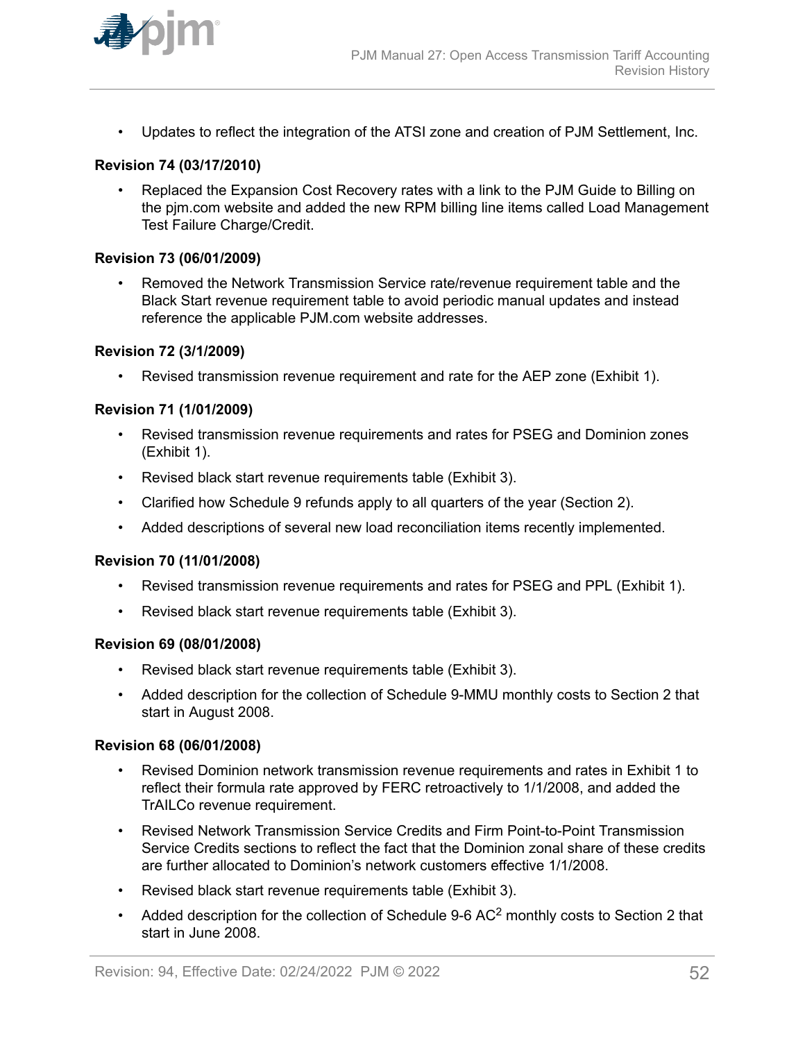- Updates to reflect the integration of the ATSI zone and creation of PJM Settlement, Inc.

**Revision 74 (03/17/2010)**

- Replaced the Expansion Cost Recovery rates with a link to the PJM Guide to Billing on the pjm.com website and added the new RPM billing line items called Load Management Test Failure Charge/Credit.

**Revision 73 (06/01/2009)**

- Removed the Network Transmission Service rate/revenue requirement table and the Black Start revenue requirement table to avoid periodic manual updates and instead reference the applicable PJM.com website addresses.

**Revision 72 (3/1/2009)**

- Revised transmission revenue requirement and rate for the AEP zone (Exhibit 1).

**Revision 71 (1/01/2009)**

- Revised transmission revenue requirements and rates for PSEG and Dominion zones (Exhibit 1).
- Revised black start revenue requirements table (Exhibit 3).
- Clarified how Schedule 9 refunds apply to all quarters of the year (Section 2).
- Added descriptions of several new load reconciliation items recently implemented.

**Revision 70 (11/01/2008)**

- Revised transmission revenue requirements and rates for PSEG and PPL (Exhibit 1).
- Revised black start revenue requirements table (Exhibit 3).

**Revision 69 (08/01/2008)**

- Revised black start revenue requirements table (Exhibit 3).
- Added description for the collection of Schedule 9-MMU monthly costs to Section 2 that start in August 2008.

**Revision 68 (06/01/2008)**

- Revised Dominion network transmission revenue requirements and rates in Exhibit 1 to reflect their formula rate approved by FERC retroactively to 1/1/2008, and added the TrAILCo revenue requirement.
- Revised Network Transmission Service Credits and Firm Point-to-Point Transmission Service Credits sections to reflect the fact that the Dominion zonal share of these credits are further allocated to Dominion's network customers effective 1/1/2008.
- Revised black start revenue requirements table (Exhibit 3).
- Added description for the collection of Schedule 9-6 $AC^2$ monthly costs to Section 2 that start in June 2008.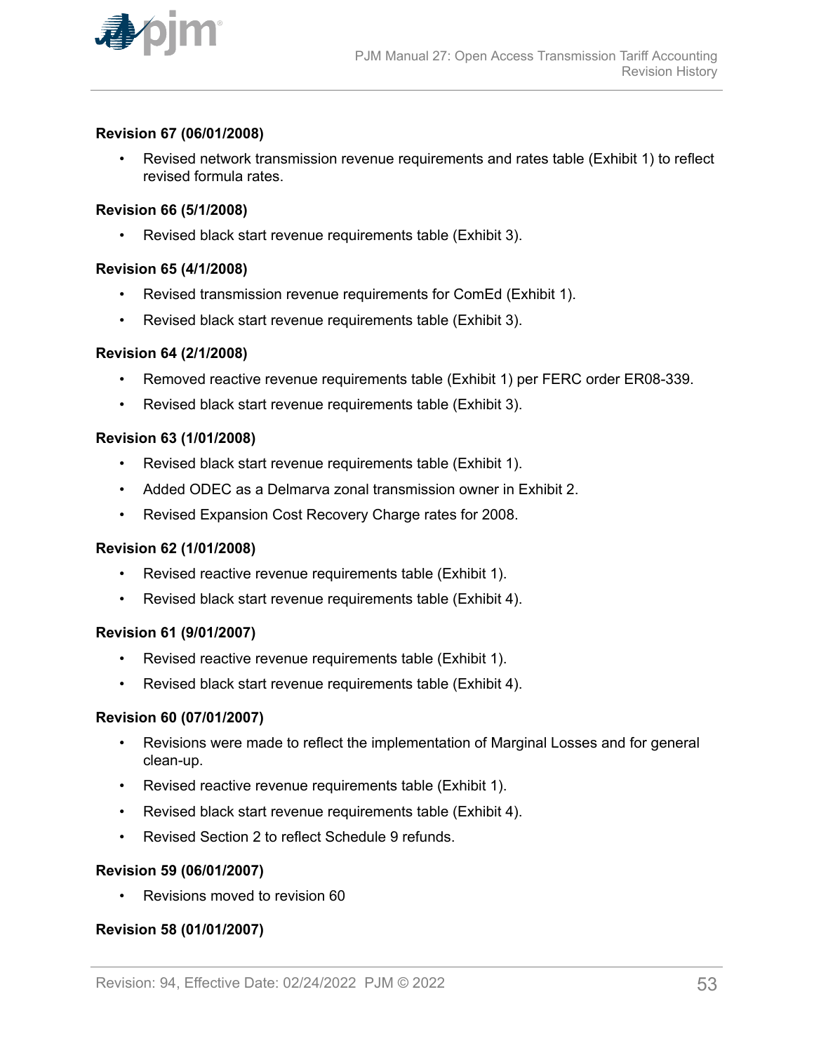### Revision 67 (06/01/2008)

- Revised network transmission revenue requirements and rates table (Exhibit 1) to reflect revised formula rates.

### Revision 66 (5/1/2008)

- Revised black start revenue requirements table (Exhibit 3).

### Revision 65 (4/1/2008)

- Revised transmission revenue requirements for ComEd (Exhibit 1).
- Revised black start revenue requirements table (Exhibit 3).

### Revision 64 (2/1/2008)

- Removed reactive revenue requirements table (Exhibit 1) per FERC order ER08-339.
- Revised black start revenue requirements table (Exhibit 3).

### Revision 63 (1/01/2008)

- Revised black start revenue requirements table (Exhibit 1).
- Added ODEC as a Delmarva zonal transmission owner in Exhibit 2.
- Revised Expansion Cost Recovery Charge rates for 2008.

### Revision 62 (1/01/2008)

- Revised reactive revenue requirements table (Exhibit 1).
- Revised black start revenue requirements table (Exhibit 4).

### Revision 61 (9/01/2007)

- Revised reactive revenue requirements table (Exhibit 1).
- Revised black start revenue requirements table (Exhibit 4).

### Revision 60 (07/01/2007)

- Revisions were made to reflect the implementation of Marginal Losses and for general clean-up.
- Revised reactive revenue requirements table (Exhibit 1).
- Revised black start revenue requirements table (Exhibit 4).
- Revised Section 2 to reflect Schedule 9 refunds.

### Revision 59 (06/01/2007)

- Revisions moved to revision 60

### Revision 58 (01/01/2007)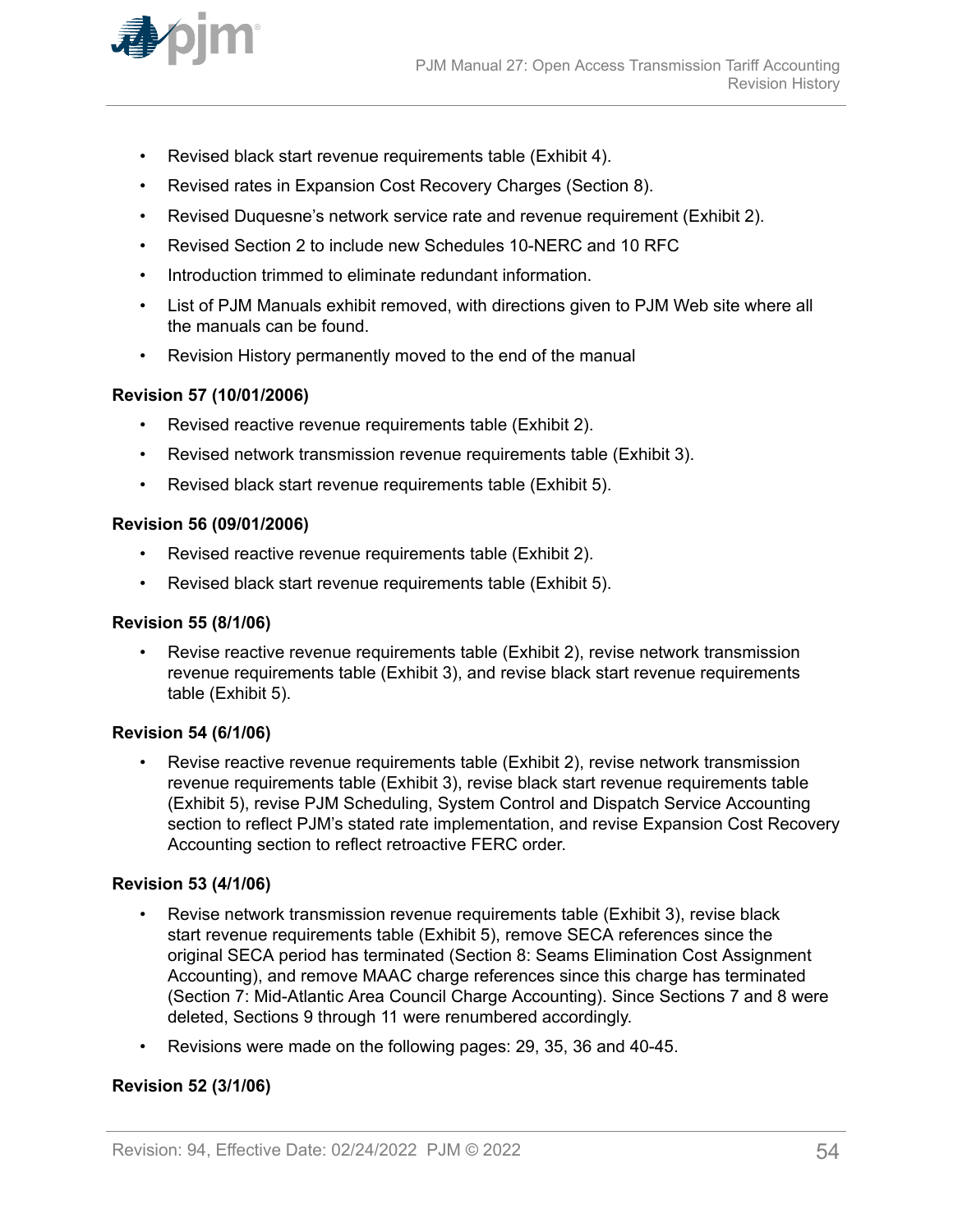- Revised black start revenue requirements table (Exhibit 4).
- Revised rates in Expansion Cost Recovery Charges (Section 8).
- Revised Duquesne's network service rate and revenue requirement (Exhibit 2).
- Revised Section 2 to include new Schedules 10-NERC and 10 RFC
- Introduction trimmed to eliminate redundant information.
- List of PJM Manuals exhibit removed, with directions given to PJM Web site where all the manuals can be found.
- Revision History permanently moved to the end of the manual

**Revision 57 (10/01/2006)**

- Revised reactive revenue requirements table (Exhibit 2).
- Revised network transmission revenue requirements table (Exhibit 3).
- Revised black start revenue requirements table (Exhibit 5).

**Revision 56 (09/01/2006)**

- Revised reactive revenue requirements table (Exhibit 2).
- Revised black start revenue requirements table (Exhibit 5).

**Revision 55 (8/1/06)**

- Revise reactive revenue requirements table (Exhibit 2), revise network transmission revenue requirements table (Exhibit 3), and revise black start revenue requirements table (Exhibit 5).

**Revision 54 (6/1/06)**

- Revise reactive revenue requirements table (Exhibit 2), revise network transmission revenue requirements table (Exhibit 3), revise black start revenue requirements table (Exhibit 5), revise PJM Scheduling, System Control and Dispatch Service Accounting section to reflect PJM's stated rate implementation, and revise Expansion Cost Recovery Accounting section to reflect retroactive FERC order.

**Revision 53 (4/1/06)**

- Revise network transmission revenue requirements table (Exhibit 3), revise black start revenue requirements table (Exhibit 5), remove SECA references since the original SECA period has terminated (Section 8: Seams Elimination Cost Assignment Accounting), and remove MAAC charge references since this charge has terminated (Section 7: Mid-Atlantic Area Council Charge Accounting). Since Sections 7 and 8 were deleted, Sections 9 through 11 were renumbered accordingly.
- Revisions were made on the following pages: 29, 35, 36 and 40-45.

**Revision 52 (3/1/06)**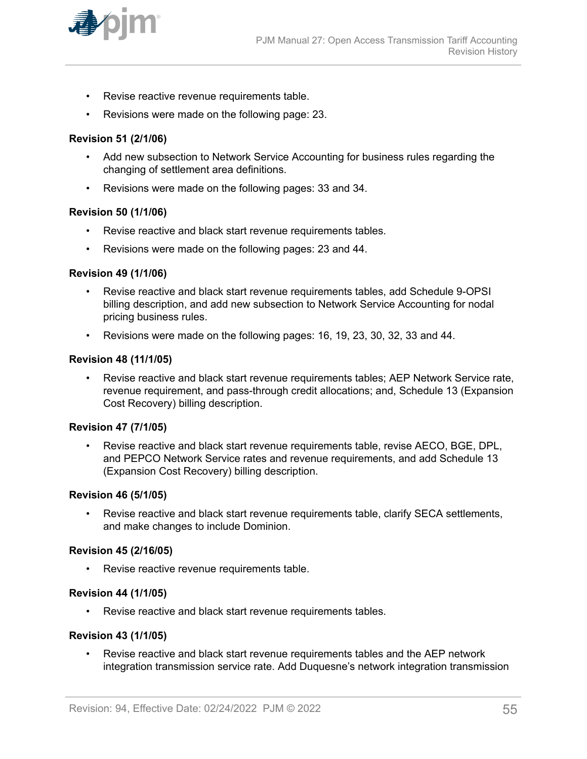- Revise reactive revenue requirements table.
- Revisions were made on the following page: 23.

**Revision 51 (2/1/06)**

- Add new subsection to Network Service Accounting for business rules regarding the changing of settlement area definitions.
- Revisions were made on the following pages: 33 and 34.

**Revision 50 (1/1/06)**

- Revise reactive and black start revenue requirements tables.
- Revisions were made on the following pages: 23 and 44.

**Revision 49 (1/1/06)**

- Revise reactive and black start revenue requirements tables, add Schedule 9-OPSI billing description, and add new subsection to Network Service Accounting for nodal pricing business rules.
- Revisions were made on the following pages: 16, 19, 23, 30, 32, 33 and 44.

**Revision 48 (11/1/05)**

- Revise reactive and black start revenue requirements tables; AEP Network Service rate, revenue requirement, and pass-through credit allocations; and, Schedule 13 (Expansion Cost Recovery) billing description.

**Revision 47 (7/1/05)**

- Revise reactive and black start revenue requirements table, revise AECO, BGE, DPL, and PEPCO Network Service rates and revenue requirements, and add Schedule 13 (Expansion Cost Recovery) billing description.

**Revision 46 (5/1/05)**

- Revise reactive and black start revenue requirements table, clarify SECA settlements, and make changes to include Dominion.

**Revision 45 (2/16/05)**

- Revise reactive revenue requirements table.

**Revision 44 (1/1/05)**

- Revise reactive and black start revenue requirements tables.

**Revision 43 (1/1/05)**

- Revise reactive and black start revenue requirements tables and the AEP network integration transmission service rate. Add Duquesne's network integration transmission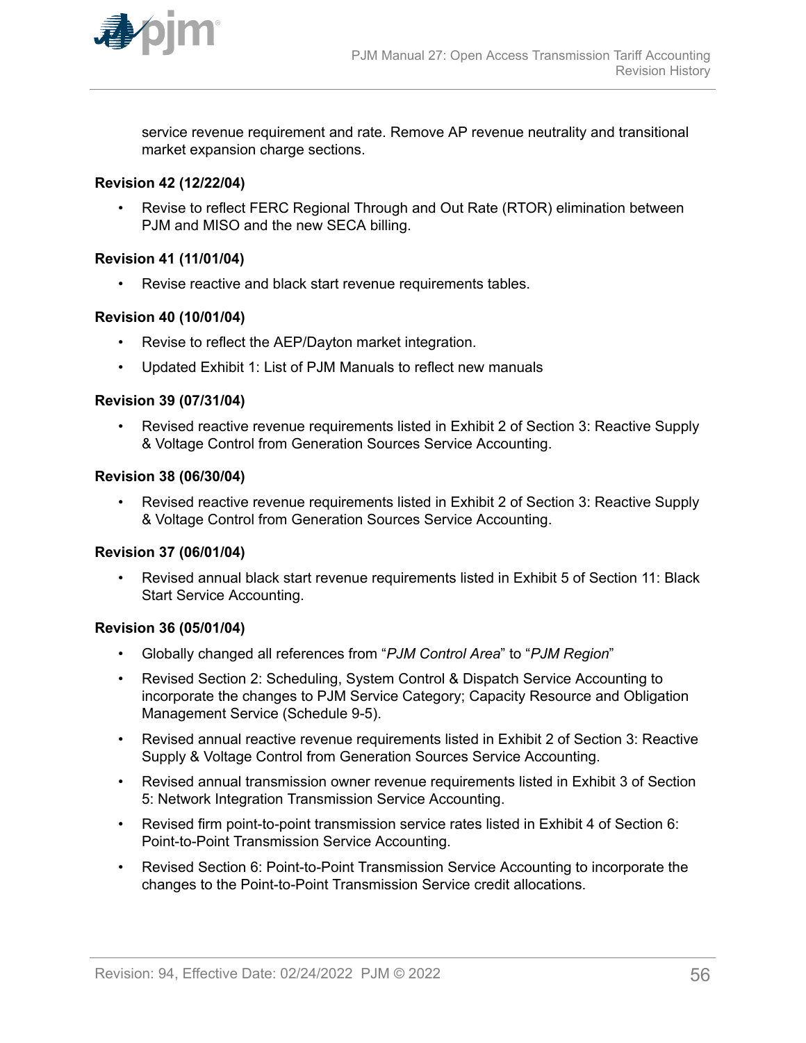service revenue requirement and rate. Remove AP revenue neutrality and transitional market expansion charge sections.

**Revision 42 (12/22/04)**

- Revise to reflect FERC Regional Through and Out Rate (RTOR) elimination between PJM and MISO and the new SECA billing.

**Revision 41 (11/01/04)**

- Revise reactive and black start revenue requirements tables.

**Revision 40 (10/01/04)**

- Revise to reflect the AEP/Dayton market integration.
- Updated Exhibit 1: List of PJM Manuals to reflect new manuals

**Revision 39 (07/31/04)**

- Revised reactive revenue requirements listed in Exhibit 2 of Section 3: Reactive Supply & Voltage Control from Generation Sources Service Accounting.

**Revision 38 (06/30/04)**

- Revised reactive revenue requirements listed in Exhibit 2 of Section 3: Reactive Supply & Voltage Control from Generation Sources Service Accounting.

**Revision 37 (06/01/04)**

- Revised annual black start revenue requirements listed in Exhibit 5 of Section 11: Black Start Service Accounting.

**Revision 36 (05/01/04)**

- Globally changed all references from "*PJM Control Area*" to "*PJM Region*"
- Revised Section 2: Scheduling, System Control & Dispatch Service Accounting to incorporate the changes to PJM Service Category; Capacity Resource and Obligation Management Service (Schedule 9-5).
- Revised annual reactive revenue requirements listed in Exhibit 2 of Section 3: Reactive Supply & Voltage Control from Generation Sources Service Accounting.
- Revised annual transmission owner revenue requirements listed in Exhibit 3 of Section 5: Network Integration Transmission Service Accounting.
- Revised firm point-to-point transmission service rates listed in Exhibit 4 of Section 6: Point-to-Point Transmission Service Accounting.
- Revised Section 6: Point-to-Point Transmission Service Accounting to incorporate the changes to the Point-to-Point Transmission Service credit allocations.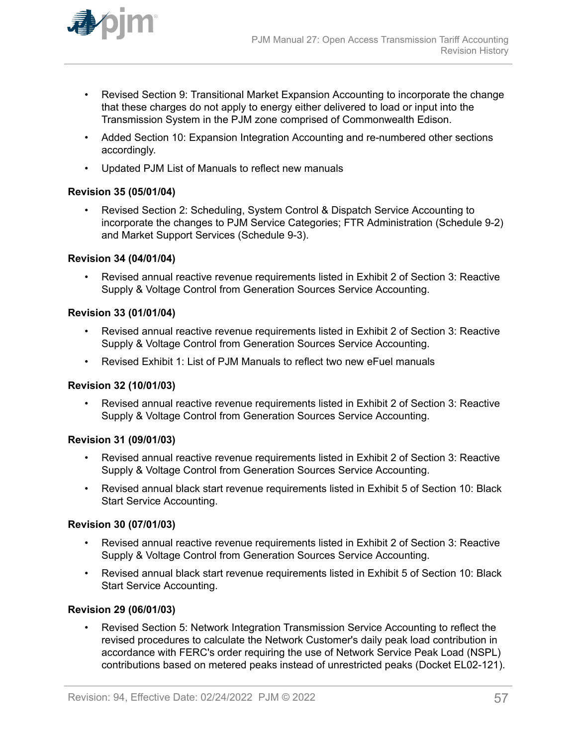- Revised Section 9: Transitional Market Expansion Accounting to incorporate the change that these charges do not apply to energy either delivered to load or input into the Transmission System in the PJM zone comprised of Commonwealth Edison.
- Added Section 10: Expansion Integration Accounting and re-numbered other sections accordingly.
- Updated PJM List of Manuals to reflect new manuals

**Revision 35 (05/01/04)**

- Revised Section 2: Scheduling, System Control & Dispatch Service Accounting to incorporate the changes to PJM Service Categories; FTR Administration (Schedule 9-2) and Market Support Services (Schedule 9-3).

**Revision 34 (04/01/04)**

- Revised annual reactive revenue requirements listed in Exhibit 2 of Section 3: Reactive Supply & Voltage Control from Generation Sources Service Accounting.

**Revision 33 (01/01/04)**

- Revised annual reactive revenue requirements listed in Exhibit 2 of Section 3: Reactive Supply & Voltage Control from Generation Sources Service Accounting.
- Revised Exhibit 1: List of PJM Manuals to reflect two new eFuel manuals

**Revision 32 (10/01/03)**

- Revised annual reactive revenue requirements listed in Exhibit 2 of Section 3: Reactive Supply & Voltage Control from Generation Sources Service Accounting.

**Revision 31 (09/01/03)**

- Revised annual reactive revenue requirements listed in Exhibit 2 of Section 3: Reactive Supply & Voltage Control from Generation Sources Service Accounting.
- Revised annual black start revenue requirements listed in Exhibit 5 of Section 10: Black Start Service Accounting.

**Revision 30 (07/01/03)**

- Revised annual reactive revenue requirements listed in Exhibit 2 of Section 3: Reactive Supply & Voltage Control from Generation Sources Service Accounting.
- Revised annual black start revenue requirements listed in Exhibit 5 of Section 10: Black Start Service Accounting.

**Revision 29 (06/01/03)**

- Revised Section 5: Network Integration Transmission Service Accounting to reflect the revised procedures to calculate the Network Customer's daily peak load contribution in accordance with FERC's order requiring the use of Network Service Peak Load (NSPL) contributions based on metered peaks instead of unrestricted peaks (Docket EL02-121).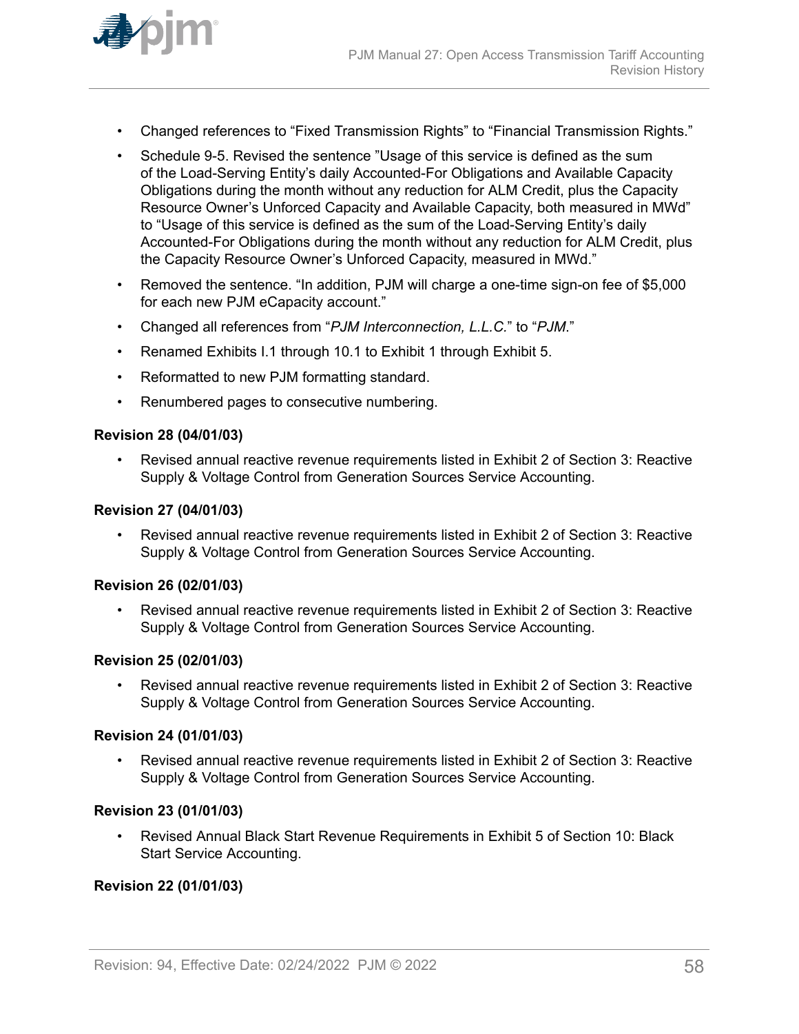- Changed references to “Fixed Transmission Rights” to “Financial Transmission Rights.”
- Schedule 9-5. Revised the sentence ”Usage of this service is defined as the sum of the Load-Serving Entity’s daily Accounted-For Obligations and Available Capacity Obligations during the month without any reduction for ALM Credit, plus the Capacity Resource Owner’s Unforced Capacity and Available Capacity, both measured in MWd” to “Usage of this service is defined as the sum of the Load-Serving Entity’s daily Accounted-For Obligations during the month without any reduction for ALM Credit, plus the Capacity Resource Owner’s Unforced Capacity, measured in MWd.”
- Removed the sentence. “In addition, PJM will charge a one-time sign-on fee of $5,000 for each new PJM eCapacity account.”
- Changed all references from “*PJM Interconnection, L.L.C.*” to “*PJM*.”
- Renamed Exhibits I.1 through 10.1 to Exhibit 1 through Exhibit 5.
- Reformatted to new PJM formatting standard.
- Renumbered pages to consecutive numbering.

**Revision 28 (04/01/03)**

- Revised annual reactive revenue requirements listed in Exhibit 2 of Section 3: Reactive Supply & Voltage Control from Generation Sources Service Accounting.

**Revision 27 (04/01/03)**

- Revised annual reactive revenue requirements listed in Exhibit 2 of Section 3: Reactive Supply & Voltage Control from Generation Sources Service Accounting.

**Revision 26 (02/01/03)**

- Revised annual reactive revenue requirements listed in Exhibit 2 of Section 3: Reactive Supply & Voltage Control from Generation Sources Service Accounting.

**Revision 25 (02/01/03)**

- Revised annual reactive revenue requirements listed in Exhibit 2 of Section 3: Reactive Supply & Voltage Control from Generation Sources Service Accounting.

**Revision 24 (01/01/03)**

- Revised annual reactive revenue requirements listed in Exhibit 2 of Section 3: Reactive Supply & Voltage Control from Generation Sources Service Accounting.

**Revision 23 (01/01/03)**

- Revised Annual Black Start Revenue Requirements in Exhibit 5 of Section 10: Black Start Service Accounting.

**Revision 22 (01/01/03)**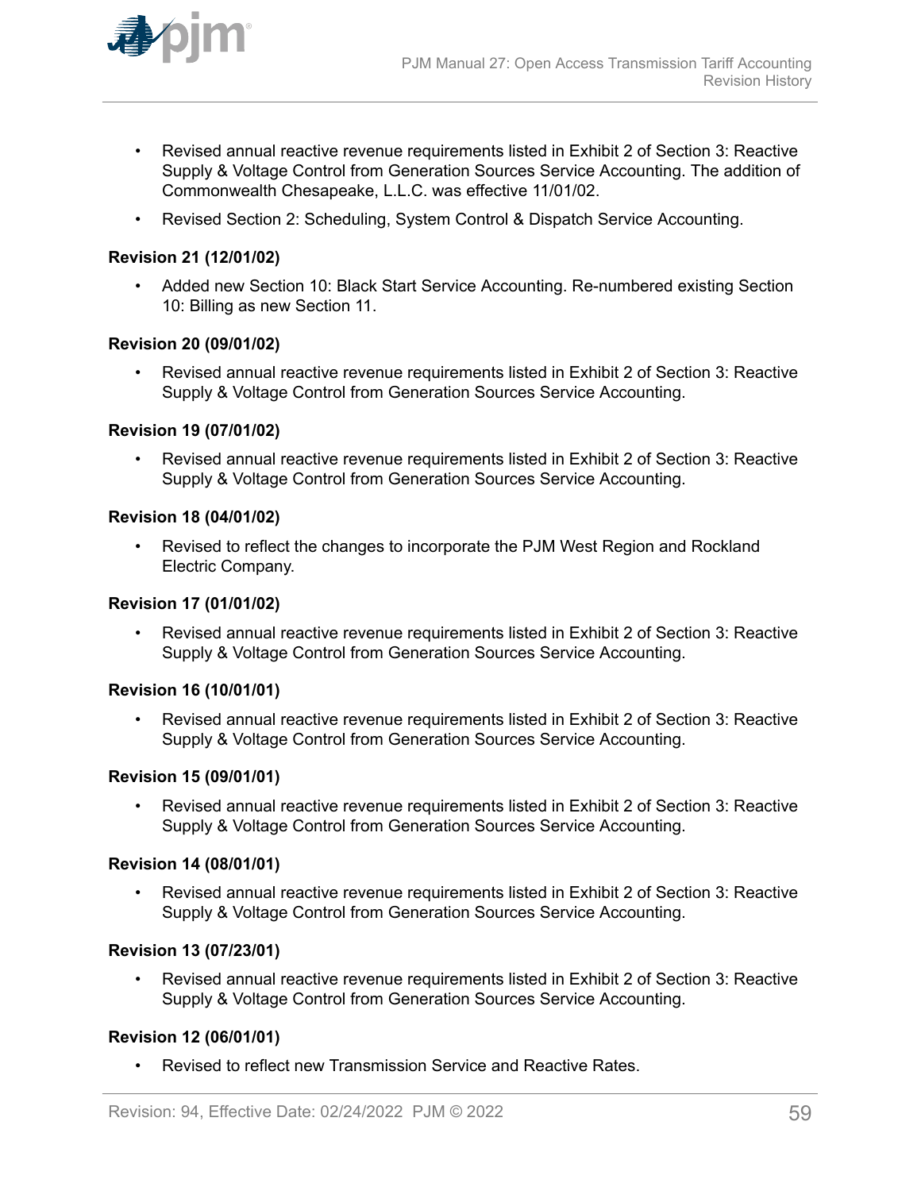- Revised annual reactive revenue requirements listed in Exhibit 2 of Section 3: Reactive Supply & Voltage Control from Generation Sources Service Accounting. The addition of Commonwealth Chesapeake, L.L.C. was effective 11/01/02.
- Revised Section 2: Scheduling, System Control & Dispatch Service Accounting.

### Revision 21 (12/01/02)

- Added new Section 10: Black Start Service Accounting. Re-numbered existing Section 10: Billing as new Section 11.

### Revision 20 (09/01/02)

- Revised annual reactive revenue requirements listed in Exhibit 2 of Section 3: Reactive Supply & Voltage Control from Generation Sources Service Accounting.

### Revision 19 (07/01/02)

- Revised annual reactive revenue requirements listed in Exhibit 2 of Section 3: Reactive Supply & Voltage Control from Generation Sources Service Accounting.

### Revision 18 (04/01/02)

- Revised to reflect the changes to incorporate the PJM West Region and Rockland Electric Company.

### Revision 17 (01/01/02)

- Revised annual reactive revenue requirements listed in Exhibit 2 of Section 3: Reactive Supply & Voltage Control from Generation Sources Service Accounting.

### Revision 16 (10/01/01)

- Revised annual reactive revenue requirements listed in Exhibit 2 of Section 3: Reactive Supply & Voltage Control from Generation Sources Service Accounting.

### Revision 15 (09/01/01)

- Revised annual reactive revenue requirements listed in Exhibit 2 of Section 3: Reactive Supply & Voltage Control from Generation Sources Service Accounting.

### Revision 14 (08/01/01)

- Revised annual reactive revenue requirements listed in Exhibit 2 of Section 3: Reactive Supply & Voltage Control from Generation Sources Service Accounting.

### Revision 13 (07/23/01)

- Revised annual reactive revenue requirements listed in Exhibit 2 of Section 3: Reactive Supply & Voltage Control from Generation Sources Service Accounting.

### Revision 12 (06/01/01)

- Revised to reflect new Transmission Service and Reactive Rates.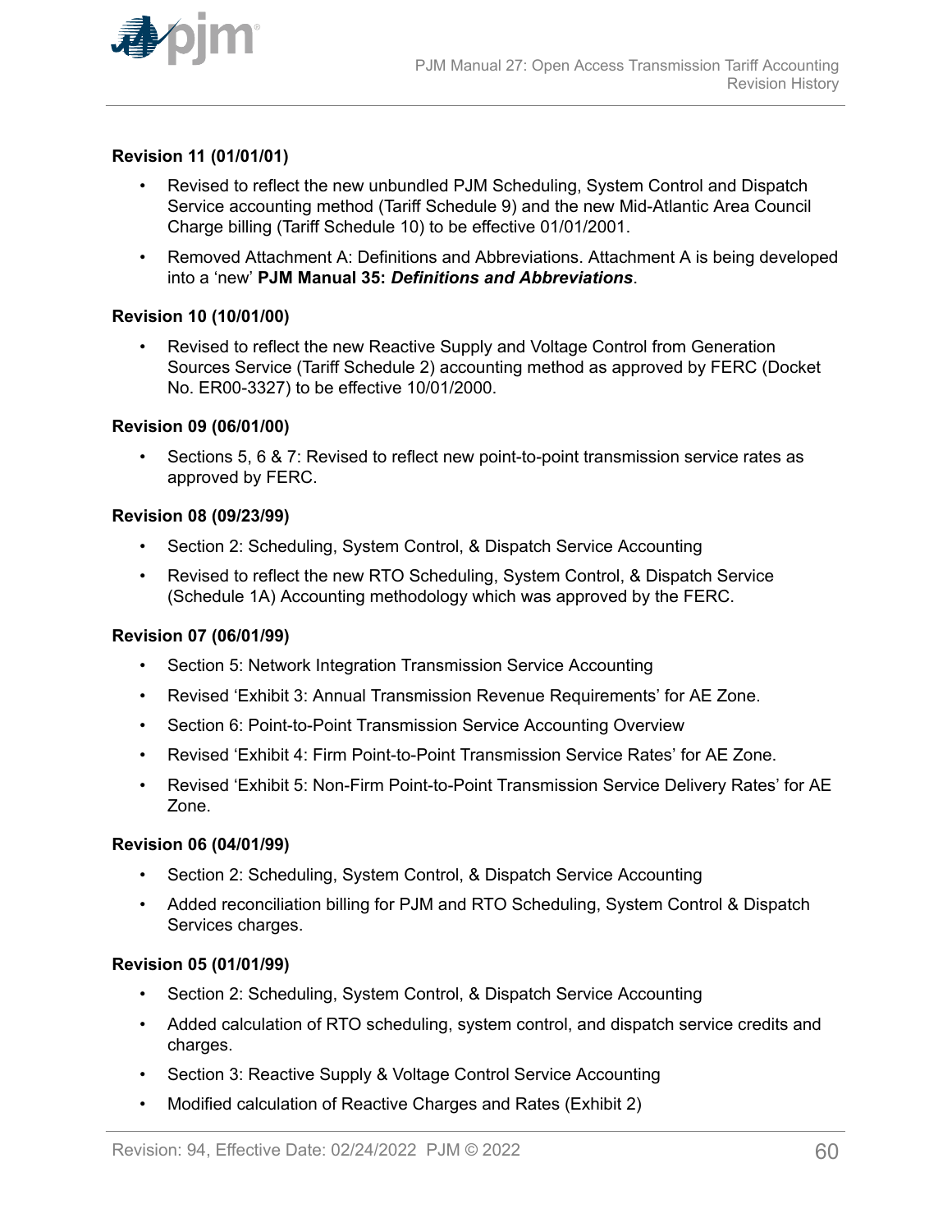### Revision 11 (01/01/01)

- Revised to reflect the new unbundled PJM Scheduling, System Control and Dispatch Service accounting method (Tariff Schedule 9) and the new Mid-Atlantic Area Council Charge billing (Tariff Schedule 10) to be effective 01/01/2001.
- Removed Attachment A: Definitions and Abbreviations. Attachment A is being developed into a 'new' **PJM Manual 35: *Definitions and Abbreviations***.

### Revision 10 (10/01/00)

- Revised to reflect the new Reactive Supply and Voltage Control from Generation Sources Service (Tariff Schedule 2) accounting method as approved by FERC (Docket No. ER00-3327) to be effective 10/01/2000.

### Revision 09 (06/01/00)

- Sections 5, 6 & 7: Revised to reflect new point-to-point transmission service rates as approved by FERC.

### Revision 08 (09/23/99)

- Section 2: Scheduling, System Control, & Dispatch Service Accounting
- Revised to reflect the new RTO Scheduling, System Control, & Dispatch Service (Schedule 1A) Accounting methodology which was approved by the FERC.

### Revision 07 (06/01/99)

- Section 5: Network Integration Transmission Service Accounting
- Revised 'Exhibit 3: Annual Transmission Revenue Requirements' for AE Zone.
- Section 6: Point-to-Point Transmission Service Accounting Overview
- Revised 'Exhibit 4: Firm Point-to-Point Transmission Service Rates' for AE Zone.
- Revised 'Exhibit 5: Non-Firm Point-to-Point Transmission Service Delivery Rates' for AE Zone.

### Revision 06 (04/01/99)

- Section 2: Scheduling, System Control, & Dispatch Service Accounting
- Added reconciliation billing for PJM and RTO Scheduling, System Control & Dispatch Services charges.

### Revision 05 (01/01/99)

- Section 2: Scheduling, System Control, & Dispatch Service Accounting
- Added calculation of RTO scheduling, system control, and dispatch service credits and charges.
- Section 3: Reactive Supply & Voltage Control Service Accounting
- Modified calculation of Reactive Charges and Rates (Exhibit 2)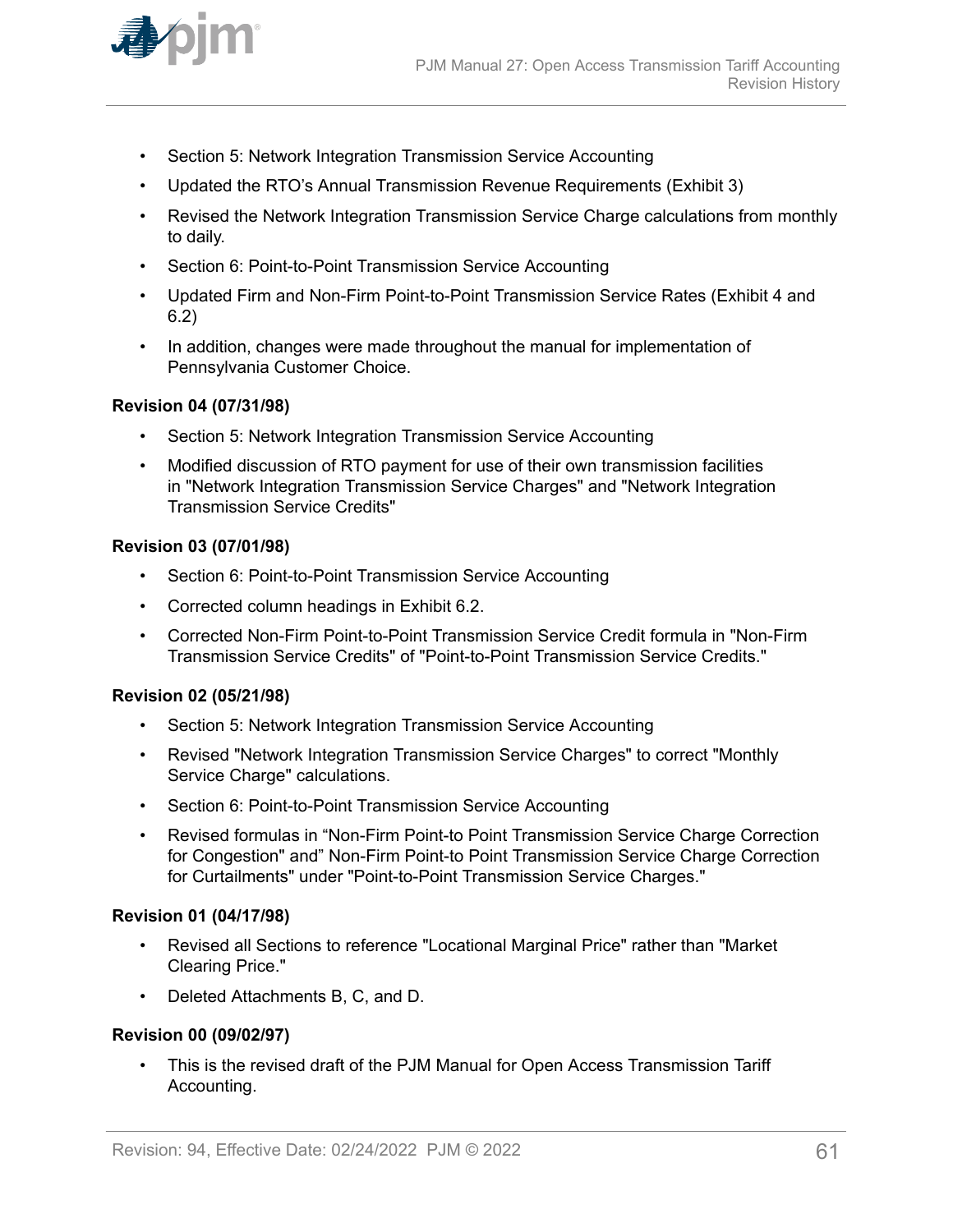- Section 5: Network Integration Transmission Service Accounting
- Updated the RTO's Annual Transmission Revenue Requirements (Exhibit 3)
- Revised the Network Integration Transmission Service Charge calculations from monthly to daily.
- Section 6: Point-to-Point Transmission Service Accounting
- Updated Firm and Non-Firm Point-to-Point Transmission Service Rates (Exhibit 4 and 6.2)
- In addition, changes were made throughout the manual for implementation of Pennsylvania Customer Choice.

**Revision 04 (07/31/98)**

- Section 5: Network Integration Transmission Service Accounting
- Modified discussion of RTO payment for use of their own transmission facilities in "Network Integration Transmission Service Charges" and "Network Integration Transmission Service Credits"

**Revision 03 (07/01/98)**

- Section 6: Point-to-Point Transmission Service Accounting
- Corrected column headings in Exhibit 6.2.
- Corrected Non-Firm Point-to-Point Transmission Service Credit formula in "Non-Firm Transmission Service Credits" of "Point-to-Point Transmission Service Credits."

**Revision 02 (05/21/98)**

- Section 5: Network Integration Transmission Service Accounting
- Revised "Network Integration Transmission Service Charges" to correct "Monthly Service Charge" calculations.
- Section 6: Point-to-Point Transmission Service Accounting
- Revised formulas in "Non-Firm Point-to Point Transmission Service Charge Correction for Congestion" and" Non-Firm Point-to Point Transmission Service Charge Correction for Curtailments" under "Point-to-Point Transmission Service Charges."

**Revision 01 (04/17/98)**

- Revised all Sections to reference "Locational Marginal Price" rather than "Market Clearing Price."
- Deleted Attachments B, C, and D.

**Revision 00 (09/02/97)**

- This is the revised draft of the PJM Manual for Open Access Transmission Tariff Accounting.